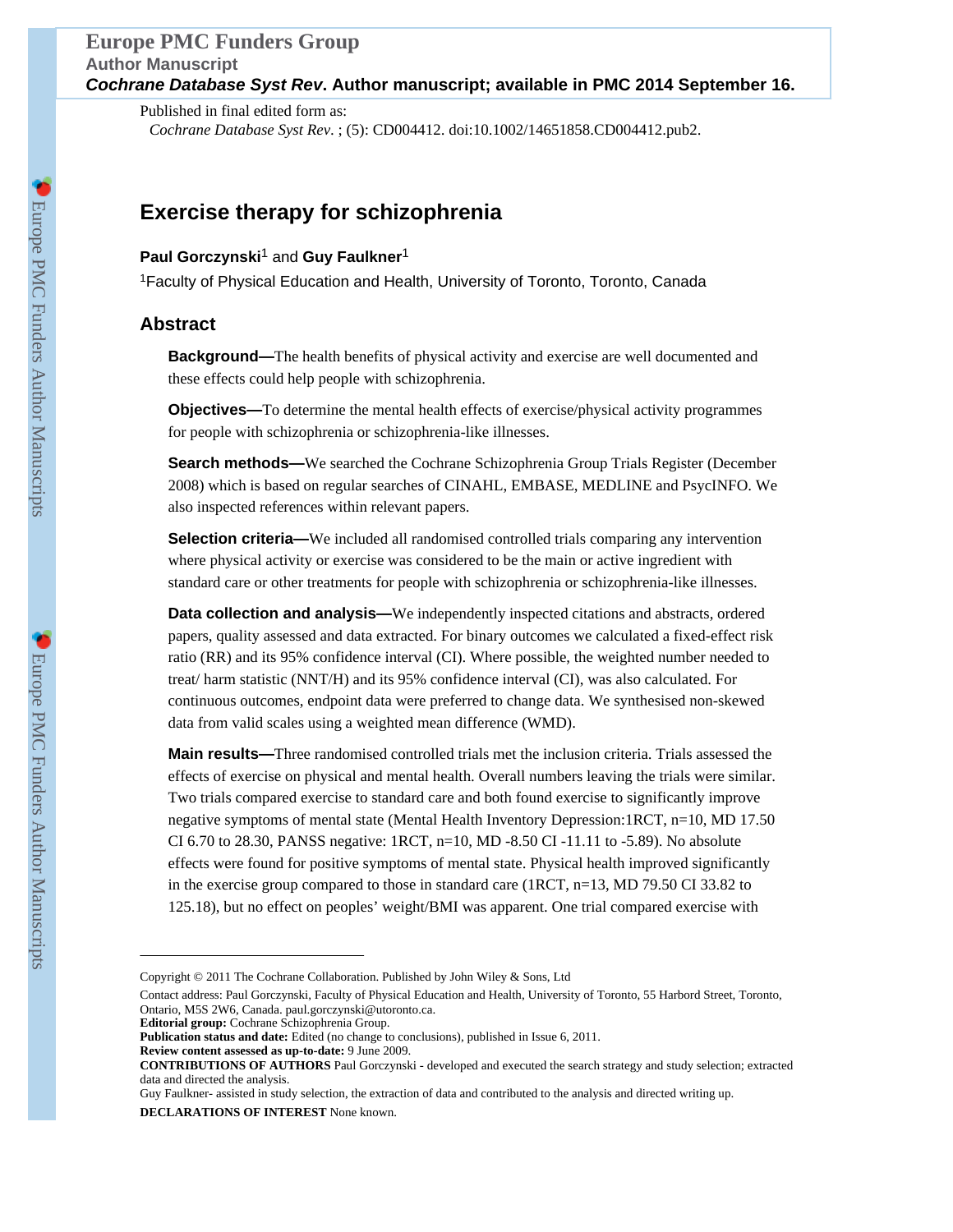Published in final edited form as:

*Cochrane Database Syst Rev*. ; (5): CD004412. doi:10.1002/14651858.CD004412.pub2.

# Exercise therapy for schizophrenia

**Paul Gorczynski**[1] and **Guy Faulkner**[1]

[1]Faculty of Physical Education and Health, University of Toronto, Toronto, Canada

## Abstract

**Background—**The health benefits of physical activity and exercise are well documented and these effects could help people with schizophrenia.

**Objectives—**To determine the mental health effects of exercise/physical activity programmes for people with schizophrenia or schizophrenia-like illnesses.

**Search methods—**We searched the Cochrane Schizophrenia Group Trials Register (December 2008) which is based on regular searches of CINAHL, EMBASE, MEDLINE and PsycINFO. We also inspected references within relevant papers.

**Selection criteria—**We included all randomised controlled trials comparing any intervention where physical activity or exercise was considered to be the main or active ingredient with standard care or other treatments for people with schizophrenia or schizophrenia-like illnesses.

**Data collection and analysis—**We independently inspected citations and abstracts, ordered papers, quality assessed and data extracted. For binary outcomes we calculated a fixed-effect risk ratio (RR) and its 95% confidence interval (CI). Where possible, the weighted number needed to treat/ harm statistic (NNT/H) and its 95% confidence interval (CI), was also calculated. For continuous outcomes, endpoint data were preferred to change data. We synthesised non-skewed data from valid scales using a weighted mean difference (WMD).

**Main results—**Three randomised controlled trials met the inclusion criteria. Trials assessed the effects of exercise on physical and mental health. Overall numbers leaving the trials were similar. Two trials compared exercise to standard care and both found exercise to significantly improve negative symptoms of mental state (Mental Health Inventory Depression:1RCT, n=10, MD 17.50 CI 6.70 to 28.30, PANSS negative: 1RCT, n=10, MD -8.50 CI -11.11 to -5.89). No absolute effects were found for positive symptoms of mental state. Physical health improved significantly in the exercise group compared to those in standard care (1RCT, n=13, MD 79.50 CI 33.82 to 125.18), but no effect on peoples' weight/BMI was apparent. One trial compared exercise with

---

Copyright © 2011 The Cochrane Collaboration. Published by John Wiley & Sons, Ltd

Contact address: Paul Gorczynski, Faculty of Physical Education and Health, University of Toronto, 55 Harbord Street, Toronto, Ontario, M5S 2W6, Canada. paul.gorczynski@utoronto.ca.

**Editorial group:** Cochrane Schizophrenia Group.

**Publication status and date:** Edited (no change to conclusions), published in Issue 6, 2011.

**Review content assessed as up-to-date:** 9 June 2009.

**CONTRIBUTIONS OF AUTHORS** Paul Gorczynski - developed and executed the search strategy and study selection; extracted data and directed the analysis.

Guy Faulkner- assisted in study selection, the extraction of data and contributed to the analysis and directed writing up.

**DECLARATIONS OF INTEREST** None known.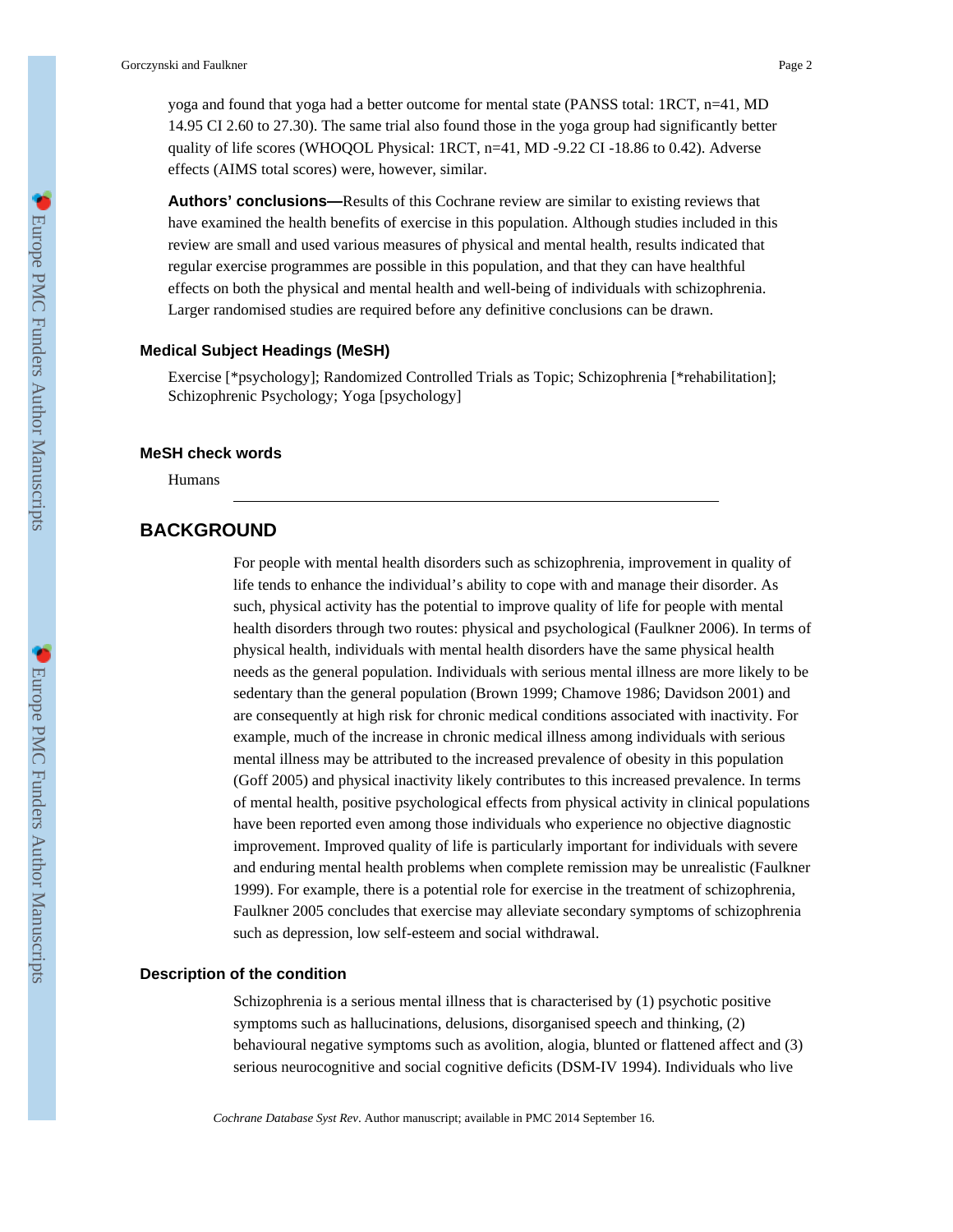yoga and found that yoga had a better outcome for mental state (PANSS total: 1RCT, n=41, MD 14.95 CI 2.60 to 27.30). The same trial also found those in the yoga group had significantly better quality of life scores (WHOQOL Physical: 1RCT, n=41, MD -9.22 CI -18.86 to 0.42). Adverse effects (AIMS total scores) were, however, similar.

**Authors' conclusions—**Results of this Cochrane review are similar to existing reviews that have examined the health benefits of exercise in this population. Although studies included in this review are small and used various measures of physical and mental health, results indicated that regular exercise programmes are possible in this population, and that they can have healthful effects on both the physical and mental health and well-being of individuals with schizophrenia. Larger randomised studies are required before any definitive conclusions can be drawn.

### Medical Subject Headings (MeSH)

Exercise [*psychology]; Randomized Controlled Trials as Topic; Schizophrenia [*rehabilitation]; Schizophrenic Psychology; Yoga [psychology]

### MeSH check words

Humans

## BACKGROUND

For people with mental health disorders such as schizophrenia, improvement in quality of life tends to enhance the individual's ability to cope with and manage their disorder. As such, physical activity has the potential to improve quality of life for people with mental health disorders through two routes: physical and psychological (Faulkner 2006). In terms of physical health, individuals with mental health disorders have the same physical health needs as the general population. Individuals with serious mental illness are more likely to be sedentary than the general population (Brown 1999; Chamove 1986; Davidson 2001) and are consequently at high risk for chronic medical conditions associated with inactivity. For example, much of the increase in chronic medical illness among individuals with serious mental illness may be attributed to the increased prevalence of obesity in this population (Goff 2005) and physical inactivity likely contributes to this increased prevalence. In terms of mental health, positive psychological effects from physical activity in clinical populations have been reported even among those individuals who experience no objective diagnostic improvement. Improved quality of life is particularly important for individuals with severe and enduring mental health problems when complete remission may be unrealistic (Faulkner 1999). For example, there is a potential role for exercise in the treatment of schizophrenia, Faulkner 2005 concludes that exercise may alleviate secondary symptoms of schizophrenia such as depression, low self-esteem and social withdrawal.

### Description of the condition

Schizophrenia is a serious mental illness that is characterised by (1) psychotic positive symptoms such as hallucinations, delusions, disorganised speech and thinking, (2) behavioural negative symptoms such as avolition, alogia, blunted or flattened affect and (3) serious neurocognitive and social cognitive deficits (DSM-IV 1994). Individuals who live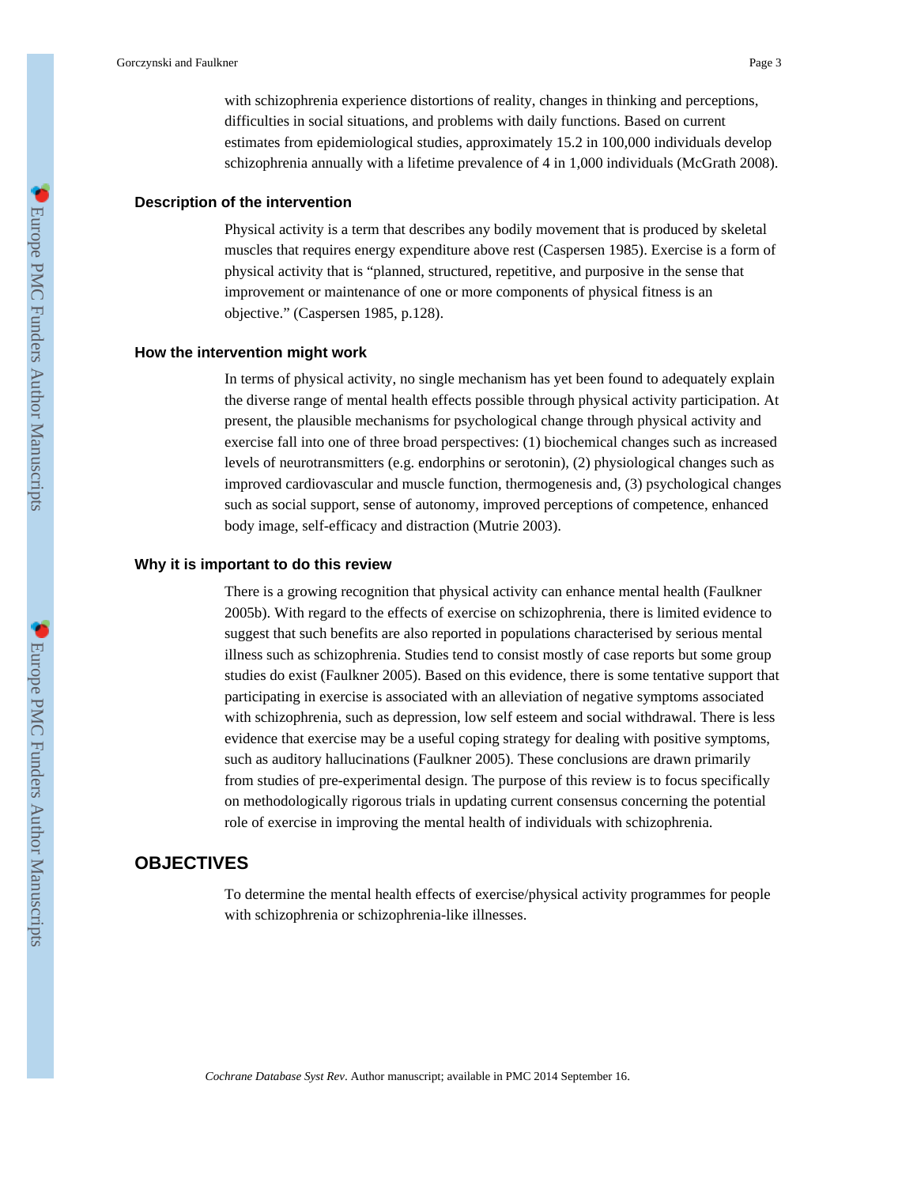with schizophrenia experience distortions of reality, changes in thinking and perceptions, difficulties in social situations, and problems with daily functions. Based on current estimates from epidemiological studies, approximately 15.2 in 100,000 individuals develop schizophrenia annually with a lifetime prevalence of 4 in 1,000 individuals (McGrath 2008).

### Description of the intervention

Physical activity is a term that describes any bodily movement that is produced by skeletal muscles that requires energy expenditure above rest (Caspersen 1985). Exercise is a form of physical activity that is "planned, structured, repetitive, and purposive in the sense that improvement or maintenance of one or more components of physical fitness is an objective." (Caspersen 1985, p.128).

### How the intervention might work

In terms of physical activity, no single mechanism has yet been found to adequately explain the diverse range of mental health effects possible through physical activity participation. At present, the plausible mechanisms for psychological change through physical activity and exercise fall into one of three broad perspectives: (1) biochemical changes such as increased levels of neurotransmitters (e.g. endorphins or serotonin), (2) physiological changes such as improved cardiovascular and muscle function, thermogenesis and, (3) psychological changes such as social support, sense of autonomy, improved perceptions of competence, enhanced body image, self-efficacy and distraction (Mutrie 2003).

### Why it is important to do this review

There is a growing recognition that physical activity can enhance mental health (Faulkner 2005b). With regard to the effects of exercise on schizophrenia, there is limited evidence to suggest that such benefits are also reported in populations characterised by serious mental illness such as schizophrenia. Studies tend to consist mostly of case reports but some group studies do exist (Faulkner 2005). Based on this evidence, there is some tentative support that participating in exercise is associated with an alleviation of negative symptoms associated with schizophrenia, such as depression, low self esteem and social withdrawal. There is less evidence that exercise may be a useful coping strategy for dealing with positive symptoms, such as auditory hallucinations (Faulkner 2005). These conclusions are drawn primarily from studies of pre-experimental design. The purpose of this review is to focus specifically on methodologically rigorous trials in updating current consensus concerning the potential role of exercise in improving the mental health of individuals with schizophrenia.

## OBJECTIVES

To determine the mental health effects of exercise/physical activity programmes for people with schizophrenia or schizophrenia-like illnesses.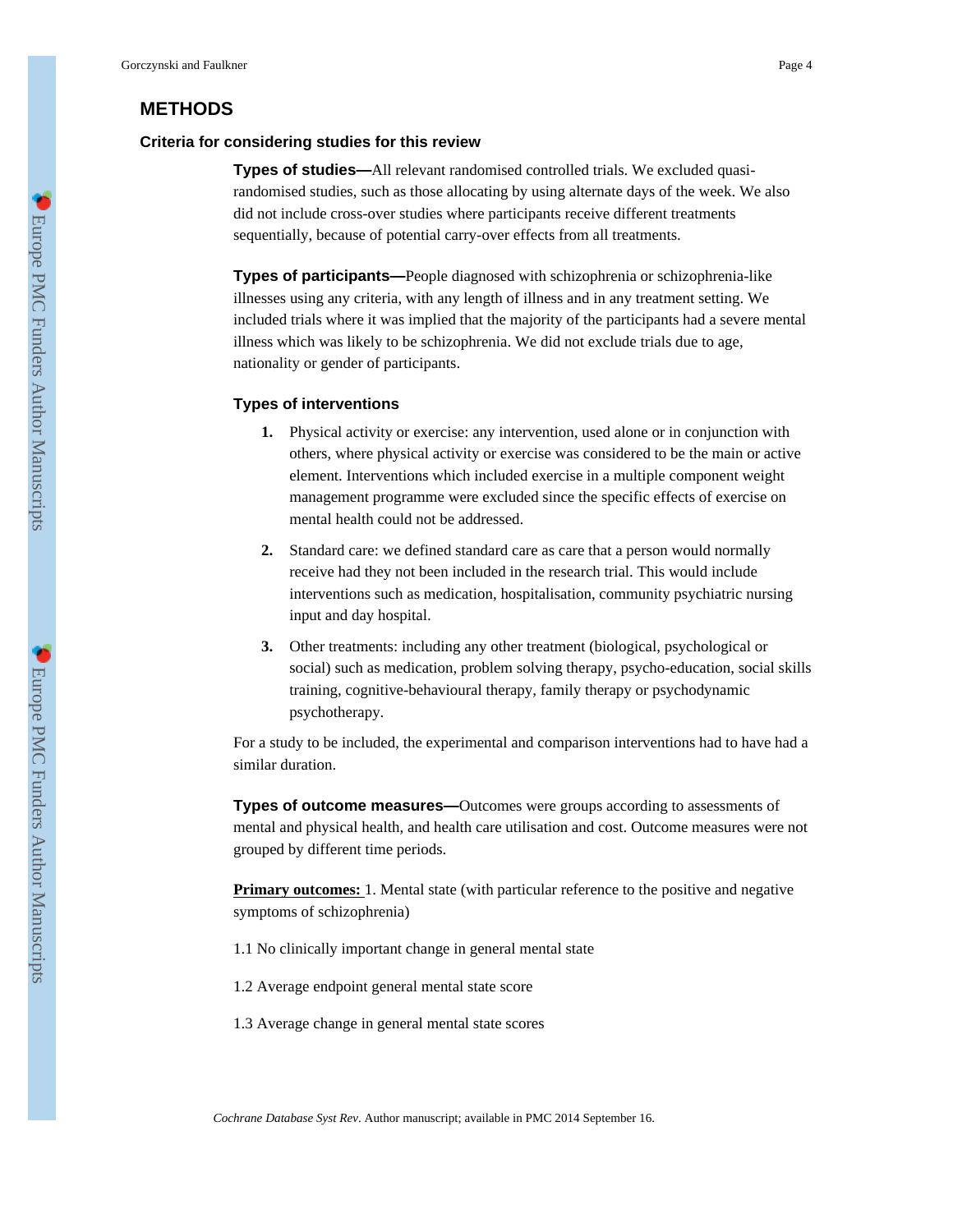## METHODS

### Criteria for considering studies for this review

**Types of studies—**All relevant randomised controlled trials. We excluded quasi-randomised studies, such as those allocating by using alternate days of the week. We also did not include cross-over studies where participants receive different treatments sequentially, because of potential carry-over effects from all treatments.

**Types of participants—**People diagnosed with schizophrenia or schizophrenia-like illnesses using any criteria, with any length of illness and in any treatment setting. We included trials where it was implied that the majority of the participants had a severe mental illness which was likely to be schizophrenia. We did not exclude trials due to age, nationality or gender of participants.

#### Types of interventions

1. Physical activity or exercise: any intervention, used alone or in conjunction with others, where physical activity or exercise was considered to be the main or active element. Interventions which included exercise in a multiple component weight management programme were excluded since the specific effects of exercise on mental health could not be addressed.

2. Standard care: we defined standard care as care that a person would normally receive had they not been included in the research trial. This would include interventions such as medication, hospitalisation, community psychiatric nursing input and day hospital.

3. Other treatments: including any other treatment (biological, psychological or social) such as medication, problem solving therapy, psycho-education, social skills training, cognitive-behavioural therapy, family therapy or psychodynamic psychotherapy.

For a study to be included, the experimental and comparison interventions had to have had a similar duration.

**Types of outcome measures—**Outcomes were groups according to assessments of mental and physical health, and health care utilisation and cost. Outcome measures were not grouped by different time periods.

**Primary outcomes:** 1. Mental state (with particular reference to the positive and negative symptoms of schizophrenia)

1.1 No clinically important change in general mental state

1.2 Average endpoint general mental state score

1.3 Average change in general mental state scores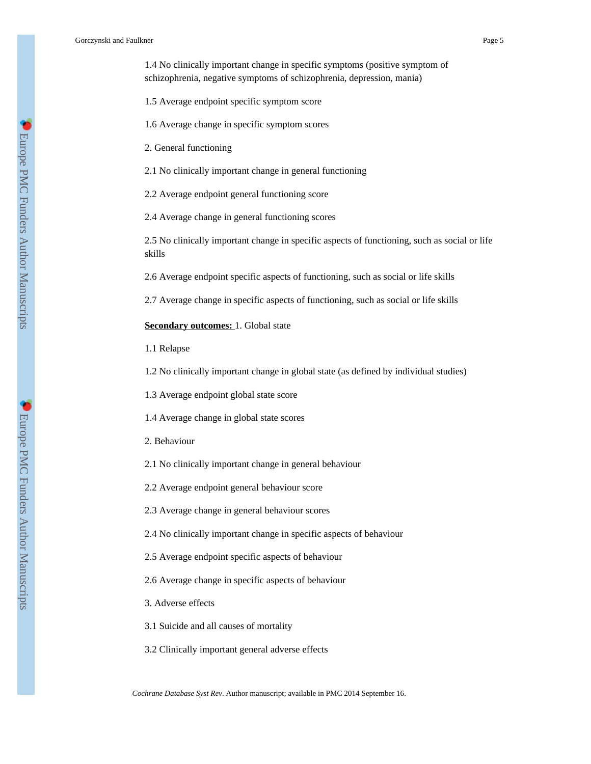1.4 No clinically important change in specific symptoms (positive symptom of schizophrenia, negative symptoms of schizophrenia, depression, mania)

1.5 Average endpoint specific symptom score

1.6 Average change in specific symptom scores

2. General functioning

2.1 No clinically important change in general functioning

2.2 Average endpoint general functioning score

2.4 Average change in general functioning scores

2.5 No clinically important change in specific aspects of functioning, such as social or life skills

2.6 Average endpoint specific aspects of functioning, such as social or life skills

2.7 Average change in specific aspects of functioning, such as social or life skills

**Secondary outcomes:** 1. Global state

1.1 Relapse

1.2 No clinically important change in global state (as defined by individual studies)

1.3 Average endpoint global state score

1.4 Average change in global state scores

2. Behaviour

2.1 No clinically important change in general behaviour

2.2 Average endpoint general behaviour score

2.3 Average change in general behaviour scores

2.4 No clinically important change in specific aspects of behaviour

2.5 Average endpoint specific aspects of behaviour

2.6 Average change in specific aspects of behaviour

3. Adverse effects

3.1 Suicide and all causes of mortality

3.2 Clinically important general adverse effects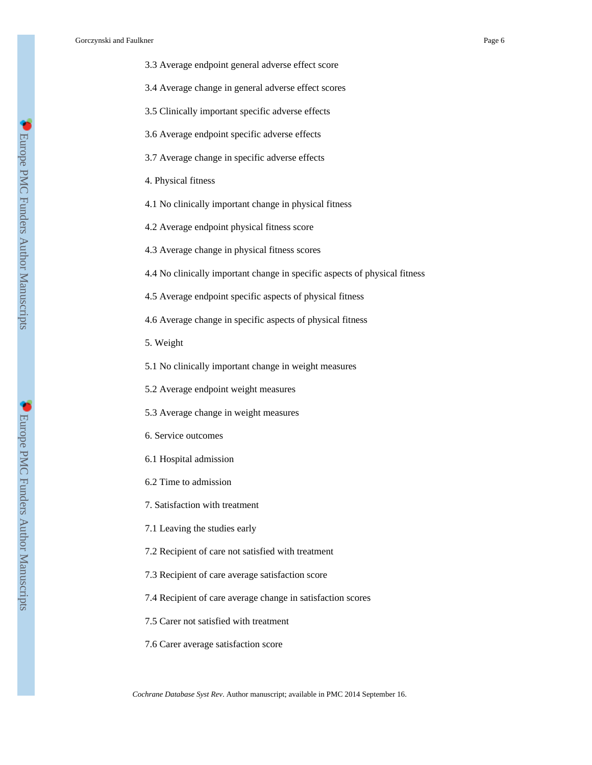3.3 Average endpoint general adverse effect score

3.4 Average change in general adverse effect scores

3.5 Clinically important specific adverse effects

3.6 Average endpoint specific adverse effects

3.7 Average change in specific adverse effects

4. Physical fitness

4.1 No clinically important change in physical fitness

4.2 Average endpoint physical fitness score

4.3 Average change in physical fitness scores

4.4 No clinically important change in specific aspects of physical fitness

4.5 Average endpoint specific aspects of physical fitness

4.6 Average change in specific aspects of physical fitness

5. Weight

5.1 No clinically important change in weight measures

5.2 Average endpoint weight measures

5.3 Average change in weight measures

6. Service outcomes

6.1 Hospital admission

6.2 Time to admission

7. Satisfaction with treatment

7.1 Leaving the studies early

7.2 Recipient of care not satisfied with treatment

7.3 Recipient of care average satisfaction score

7.4 Recipient of care average change in satisfaction scores

7.5 Carer not satisfied with treatment

7.6 Carer average satisfaction score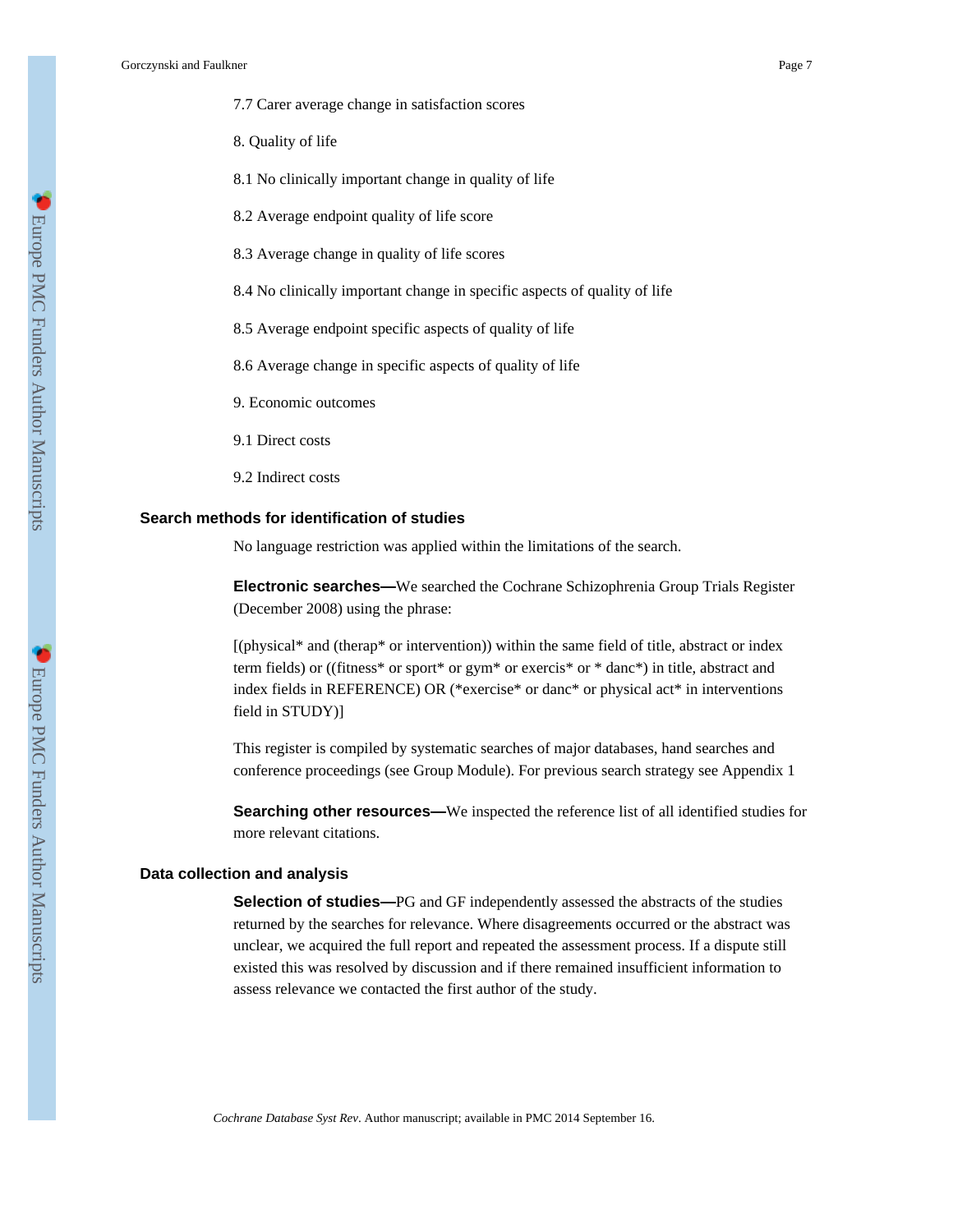7.7 Carer average change in satisfaction scores

8. Quality of life

8.1 No clinically important change in quality of life

8.2 Average endpoint quality of life score

8.3 Average change in quality of life scores

8.4 No clinically important change in specific aspects of quality of life

8.5 Average endpoint specific aspects of quality of life

8.6 Average change in specific aspects of quality of life

9. Economic outcomes

9.1 Direct costs

9.2 Indirect costs

## Search methods for identification of studies

No language restriction was applied within the limitations of the search.

**Electronic searches—**We searched the Cochrane Schizophrenia Group Trials Register (December 2008) using the phrase:

[(physical* and (therap* or intervention)) within the same field of title, abstract or index term fields) or ((fitness* or sport* or gym* or exercis* or * danc*) in title, abstract and index fields in REFERENCE) OR (*exercise* or danc* or physical act* in interventions field in STUDY)]

This register is compiled by systematic searches of major databases, hand searches and conference proceedings (see Group Module). For previous search strategy see Appendix 1

**Searching other resources—**We inspected the reference list of all identified studies for more relevant citations.

## Data collection and analysis

**Selection of studies—**PG and GF independently assessed the abstracts of the studies returned by the searches for relevance. Where disagreements occurred or the abstract was unclear, we acquired the full report and repeated the assessment process. If a dispute still existed this was resolved by discussion and if there remained insufficient information to assess relevance we contacted the first author of the study.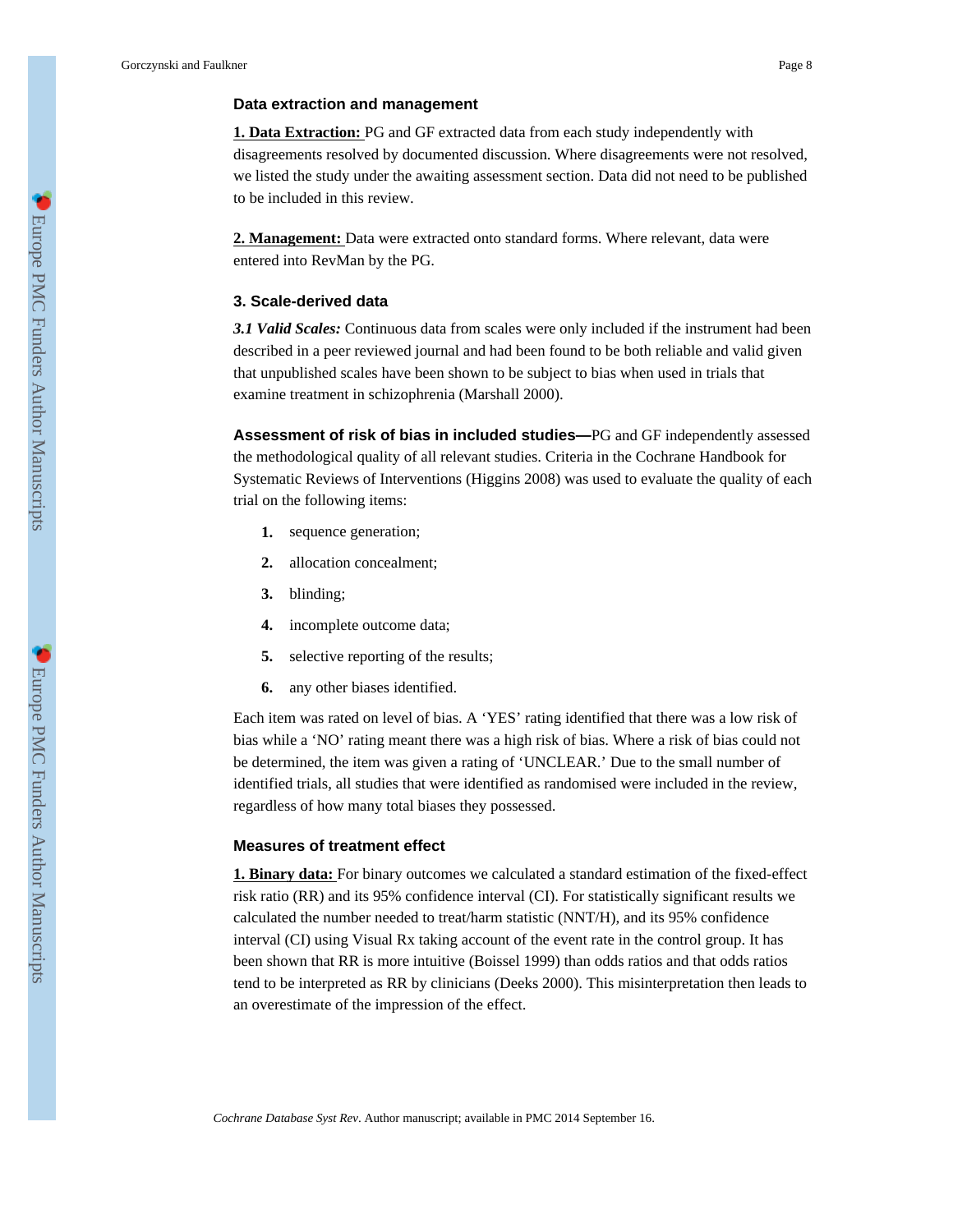### Data extraction and management

**1. Data Extraction:** PG and GF extracted data from each study independently with disagreements resolved by documented discussion. Where disagreements were not resolved, we listed the study under the awaiting assessment section. Data did not need to be published to be included in this review.

**2. Management:** Data were extracted onto standard forms. Where relevant, data were entered into RevMan by the PG.

### 3. Scale-derived data

***3.1 Valid Scales:*** Continuous data from scales were only included if the instrument had been described in a peer reviewed journal and had been found to be both reliable and valid given that unpublished scales have been shown to be subject to bias when used in trials that examine treatment in schizophrenia (Marshall 2000).

**Assessment of risk of bias in included studies—**PG and GF independently assessed the methodological quality of all relevant studies. Criteria in the Cochrane Handbook for Systematic Reviews of Interventions (Higgins 2008) was used to evaluate the quality of each trial on the following items:

1. sequence generation;
2. allocation concealment;
3. blinding;
4. incomplete outcome data;
5. selective reporting of the results;
6. any other biases identified.

Each item was rated on level of bias. A 'YES' rating identified that there was a low risk of bias while a 'NO' rating meant there was a high risk of bias. Where a risk of bias could not be determined, the item was given a rating of 'UNCLEAR.' Due to the small number of identified trials, all studies that were identified as randomised were included in the review, regardless of how many total biases they possessed.

### Measures of treatment effect

**1. Binary data:** For binary outcomes we calculated a standard estimation of the fixed-effect risk ratio (RR) and its 95% confidence interval (CI). For statistically significant results we calculated the number needed to treat/harm statistic (NNT/H), and its 95% confidence interval (CI) using Visual Rx taking account of the event rate in the control group. It has been shown that RR is more intuitive (Boissel 1999) than odds ratios and that odds ratios tend to be interpreted as RR by clinicians (Deeks 2000). This misinterpretation then leads to an overestimate of the impression of the effect.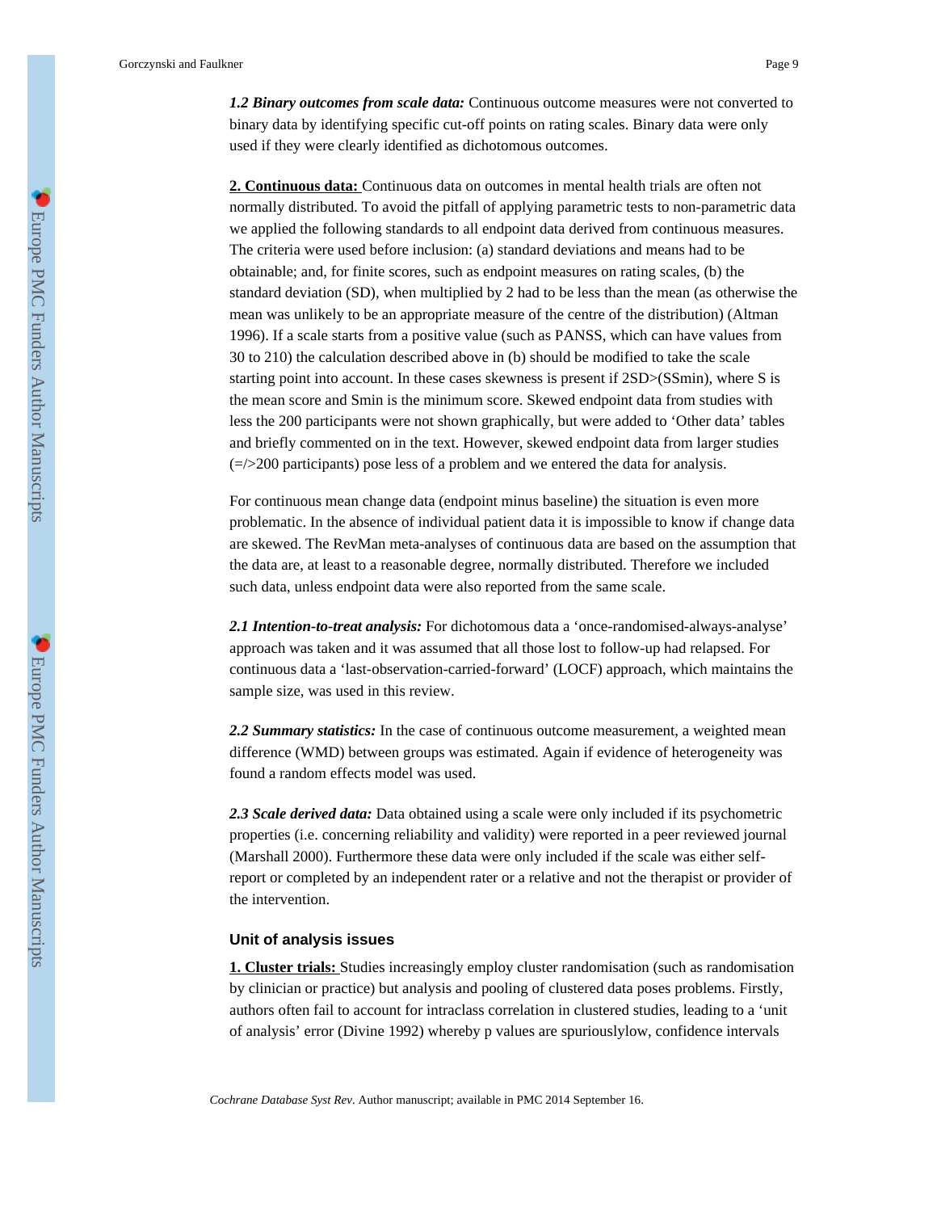***1.2 Binary outcomes from scale data:*** Continuous outcome measures were not converted to binary data by identifying specific cut-off points on rating scales. Binary data were only used if they were clearly identified as dichotomous outcomes.

**2. Continuous data:** Continuous data on outcomes in mental health trials are often not normally distributed. To avoid the pitfall of applying parametric tests to non-parametric data we applied the following standards to all endpoint data derived from continuous measures. The criteria were used before inclusion: (a) standard deviations and means had to be obtainable; and, for finite scores, such as endpoint measures on rating scales, (b) the standard deviation (SD), when multiplied by 2 had to be less than the mean (as otherwise the mean was unlikely to be an appropriate measure of the centre of the distribution) (Altman 1996). If a scale starts from a positive value (such as PANSS, which can have values from 30 to 210) the calculation described above in (b) should be modified to take the scale starting point into account. In these cases skewness is present if 2SD>(SSmin), where S is the mean score and Smin is the minimum score. Skewed endpoint data from studies with less the 200 participants were not shown graphically, but were added to 'Other data' tables and briefly commented on in the text. However, skewed endpoint data from larger studies (=/>200 participants) pose less of a problem and we entered the data for analysis.

For continuous mean change data (endpoint minus baseline) the situation is even more problematic. In the absence of individual patient data it is impossible to know if change data are skewed. The RevMan meta-analyses of continuous data are based on the assumption that the data are, at least to a reasonable degree, normally distributed. Therefore we included such data, unless endpoint data were also reported from the same scale.

***2.1 Intention-to-treat analysis:*** For dichotomous data a 'once-randomised-always-analyse' approach was taken and it was assumed that all those lost to follow-up had relapsed. For continuous data a 'last-observation-carried-forward' (LOCF) approach, which maintains the sample size, was used in this review.

***2.2 Summary statistics:*** In the case of continuous outcome measurement, a weighted mean difference (WMD) between groups was estimated. Again if evidence of heterogeneity was found a random effects model was used.

***2.3 Scale derived data:*** Data obtained using a scale were only included if its psychometric properties (i.e. concerning reliability and validity) were reported in a peer reviewed journal (Marshall 2000). Furthermore these data were only included if the scale was either self-report or completed by an independent rater or a relative and not the therapist or provider of the intervention.

### Unit of analysis issues

**1. Cluster trials:** Studies increasingly employ cluster randomisation (such as randomisation by clinician or practice) but analysis and pooling of clustered data poses problems. Firstly, authors often fail to account for intraclass correlation in clustered studies, leading to a 'unit of analysis' error (Divine 1992) whereby p values are spuriouslylow, confidence intervals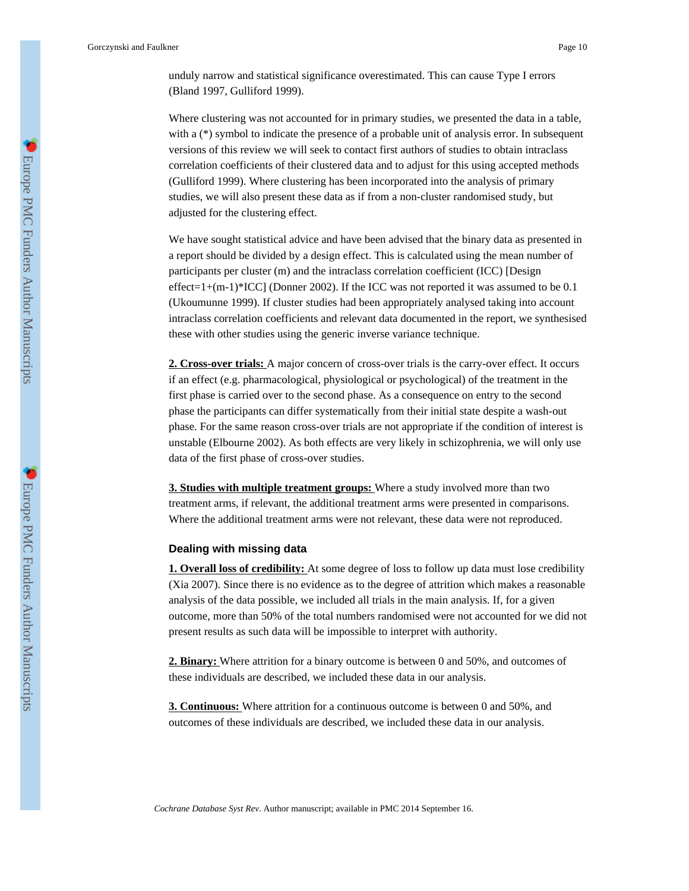unduly narrow and statistical significance overestimated. This can cause Type I errors (Bland 1997, Gulliford 1999).

Where clustering was not accounted for in primary studies, we presented the data in a table, with a (*) symbol to indicate the presence of a probable unit of analysis error. In subsequent versions of this review we will seek to contact first authors of studies to obtain intraclass correlation coefficients of their clustered data and to adjust for this using accepted methods (Gulliford 1999). Where clustering has been incorporated into the analysis of primary studies, we will also present these data as if from a non-cluster randomised study, but adjusted for the clustering effect.

We have sought statistical advice and have been advised that the binary data as presented in a report should be divided by a design effect. This is calculated using the mean number of participants per cluster (m) and the intraclass correlation coefficient (ICC) [Design effect=1+(m-1)*ICC] (Donner 2002). If the ICC was not reported it was assumed to be 0.1 (Ukoumunne 1999). If cluster studies had been appropriately analysed taking into account intraclass correlation coefficients and relevant data documented in the report, we synthesised these with other studies using the generic inverse variance technique.

**2. Cross-over trials:** A major concern of cross-over trials is the carry-over effect. It occurs if an effect (e.g. pharmacological, physiological or psychological) of the treatment in the first phase is carried over to the second phase. As a consequence on entry to the second phase the participants can differ systematically from their initial state despite a wash-out phase. For the same reason cross-over trials are not appropriate if the condition of interest is unstable (Elbourne 2002). As both effects are very likely in schizophrenia, we will only use data of the first phase of cross-over studies.

**3. Studies with multiple treatment groups:** Where a study involved more than two treatment arms, if relevant, the additional treatment arms were presented in comparisons. Where the additional treatment arms were not relevant, these data were not reproduced.

### Dealing with missing data

**1. Overall loss of credibility:** At some degree of loss to follow up data must lose credibility (Xia 2007). Since there is no evidence as to the degree of attrition which makes a reasonable analysis of the data possible, we included all trials in the main analysis. If, for a given outcome, more than 50% of the total numbers randomised were not accounted for we did not present results as such data will be impossible to interpret with authority.

**2. Binary:** Where attrition for a binary outcome is between 0 and 50%, and outcomes of these individuals are described, we included these data in our analysis.

**3. Continuous:** Where attrition for a continuous outcome is between 0 and 50%, and outcomes of these individuals are described, we included these data in our analysis.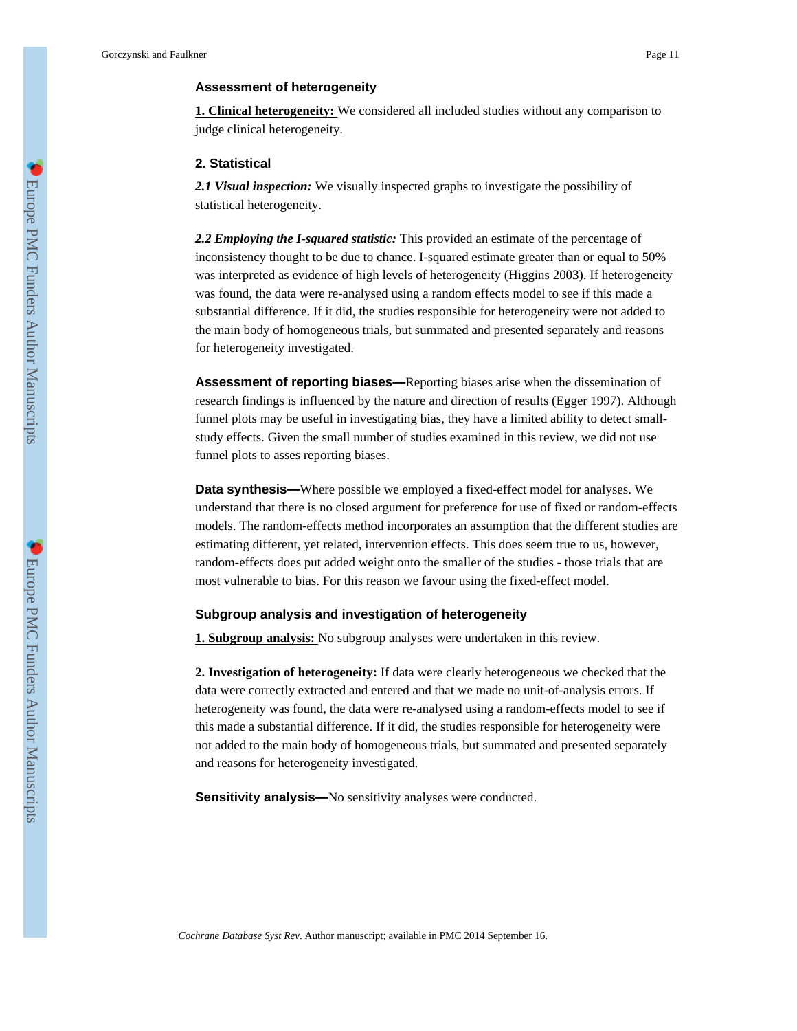### Assessment of heterogeneity

**1. Clinical heterogeneity:** We considered all included studies without any comparison to judge clinical heterogeneity.

### 2. Statistical

***2.1 Visual inspection:*** We visually inspected graphs to investigate the possibility of statistical heterogeneity.

***2.2 Employing the I-squared statistic:*** This provided an estimate of the percentage of inconsistency thought to be due to chance. I-squared estimate greater than or equal to 50% was interpreted as evidence of high levels of heterogeneity (Higgins 2003). If heterogeneity was found, the data were re-analysed using a random effects model to see if this made a substantial difference. If it did, the studies responsible for heterogeneity were not added to the main body of homogeneous trials, but summated and presented separately and reasons for heterogeneity investigated.

**Assessment of reporting biases—**Reporting biases arise when the dissemination of research findings is influenced by the nature and direction of results (Egger 1997). Although funnel plots may be useful in investigating bias, they have a limited ability to detect small-study effects. Given the small number of studies examined in this review, we did not use funnel plots to asses reporting biases.

**Data synthesis—**Where possible we employed a fixed-effect model for analyses. We understand that there is no closed argument for preference for use of fixed or random-effects models. The random-effects method incorporates an assumption that the different studies are estimating different, yet related, intervention effects. This does seem true to us, however, random-effects does put added weight onto the smaller of the studies - those trials that are most vulnerable to bias. For this reason we favour using the fixed-effect model.

### Subgroup analysis and investigation of heterogeneity

**1. Subgroup analysis:** No subgroup analyses were undertaken in this review.

**2. Investigation of heterogeneity:** If data were clearly heterogeneous we checked that the data were correctly extracted and entered and that we made no unit-of-analysis errors. If heterogeneity was found, the data were re-analysed using a random-effects model to see if this made a substantial difference. If it did, the studies responsible for heterogeneity were not added to the main body of homogeneous trials, but summated and presented separately and reasons for heterogeneity investigated.

**Sensitivity analysis—**No sensitivity analyses were conducted.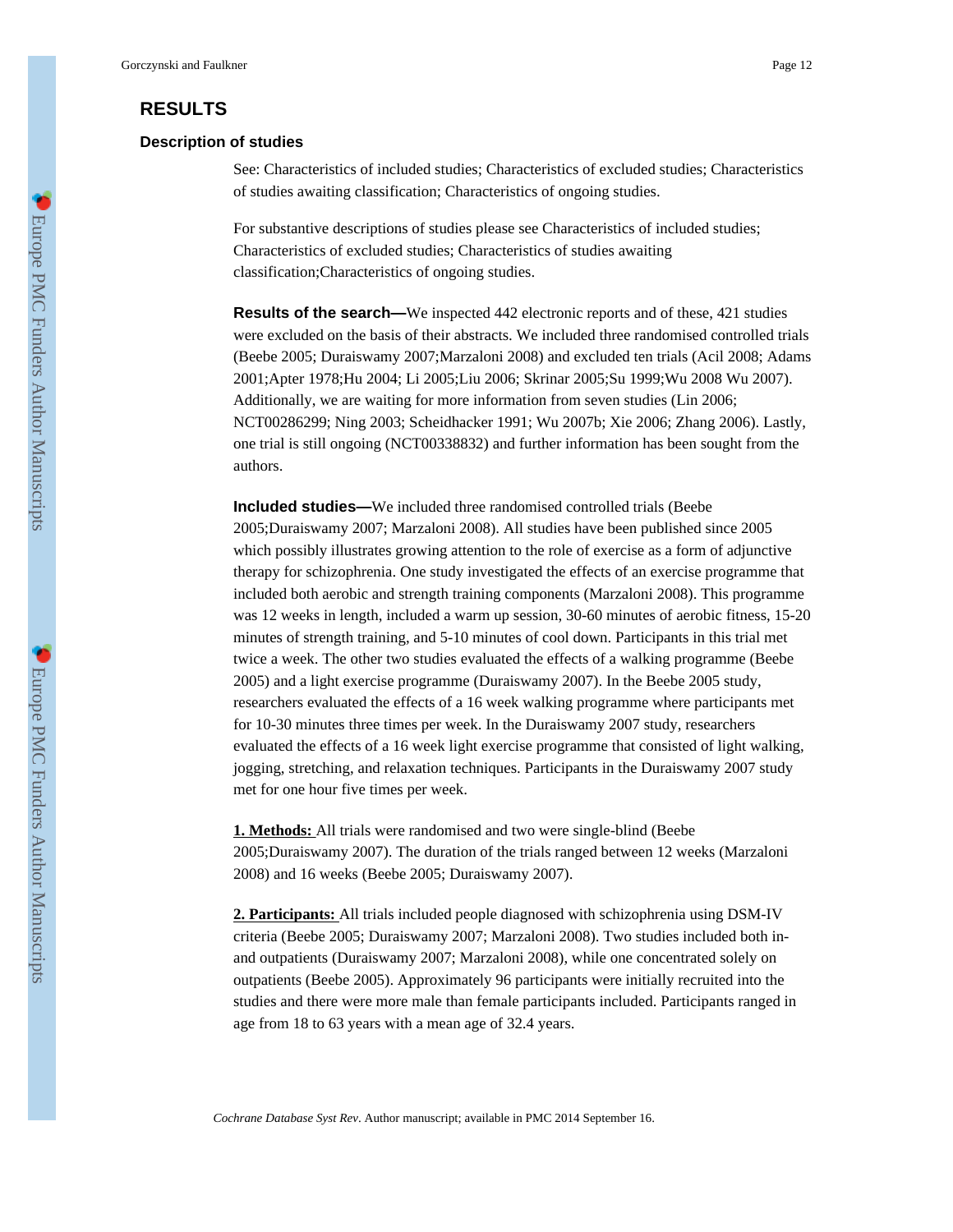## RESULTS

### Description of studies

See: Characteristics of included studies; Characteristics of excluded studies; Characteristics of studies awaiting classification; Characteristics of ongoing studies.

For substantive descriptions of studies please see Characteristics of included studies; Characteristics of excluded studies; Characteristics of studies awaiting classification;Characteristics of ongoing studies.

**Results of the search—**We inspected 442 electronic reports and of these, 421 studies were excluded on the basis of their abstracts. We included three randomised controlled trials (Beebe 2005; Duraiswamy 2007;Marzaloni 2008) and excluded ten trials (Acil 2008; Adams 2001;Apter 1978;Hu 2004; Li 2005;Liu 2006; Skrinar 2005;Su 1999;Wu 2008 Wu 2007). Additionally, we are waiting for more information from seven studies (Lin 2006; NCT00286299; Ning 2003; Scheidhacker 1991; Wu 2007b; Xie 2006; Zhang 2006). Lastly, one trial is still ongoing (NCT00338832) and further information has been sought from the authors.

**Included studies—**We included three randomised controlled trials (Beebe 2005;Duraiswamy 2007; Marzaloni 2008). All studies have been published since 2005 which possibly illustrates growing attention to the role of exercise as a form of adjunctive therapy for schizophrenia. One study investigated the effects of an exercise programme that included both aerobic and strength training components (Marzaloni 2008). This programme was 12 weeks in length, included a warm up session, 30-60 minutes of aerobic fitness, 15-20 minutes of strength training, and 5-10 minutes of cool down. Participants in this trial met twice a week. The other two studies evaluated the effects of a walking programme (Beebe 2005) and a light exercise programme (Duraiswamy 2007). In the Beebe 2005 study, researchers evaluated the effects of a 16 week walking programme where participants met for 10-30 minutes three times per week. In the Duraiswamy 2007 study, researchers evaluated the effects of a 16 week light exercise programme that consisted of light walking, jogging, stretching, and relaxation techniques. Participants in the Duraiswamy 2007 study met for one hour five times per week.

**1. Methods:** All trials were randomised and two were single-blind (Beebe 2005;Duraiswamy 2007). The duration of the trials ranged between 12 weeks (Marzaloni 2008) and 16 weeks (Beebe 2005; Duraiswamy 2007).

**2. Participants:** All trials included people diagnosed with schizophrenia using DSM-IV criteria (Beebe 2005; Duraiswamy 2007; Marzaloni 2008). Two studies included both in- and outpatients (Duraiswamy 2007; Marzaloni 2008), while one concentrated solely on outpatients (Beebe 2005). Approximately 96 participants were initially recruited into the studies and there were more male than female participants included. Participants ranged in age from 18 to 63 years with a mean age of 32.4 years.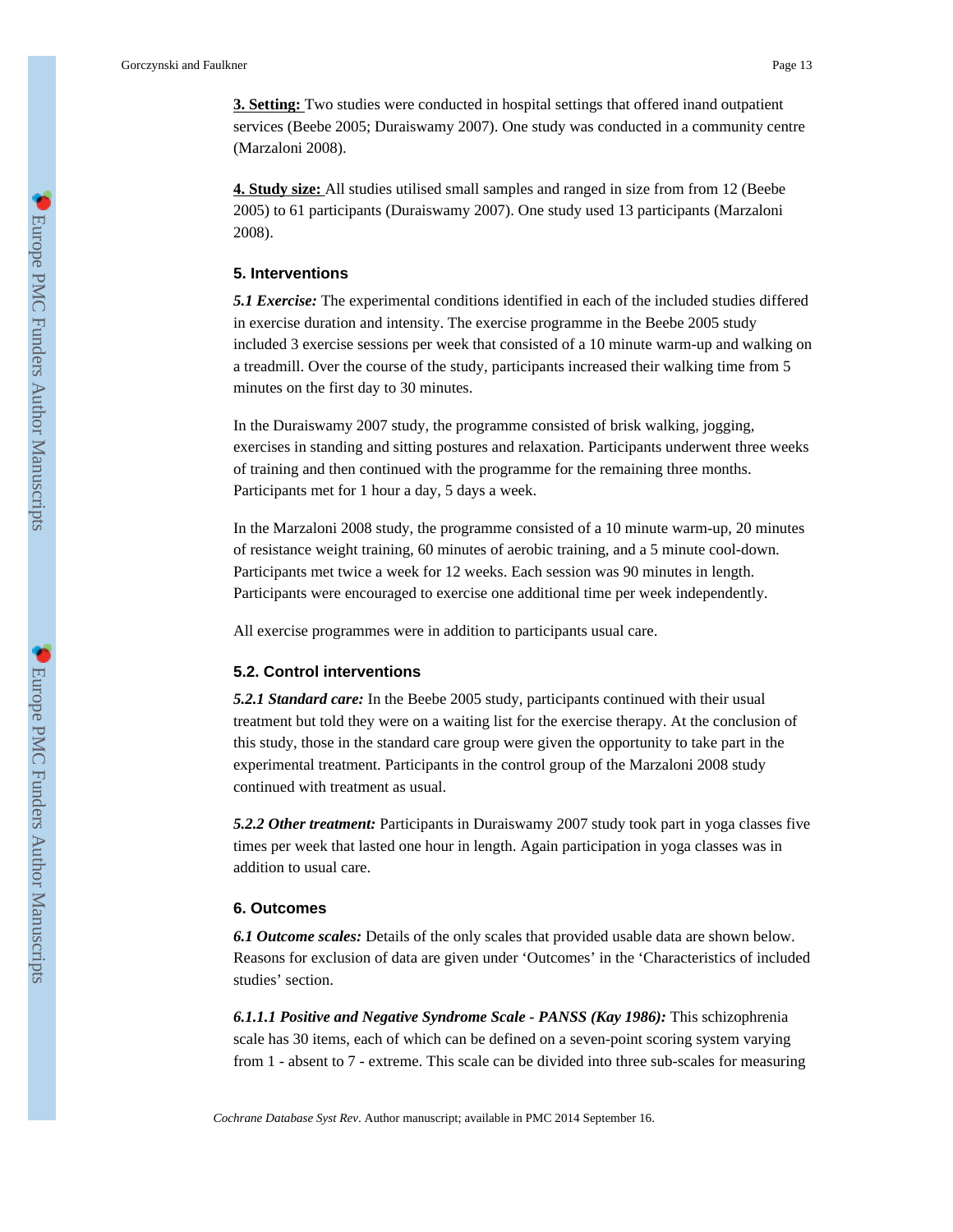**3. Setting:** Two studies were conducted in hospital settings that offered inand outpatient services (Beebe 2005; Duraiswamy 2007). One study was conducted in a community centre (Marzaloni 2008).

**4. Study size:** All studies utilised small samples and ranged in size from from 12 (Beebe 2005) to 61 participants (Duraiswamy 2007). One study used 13 participants (Marzaloni 2008).

### 5. Interventions

***5.1 Exercise:*** The experimental conditions identified in each of the included studies differed in exercise duration and intensity. The exercise programme in the Beebe 2005 study included 3 exercise sessions per week that consisted of a 10 minute warm-up and walking on a treadmill. Over the course of the study, participants increased their walking time from 5 minutes on the first day to 30 minutes.

In the Duraiswamy 2007 study, the programme consisted of brisk walking, jogging, exercises in standing and sitting postures and relaxation. Participants underwent three weeks of training and then continued with the programme for the remaining three months. Participants met for 1 hour a day, 5 days a week.

In the Marzaloni 2008 study, the programme consisted of a 10 minute warm-up, 20 minutes of resistance weight training, 60 minutes of aerobic training, and a 5 minute cool-down. Participants met twice a week for 12 weeks. Each session was 90 minutes in length. Participants were encouraged to exercise one additional time per week independently.

All exercise programmes were in addition to participants usual care.

### 5.2. Control interventions

***5.2.1 Standard care:*** In the Beebe 2005 study, participants continued with their usual treatment but told they were on a waiting list for the exercise therapy. At the conclusion of this study, those in the standard care group were given the opportunity to take part in the experimental treatment. Participants in the control group of the Marzaloni 2008 study continued with treatment as usual.

***5.2.2 Other treatment:*** Participants in Duraiswamy 2007 study took part in yoga classes five times per week that lasted one hour in length. Again participation in yoga classes was in addition to usual care.

### 6. Outcomes

***6.1 Outcome scales:*** Details of the only scales that provided usable data are shown below. Reasons for exclusion of data are given under 'Outcomes' in the 'Characteristics of included studies' section.

***6.1.1.1 Positive and Negative Syndrome Scale - PANSS (Kay 1986):*** This schizophrenia scale has 30 items, each of which can be defined on a seven-point scoring system varying from 1 - absent to 7 - extreme. This scale can be divided into three sub-scales for measuring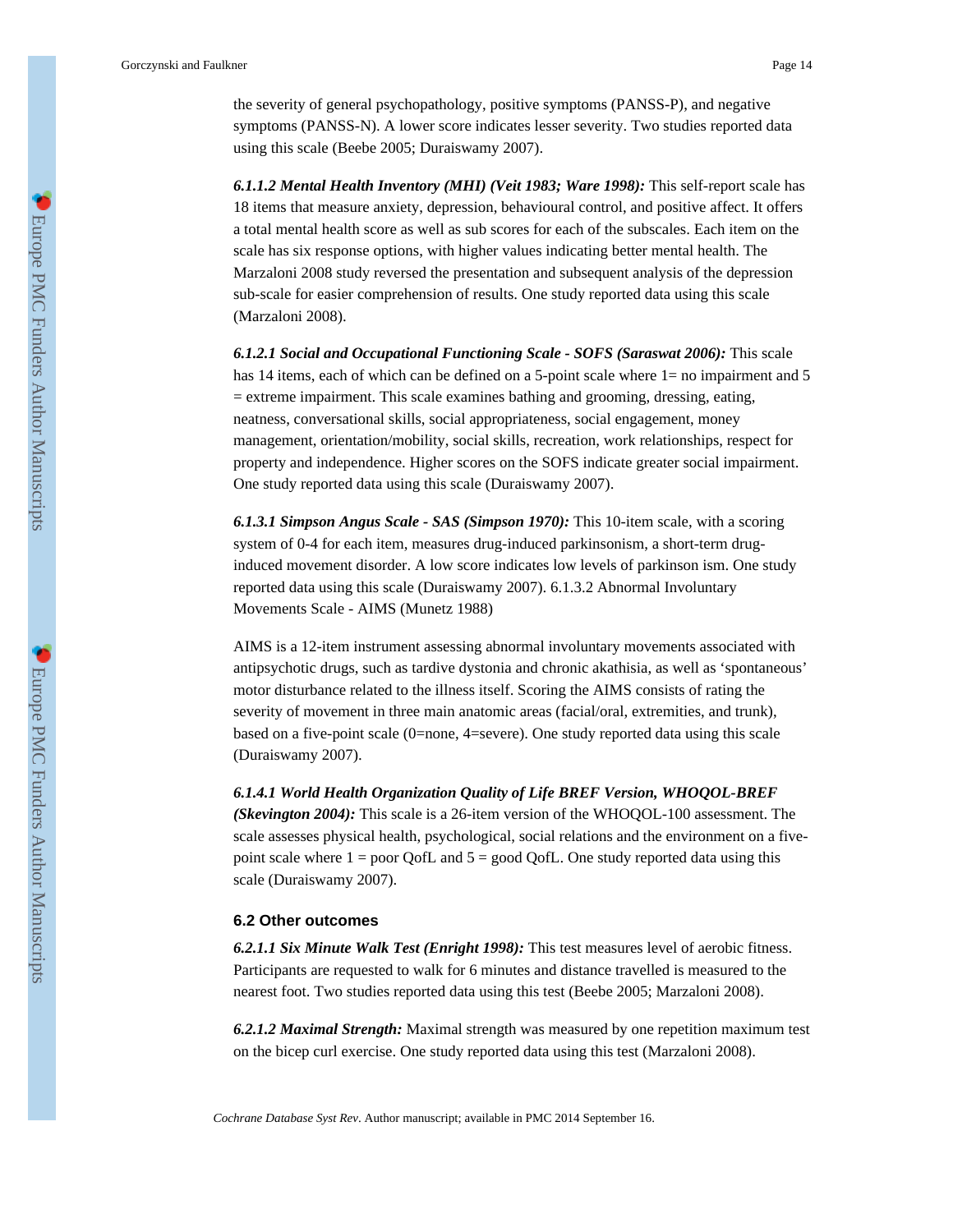the severity of general psychopathology, positive symptoms (PANSS-P), and negative symptoms (PANSS-N). A lower score indicates lesser severity. Two studies reported data using this scale (Beebe 2005; Duraiswamy 2007).

***6.1.1.2 Mental Health Inventory (MHI) (Veit 1983; Ware 1998):*** This self-report scale has 18 items that measure anxiety, depression, behavioural control, and positive affect. It offers a total mental health score as well as sub scores for each of the subscales. Each item on the scale has six response options, with higher values indicating better mental health. The Marzaloni 2008 study reversed the presentation and subsequent analysis of the depression sub-scale for easier comprehension of results. One study reported data using this scale (Marzaloni 2008).

***6.1.2.1 Social and Occupational Functioning Scale - SOFS (Saraswat 2006):*** This scale has 14 items, each of which can be defined on a 5-point scale where 1= no impairment and 5 = extreme impairment. This scale examines bathing and grooming, dressing, eating, neatness, conversational skills, social appropriateness, social engagement, money management, orientation/mobility, social skills, recreation, work relationships, respect for property and independence. Higher scores on the SOFS indicate greater social impairment. One study reported data using this scale (Duraiswamy 2007).

***6.1.3.1 Simpson Angus Scale - SAS (Simpson 1970):*** This 10-item scale, with a scoring system of 0-4 for each item, measures drug-induced parkinsonism, a short-term drug-induced movement disorder. A low score indicates low levels of parkinson ism. One study reported data using this scale (Duraiswamy 2007). 6.1.3.2 Abnormal Involuntary Movements Scale - AIMS (Munetz 1988)

AIMS is a 12-item instrument assessing abnormal involuntary movements associated with antipsychotic drugs, such as tardive dystonia and chronic akathisia, as well as 'spontaneous' motor disturbance related to the illness itself. Scoring the AIMS consists of rating the severity of movement in three main anatomic areas (facial/oral, extremities, and trunk), based on a five-point scale (0=none, 4=severe). One study reported data using this scale (Duraiswamy 2007).

***6.1.4.1 World Health Organization Quality of Life BREF Version, WHOQOL-BREF (Skevington 2004):*** This scale is a 26-item version of the WHOQOL-100 assessment. The scale assesses physical health, psychological, social relations and the environment on a five-point scale where 1 = poor QofL and 5 = good QofL. One study reported data using this scale (Duraiswamy 2007).

### 6.2 Other outcomes

***6.2.1.1 Six Minute Walk Test (Enright 1998):*** This test measures level of aerobic fitness. Participants are requested to walk for 6 minutes and distance travelled is measured to the nearest foot. Two studies reported data using this test (Beebe 2005; Marzaloni 2008).

***6.2.1.2 Maximal Strength:*** Maximal strength was measured by one repetition maximum test on the bicep curl exercise. One study reported data using this test (Marzaloni 2008).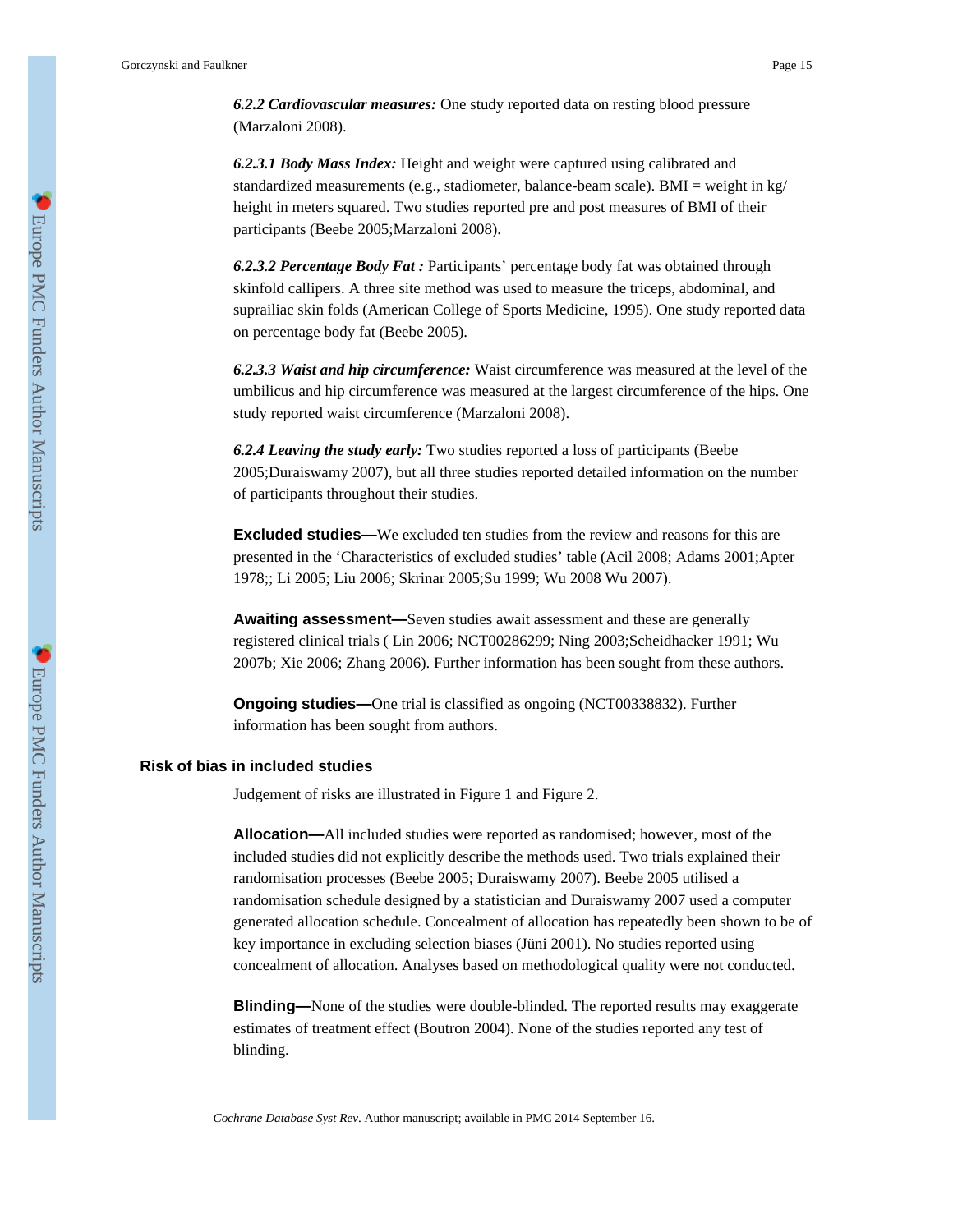***6.2.2 Cardiovascular measures:*** One study reported data on resting blood pressure (Marzaloni 2008).

***6.2.3.1 Body Mass Index:*** Height and weight were captured using calibrated and standardized measurements (e.g., stadiometer, balance-beam scale). BMI = weight in kg/ height in meters squared. Two studies reported pre and post measures of BMI of their participants (Beebe 2005;Marzaloni 2008).

***6.2.3.2 Percentage Body Fat :*** Participants' percentage body fat was obtained through skinfold callipers. A three site method was used to measure the triceps, abdominal, and suprailiac skin folds (American College of Sports Medicine, 1995). One study reported data on percentage body fat (Beebe 2005).

***6.2.3.3 Waist and hip circumference:*** Waist circumference was measured at the level of the umbilicus and hip circumference was measured at the largest circumference of the hips. One study reported waist circumference (Marzaloni 2008).

***6.2.4 Leaving the study early:*** Two studies reported a loss of participants (Beebe 2005;Duraiswamy 2007), but all three studies reported detailed information on the number of participants throughout their studies.

**Excluded studies—**We excluded ten studies from the review and reasons for this are presented in the 'Characteristics of excluded studies' table (Acil 2008; Adams 2001;Apter 1978;; Li 2005; Liu 2006; Skrinar 2005;Su 1999; Wu 2008 Wu 2007).

**Awaiting assessment—**Seven studies await assessment and these are generally registered clinical trials ( Lin 2006; NCT00286299; Ning 2003;Scheidhacker 1991; Wu 2007b; Xie 2006; Zhang 2006). Further information has been sought from these authors.

**Ongoing studies—**One trial is classified as ongoing (NCT00338832). Further information has been sought from authors.

### Risk of bias in included studies

Judgement of risks are illustrated in Figure 1 and Figure 2.

**Allocation—**All included studies were reported as randomised; however, most of the included studies did not explicitly describe the methods used. Two trials explained their randomisation processes (Beebe 2005; Duraiswamy 2007). Beebe 2005 utilised a randomisation schedule designed by a statistician and Duraiswamy 2007 used a computer generated allocation schedule. Concealment of allocation has repeatedly been shown to be of key importance in excluding selection biases (Jüni 2001). No studies reported using concealment of allocation. Analyses based on methodological quality were not conducted.

**Blinding—**None of the studies were double-blinded. The reported results may exaggerate estimates of treatment effect (Boutron 2004). None of the studies reported any test of blinding.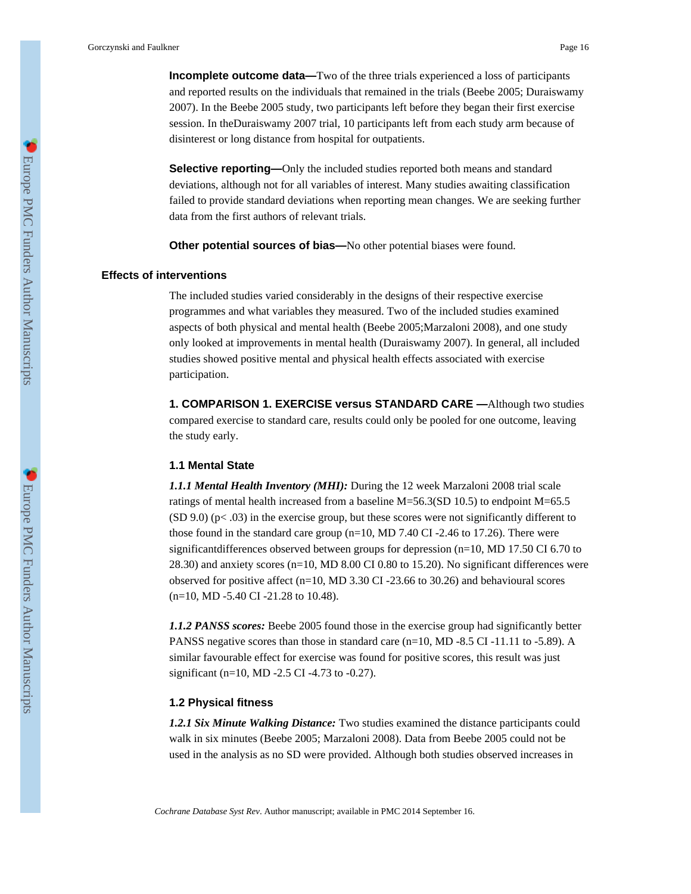**Incomplete outcome data—**Two of the three trials experienced a loss of participants and reported results on the individuals that remained in the trials (Beebe 2005; Duraiswamy 2007). In the Beebe 2005 study, two participants left before they began their first exercise session. In theDuraiswamy 2007 trial, 10 participants left from each study arm because of disinterest or long distance from hospital for outpatients.

**Selective reporting—**Only the included studies reported both means and standard deviations, although not for all variables of interest. Many studies awaiting classification failed to provide standard deviations when reporting mean changes. We are seeking further data from the first authors of relevant trials.

**Other potential sources of bias—**No other potential biases were found.

### Effects of interventions

The included studies varied considerably in the designs of their respective exercise programmes and what variables they measured. Two of the included studies examined aspects of both physical and mental health (Beebe 2005;Marzaloni 2008), and one study only looked at improvements in mental health (Duraiswamy 2007). In general, all included studies showed positive mental and physical health effects associated with exercise participation.

**1. COMPARISON 1. EXERCISE versus STANDARD CARE —**Although two studies compared exercise to standard care, results could only be pooled for one outcome, leaving the study early.

#### 1.1 Mental State

***1.1.1 Mental Health Inventory (MHI):*** During the 12 week Marzaloni 2008 trial scale ratings of mental health increased from a baseline M=56.3(SD 10.5) to endpoint M=65.5 (SD 9.0) ($p < .03$) in the exercise group, but these scores were not significantly different to those found in the standard care group (n=10, MD 7.40 CI -2.46 to 17.26). There were significantdifferences observed between groups for depression (n=10, MD 17.50 CI 6.70 to 28.30) and anxiety scores (n=10, MD 8.00 CI 0.80 to 15.20). No significant differences were observed for positive affect (n=10, MD 3.30 CI -23.66 to 30.26) and behavioural scores (n=10, MD -5.40 CI -21.28 to 10.48).

***1.1.2 PANSS scores:*** Beebe 2005 found those in the exercise group had significantly better PANSS negative scores than those in standard care (n=10, MD -8.5 CI -11.11 to -5.89). A similar favourable effect for exercise was found for positive scores, this result was just significant (n=10, MD -2.5 CI -4.73 to -0.27).

#### 1.2 Physical fitness

***1.2.1 Six Minute Walking Distance:*** Two studies examined the distance participants could walk in six minutes (Beebe 2005; Marzaloni 2008). Data from Beebe 2005 could not be used in the analysis as no SD were provided. Although both studies observed increases in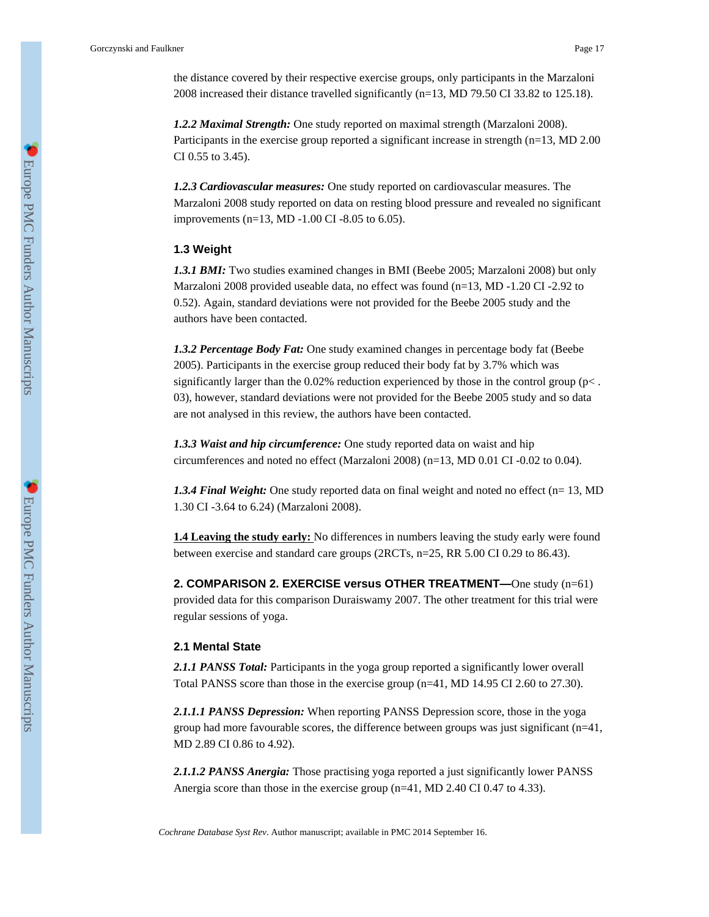the distance covered by their respective exercise groups, only participants in the Marzaloni 2008 increased their distance travelled significantly (n=13, MD 79.50 CI 33.82 to 125.18).

***1.2.2 Maximal Strength:*** One study reported on maximal strength (Marzaloni 2008). Participants in the exercise group reported a significant increase in strength (n=13, MD 2.00 CI 0.55 to 3.45).

***1.2.3 Cardiovascular measures:*** One study reported on cardiovascular measures. The Marzaloni 2008 study reported on data on resting blood pressure and revealed no significant improvements (n=13, MD -1.00 CI -8.05 to 6.05).

#### 1.3 Weight

***1.3.1 BMI:*** Two studies examined changes in BMI (Beebe 2005; Marzaloni 2008) but only Marzaloni 2008 provided useable data, no effect was found (n=13, MD -1.20 CI -2.92 to 0.52). Again, standard deviations were not provided for the Beebe 2005 study and the authors have been contacted.

***1.3.2 Percentage Body Fat:*** One study examined changes in percentage body fat (Beebe 2005). Participants in the exercise group reduced their body fat by 3.7% which was significantly larger than the 0.02% reduction experienced by those in the control group (p< .03), however, standard deviations were not provided for the Beebe 2005 study and so data are not analysed in this review, the authors have been contacted.

***1.3.3 Waist and hip circumference:*** One study reported data on waist and hip circumferences and noted no effect (Marzaloni 2008) (n=13, MD 0.01 CI -0.02 to 0.04).

***1.3.4 Final Weight:*** One study reported data on final weight and noted no effect (n= 13, MD 1.30 CI -3.64 to 6.24) (Marzaloni 2008).

**1.4 Leaving the study early:** No differences in numbers leaving the study early were found between exercise and standard care groups (2RCTs, n=25, RR 5.00 CI 0.29 to 86.43).

**2. COMPARISON 2. EXERCISE versus OTHER TREATMENT—**One study (n=61) provided data for this comparison Duraiswamy 2007. The other treatment for this trial were regular sessions of yoga.

#### 2.1 Mental State

***2.1.1 PANSS Total:*** Participants in the yoga group reported a significantly lower overall Total PANSS score than those in the exercise group (n=41, MD 14.95 CI 2.60 to 27.30).

***2.1.1.1 PANSS Depression:*** When reporting PANSS Depression score, those in the yoga group had more favourable scores, the difference between groups was just significant (n=41, MD 2.89 CI 0.86 to 4.92).

***2.1.1.2 PANSS Anergia:*** Those practising yoga reported a just significantly lower PANSS Anergia score than those in the exercise group (n=41, MD 2.40 CI 0.47 to 4.33).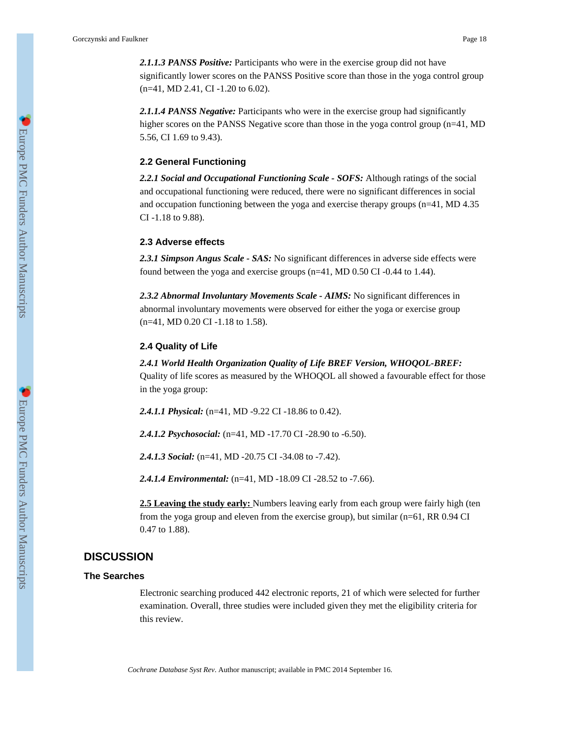***2.1.1.3 PANSS Positive:*** Participants who were in the exercise group did not have significantly lower scores on the PANSS Positive score than those in the yoga control group (n=41, MD 2.41, CI -1.20 to 6.02).

***2.1.1.4 PANSS Negative:*** Participants who were in the exercise group had significantly higher scores on the PANSS Negative score than those in the yoga control group (n=41, MD 5.56, CI 1.69 to 9.43).

### 2.2 General Functioning

***2.2.1 Social and Occupational Functioning Scale - SOFS:*** Although ratings of the social and occupational functioning were reduced, there were no significant differences in social and occupation functioning between the yoga and exercise therapy groups (n=41, MD 4.35 CI -1.18 to 9.88).

### 2.3 Adverse effects

***2.3.1 Simpson Angus Scale - SAS:*** No significant differences in adverse side effects were found between the yoga and exercise groups (n=41, MD 0.50 CI -0.44 to 1.44).

***2.3.2 Abnormal Involuntary Movements Scale - AIMS:*** No significant differences in abnormal involuntary movements were observed for either the yoga or exercise group (n=41, MD 0.20 CI -1.18 to 1.58).

### 2.4 Quality of Life

***2.4.1 World Health Organization Quality of Life BREF Version, WHOQOL-BREF:*** Quality of life scores as measured by the WHOQOL all showed a favourable effect for those in the yoga group:

***2.4.1.1 Physical:*** (n=41, MD -9.22 CI -18.86 to 0.42).

***2.4.1.2 Psychosocial:*** (n=41, MD -17.70 CI -28.90 to -6.50).

***2.4.1.3 Social:*** (n=41, MD -20.75 CI -34.08 to -7.42).

***2.4.1.4 Environmental:*** (n=41, MD -18.09 CI -28.52 to -7.66).

**2.5 Leaving the study early:** Numbers leaving early from each group were fairly high (ten from the yoga group and eleven from the exercise group), but similar (n=61, RR 0.94 CI 0.47 to 1.88).

## DISCUSSION

### The Searches

Electronic searching produced 442 electronic reports, 21 of which were selected for further examination. Overall, three studies were included given they met the eligibility criteria for this review.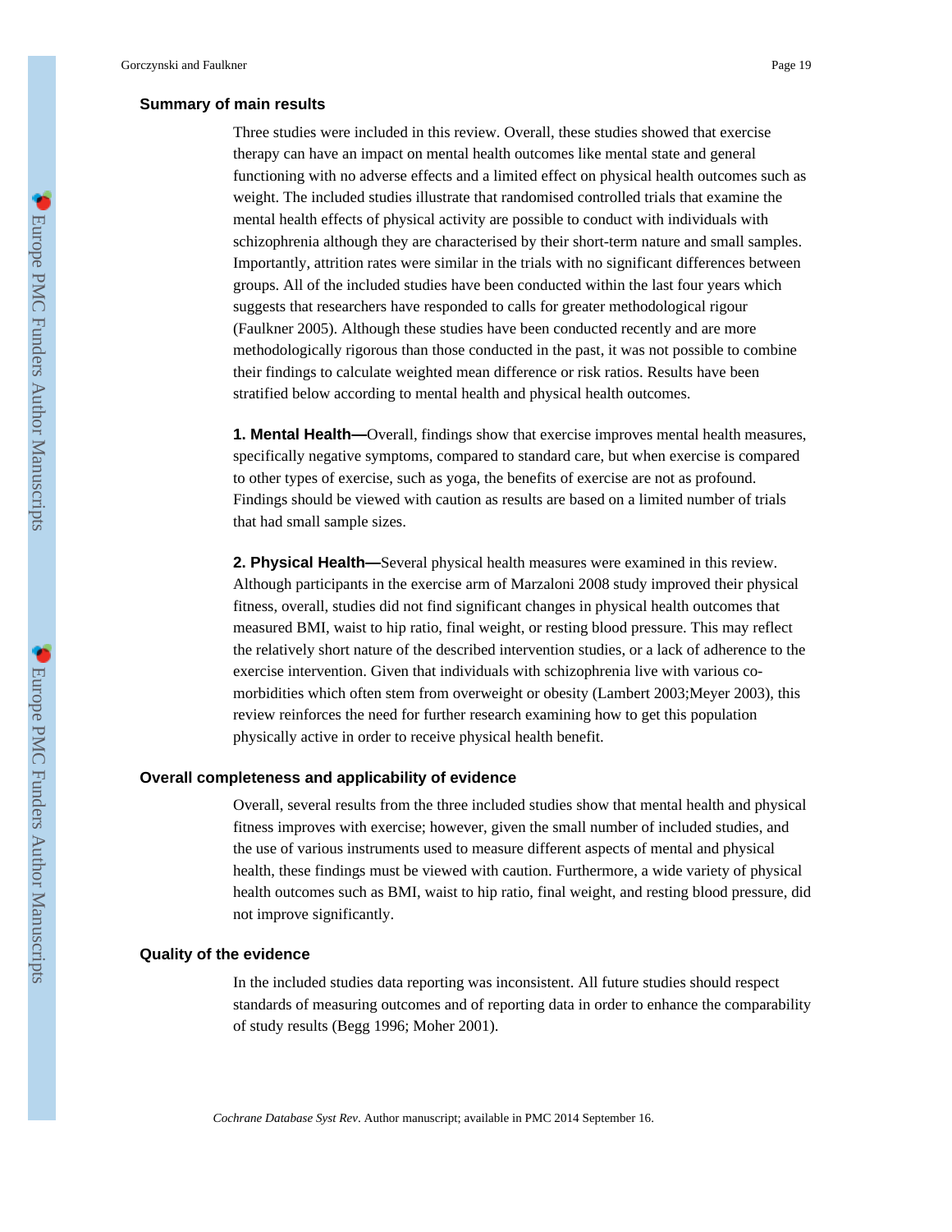### Summary of main results

Three studies were included in this review. Overall, these studies showed that exercise therapy can have an impact on mental health outcomes like mental state and general functioning with no adverse effects and a limited effect on physical health outcomes such as weight. The included studies illustrate that randomised controlled trials that examine the mental health effects of physical activity are possible to conduct with individuals with schizophrenia although they are characterised by their short-term nature and small samples. Importantly, attrition rates were similar in the trials with no significant differences between groups. All of the included studies have been conducted within the last four years which suggests that researchers have responded to calls for greater methodological rigour (Faulkner 2005). Although these studies have been conducted recently and are more methodologically rigorous than those conducted in the past, it was not possible to combine their findings to calculate weighted mean difference or risk ratios. Results have been stratified below according to mental health and physical health outcomes.

**1. Mental Health—**Overall, findings show that exercise improves mental health measures, specifically negative symptoms, compared to standard care, but when exercise is compared to other types of exercise, such as yoga, the benefits of exercise are not as profound. Findings should be viewed with caution as results are based on a limited number of trials that had small sample sizes.

**2. Physical Health—**Several physical health measures were examined in this review. Although participants in the exercise arm of Marzaloni 2008 study improved their physical fitness, overall, studies did not find significant changes in physical health outcomes that measured BMI, waist to hip ratio, final weight, or resting blood pressure. This may reflect the relatively short nature of the described intervention studies, or a lack of adherence to the exercise intervention. Given that individuals with schizophrenia live with various co-morbidities which often stem from overweight or obesity (Lambert 2003;Meyer 2003), this review reinforces the need for further research examining how to get this population physically active in order to receive physical health benefit.

### Overall completeness and applicability of evidence

Overall, several results from the three included studies show that mental health and physical fitness improves with exercise; however, given the small number of included studies, and the use of various instruments used to measure different aspects of mental and physical health, these findings must be viewed with caution. Furthermore, a wide variety of physical health outcomes such as BMI, waist to hip ratio, final weight, and resting blood pressure, did not improve significantly.

### Quality of the evidence

In the included studies data reporting was inconsistent. All future studies should respect standards of measuring outcomes and of reporting data in order to enhance the comparability of study results (Begg 1996; Moher 2001).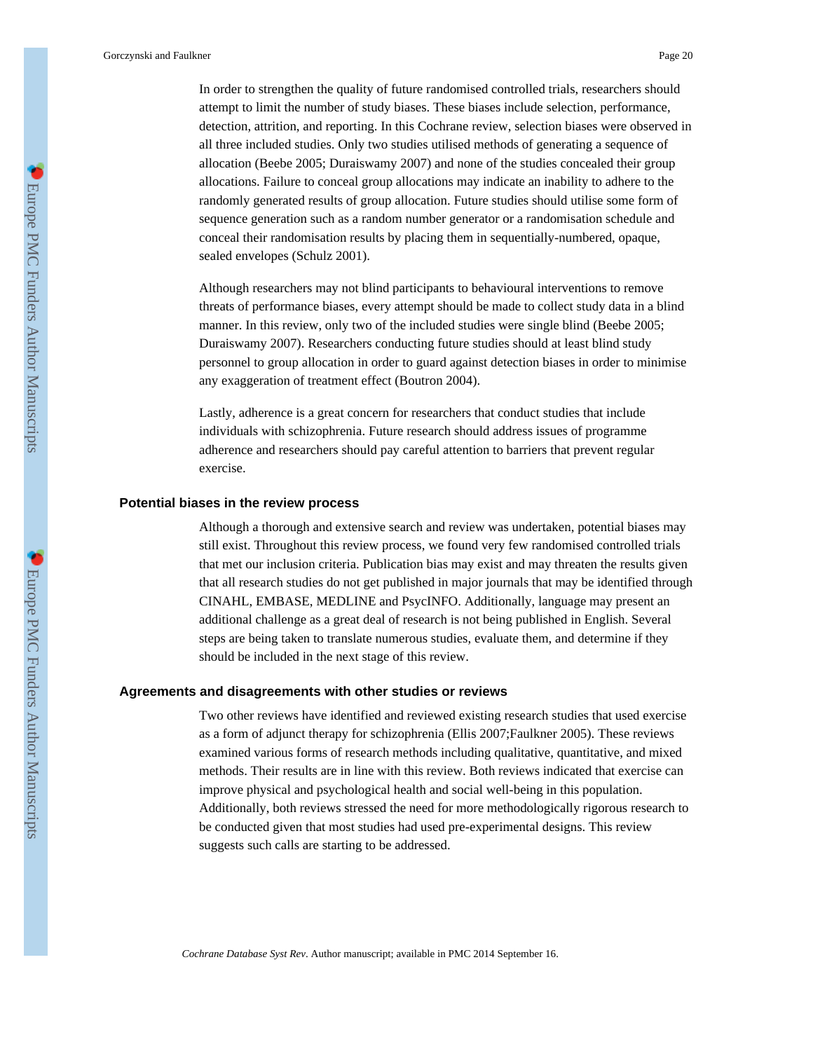In order to strengthen the quality of future randomised controlled trials, researchers should attempt to limit the number of study biases. These biases include selection, performance, detection, attrition, and reporting. In this Cochrane review, selection biases were observed in all three included studies. Only two studies utilised methods of generating a sequence of allocation (Beebe 2005; Duraiswamy 2007) and none of the studies concealed their group allocations. Failure to conceal group allocations may indicate an inability to adhere to the randomly generated results of group allocation. Future studies should utilise some form of sequence generation such as a random number generator or a randomisation schedule and conceal their randomisation results by placing them in sequentially-numbered, opaque, sealed envelopes (Schulz 2001).

Although researchers may not blind participants to behavioural interventions to remove threats of performance biases, every attempt should be made to collect study data in a blind manner. In this review, only two of the included studies were single blind (Beebe 2005; Duraiswamy 2007). Researchers conducting future studies should at least blind study personnel to group allocation in order to guard against detection biases in order to minimise any exaggeration of treatment effect (Boutron 2004).

Lastly, adherence is a great concern for researchers that conduct studies that include individuals with schizophrenia. Future research should address issues of programme adherence and researchers should pay careful attention to barriers that prevent regular exercise.

### Potential biases in the review process

Although a thorough and extensive search and review was undertaken, potential biases may still exist. Throughout this review process, we found very few randomised controlled trials that met our inclusion criteria. Publication bias may exist and may threaten the results given that all research studies do not get published in major journals that may be identified through CINAHL, EMBASE, MEDLINE and PsycINFO. Additionally, language may present an additional challenge as a great deal of research is not being published in English. Several steps are being taken to translate numerous studies, evaluate them, and determine if they should be included in the next stage of this review.

### Agreements and disagreements with other studies or reviews

Two other reviews have identified and reviewed existing research studies that used exercise as a form of adjunct therapy for schizophrenia (Ellis 2007;Faulkner 2005). These reviews examined various forms of research methods including qualitative, quantitative, and mixed methods. Their results are in line with this review. Both reviews indicated that exercise can improve physical and psychological health and social well-being in this population. Additionally, both reviews stressed the need for more methodologically rigorous research to be conducted given that most studies had used pre-experimental designs. This review suggests such calls are starting to be addressed.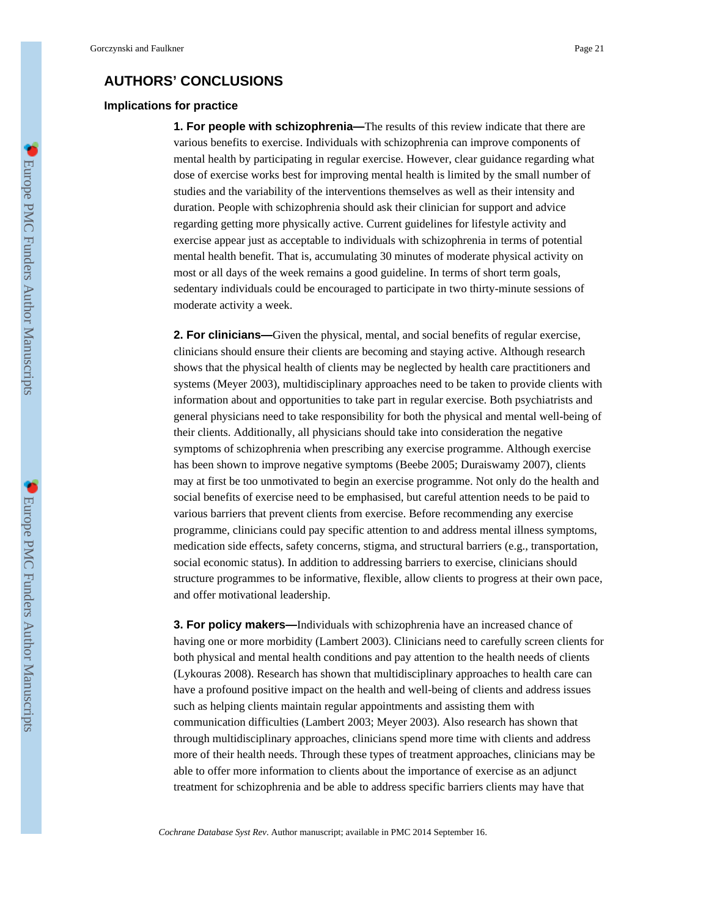## AUTHORS' CONCLUSIONS

### Implications for practice

**1. For people with schizophrenia—**The results of this review indicate that there are various benefits to exercise. Individuals with schizophrenia can improve components of mental health by participating in regular exercise. However, clear guidance regarding what dose of exercise works best for improving mental health is limited by the small number of studies and the variability of the interventions themselves as well as their intensity and duration. People with schizophrenia should ask their clinician for support and advice regarding getting more physically active. Current guidelines for lifestyle activity and exercise appear just as acceptable to individuals with schizophrenia in terms of potential mental health benefit. That is, accumulating 30 minutes of moderate physical activity on most or all days of the week remains a good guideline. In terms of short term goals, sedentary individuals could be encouraged to participate in two thirty-minute sessions of moderate activity a week.

**2. For clinicians—**Given the physical, mental, and social benefits of regular exercise, clinicians should ensure their clients are becoming and staying active. Although research shows that the physical health of clients may be neglected by health care practitioners and systems (Meyer 2003), multidisciplinary approaches need to be taken to provide clients with information about and opportunities to take part in regular exercise. Both psychiatrists and general physicians need to take responsibility for both the physical and mental well-being of their clients. Additionally, all physicians should take into consideration the negative symptoms of schizophrenia when prescribing any exercise programme. Although exercise has been shown to improve negative symptoms (Beebe 2005; Duraiswamy 2007), clients may at first be too unmotivated to begin an exercise programme. Not only do the health and social benefits of exercise need to be emphasised, but careful attention needs to be paid to various barriers that prevent clients from exercise. Before recommending any exercise programme, clinicians could pay specific attention to and address mental illness symptoms, medication side effects, safety concerns, stigma, and structural barriers (e.g., transportation, social economic status). In addition to addressing barriers to exercise, clinicians should structure programmes to be informative, flexible, allow clients to progress at their own pace, and offer motivational leadership.

**3. For policy makers—**Individuals with schizophrenia have an increased chance of having one or more morbidity (Lambert 2003). Clinicians need to carefully screen clients for both physical and mental health conditions and pay attention to the health needs of clients (Lykouras 2008). Research has shown that multidisciplinary approaches to health care can have a profound positive impact on the health and well-being of clients and address issues such as helping clients maintain regular appointments and assisting them with communication difficulties (Lambert 2003; Meyer 2003). Also research has shown that through multidisciplinary approaches, clinicians spend more time with clients and address more of their health needs. Through these types of treatment approaches, clinicians may be able to offer more information to clients about the importance of exercise as an adjunct treatment for schizophrenia and be able to address specific barriers clients may have that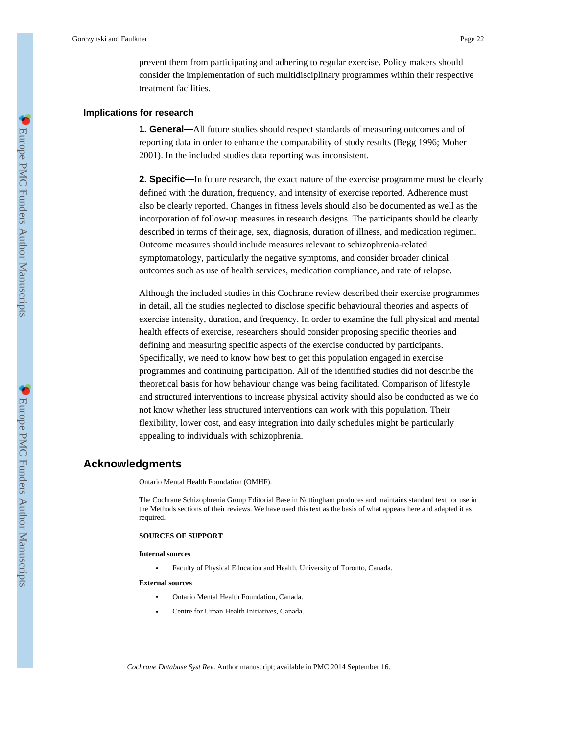prevent them from participating and adhering to regular exercise. Policy makers should consider the implementation of such multidisciplinary programmes within their respective treatment facilities.

### Implications for research

**1. General—**All future studies should respect standards of measuring outcomes and of reporting data in order to enhance the comparability of study results (Begg 1996; Moher 2001). In the included studies data reporting was inconsistent.

**2. Specific—**In future research, the exact nature of the exercise programme must be clearly defined with the duration, frequency, and intensity of exercise reported. Adherence must also be clearly reported. Changes in fitness levels should also be documented as well as the incorporation of follow-up measures in research designs. The participants should be clearly described in terms of their age, sex, diagnosis, duration of illness, and medication regimen. Outcome measures should include measures relevant to schizophrenia-related symptomatology, particularly the negative symptoms, and consider broader clinical outcomes such as use of health services, medication compliance, and rate of relapse.

Although the included studies in this Cochrane review described their exercise programmes in detail, all the studies neglected to disclose specific behavioural theories and aspects of exercise intensity, duration, and frequency. In order to examine the full physical and mental health effects of exercise, researchers should consider proposing specific theories and defining and measuring specific aspects of the exercise conducted by participants. Specifically, we need to know how best to get this population engaged in exercise programmes and continuing participation. All of the identified studies did not describe the theoretical basis for how behaviour change was being facilitated. Comparison of lifestyle and structured interventions to increase physical activity should also be conducted as we do not know whether less structured interventions can work with this population. Their flexibility, lower cost, and easy integration into daily schedules might be particularly appealing to individuals with schizophrenia.

## Acknowledgments

Ontario Mental Health Foundation (OMHF).

The Cochrane Schizophrenia Group Editorial Base in Nottingham produces and maintains standard text for use in the Methods sections of their reviews. We have used this text as the basis of what appears here and adapted it as required.

**SOURCES OF SUPPORT**

**Internal sources**

- Faculty of Physical Education and Health, University of Toronto, Canada.

**External sources**

- Ontario Mental Health Foundation, Canada.
- Centre for Urban Health Initiatives, Canada.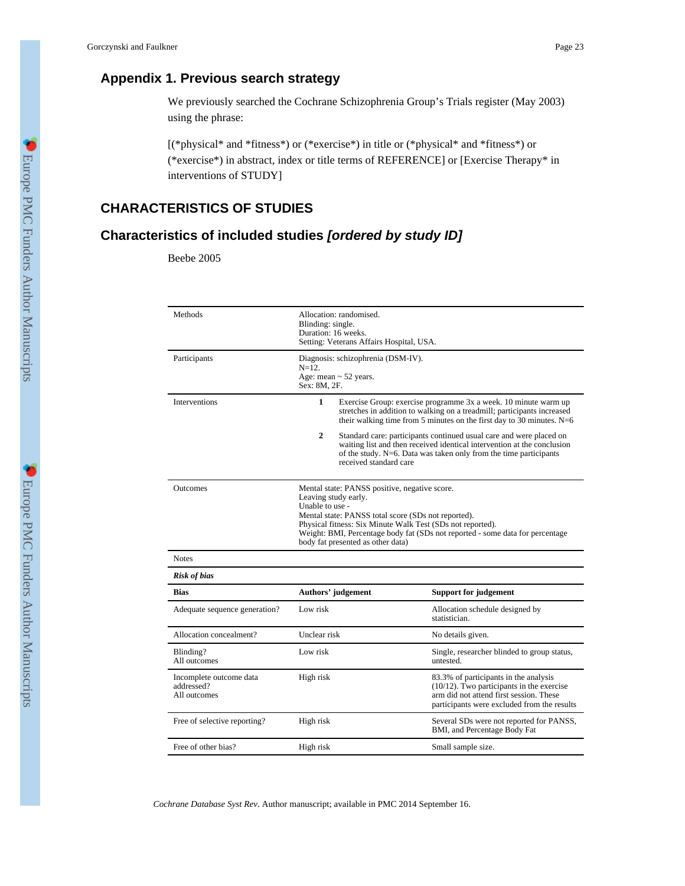## Appendix 1. Previous search strategy

We previously searched the Cochrane Schizophrenia Group's Trials register (May 2003) using the phrase:

[(*physical* and *fitness*) or (*exercise*) in title or (*physical* and *fitness*) or (*exercise*) in abstract, index or title terms of REFERENCE] or [Exercise Therapy* in interventions of STUDY]

## CHARACTERISTICS OF STUDIES

## Characteristics of included studies *[ordered by study ID]*

Beebe 2005

| | |
|---|---|
| Methods | Allocation: randomised.<br>Blinding: single.<br>Duration: 16 weeks.<br>Setting: Veterans Affairs Hospital, USA. |
| Participants | Diagnosis: schizophrenia (DSM-IV).<br>N=12.<br>Age: mean ~ 52 years.<br>Sex: 8M, 2F. |
| Interventions | **1** Exercise Group: exercise programme 3x a week. 10 minute warm up stretches in addition to walking on a treadmill; participants increased their walking time from 5 minutes on the first day to 30 minutes. N=6<br>**2** Standard care: participants continued usual care and were placed on waiting list and then received identical intervention at the conclusion of the study. N=6. Data was taken only from the time participants received standard care |
| Outcomes | Mental state: PANSS positive, negative score.<br>Leaving study early.<br>Unable to use -<br>Mental state: PANSS total score (SDs not reported).<br>Physical fitness: Six Minute Walk Test (SDs not reported).<br>Weight: BMI, Percentage body fat (SDs not reported - some data for percentage body fat presented as other data) |
| Notes | |

***Risk of bias***

| Bias | Authors' judgement | Support for judgement |
|---|---|---|
| Adequate sequence generation? | Low risk | Allocation schedule designed by statistician. |
| Allocation concealment? | Unclear risk | No details given. |
| Blinding?<br>All outcomes | Low risk | Single, researcher blinded to group status, untested. |
| Incomplete outcome data addressed?<br>All outcomes | High risk | 83.3% of participants in the analysis (10/12). Two participants in the exercise arm did not attend first session. These participants were excluded from the results |
| Free of selective reporting? | High risk | Several SDs were not reported for PANSS, BMI, and Percentage Body Fat |
| Free of other bias? | High risk | Small sample size. |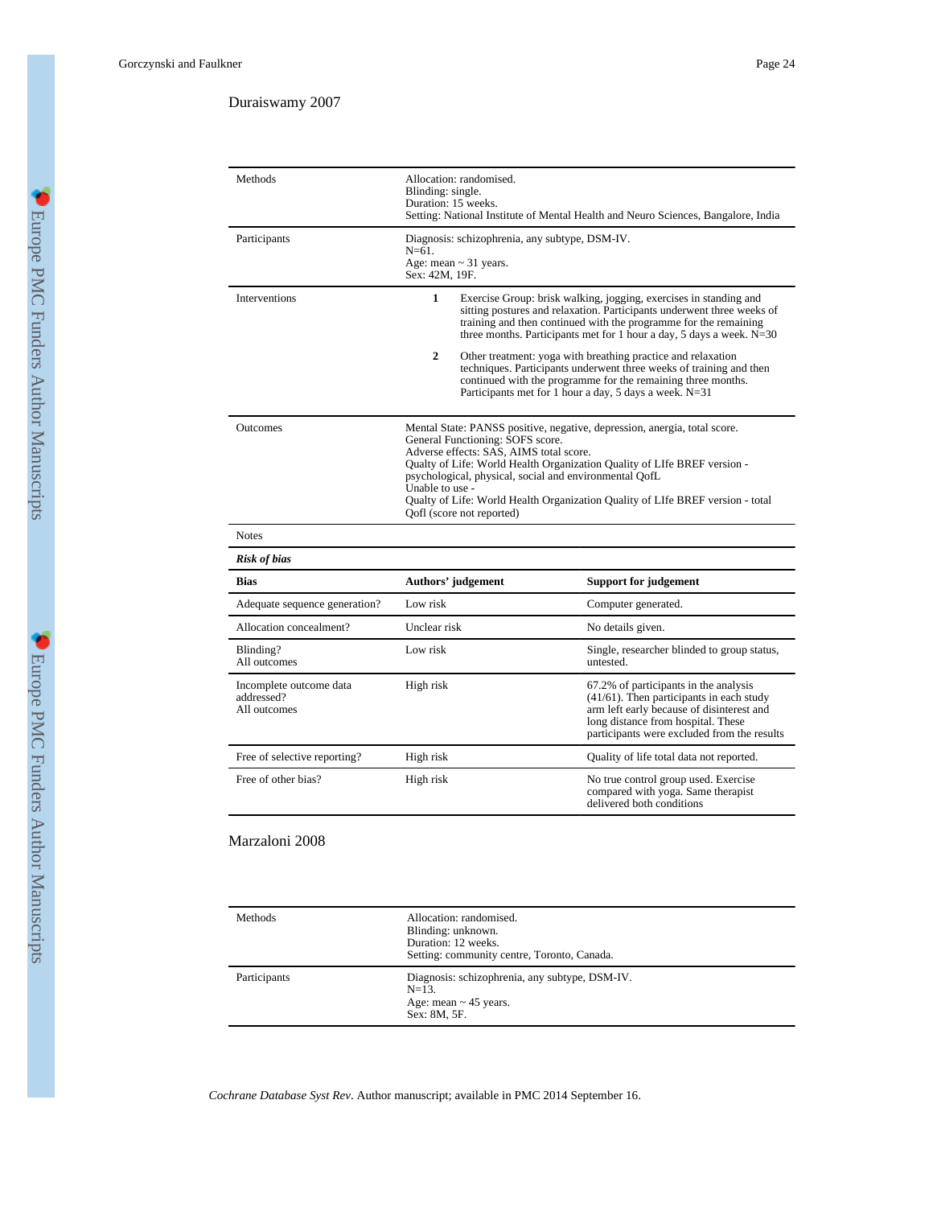## Duraiswamy 2007

| | |
|---|---|
| Methods | Allocation: randomised.<br>Blinding: single.<br>Duration: 15 weeks.<br>Setting: National Institute of Mental Health and Neuro Sciences, Bangalore, India |
| Participants | Diagnosis: schizophrenia, any subtype, DSM-IV.<br>N=61.<br>Age: mean ~ 31 years.<br>Sex: 42M, 19F. |
| Interventions | 1. Exercise Group: brisk walking, jogging, exercises in standing and sitting postures and relaxation. Participants underwent three weeks of training and then continued with the programme for the remaining three months. Participants met for 1 hour a day, 5 days a week. N=30<br>2. Other treatment: yoga with breathing practice and relaxation techniques. Participants underwent three weeks of training and then continued with the programme for the remaining three months. Participants met for 1 hour a day, 5 days a week. N=31 |
| Outcomes | Mental State: PANSS positive, negative, depression, anergia, total score.<br>General Functioning: SOFS score.<br>Adverse effects: SAS, AIMS total score.<br>Qualty of Life: World Health Organization Quality of LIfe BREF version - psychological, physical, social and environmental QofL<br>Unable to use -<br>Qualty of Life: World Health Organization Quality of LIfe BREF version - total Qofl (score not reported) |
| Notes | |

***Risk of bias***

| Bias | Authors' judgement | Support for judgement |
|---|---|---|
| Adequate sequence generation? | Low risk | Computer generated. |
| Allocation concealment? | Unclear risk | No details given. |
| Blinding?<br>All outcomes | Low risk | Single, researcher blinded to group status, untested. |
| Incomplete outcome data addressed?<br>All outcomes | High risk | 67.2% of participants in the analysis (41/61). Then participants in each study arm left early because of disinterest and long distance from hospital. These participants were excluded from the results |
| Free of selective reporting? | High risk | Quality of life total data not reported. |
| Free of other bias? | High risk | No true control group used. Exercise compared with yoga. Same therapist delivered both conditions |

## Marzaloni 2008

| | |
|---|---|
| Methods | Allocation: randomised.<br>Blinding: unknown.<br>Duration: 12 weeks.<br>Setting: community centre, Toronto, Canada. |
| Participants | Diagnosis: schizophrenia, any subtype, DSM-IV.<br>N=13.<br>Age: mean ~ 45 years.<br>Sex: 8M, 5F. |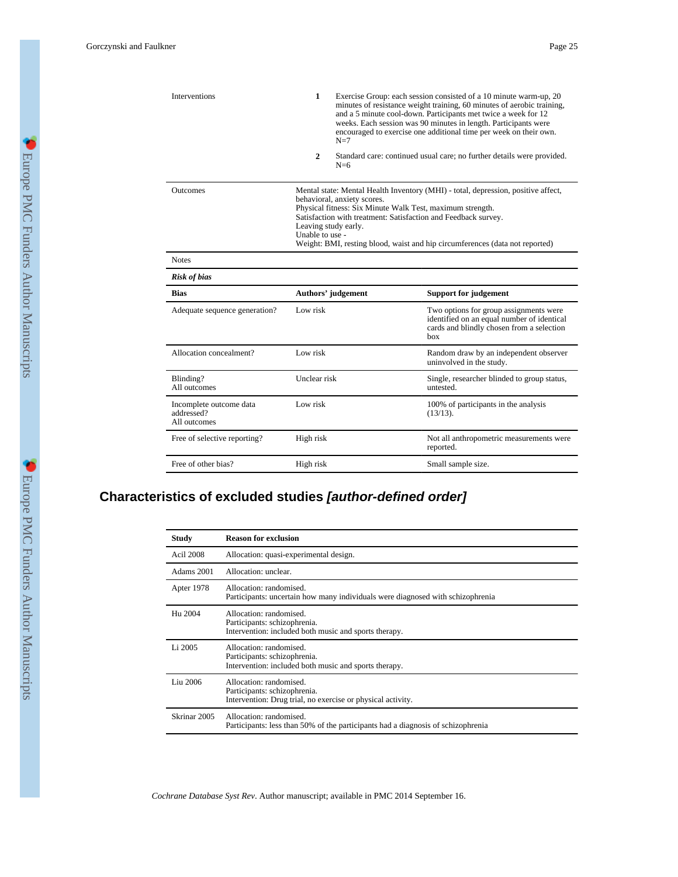| | |
|---|---|
| Interventions | 1. Exercise Group: each session consisted of a 10 minute warm-up, 20 minutes of resistance weight training, 60 minutes of aerobic training, and a 5 minute cool-down. Participants met twice a week for 12 weeks. Each session was 90 minutes in length. Participants were encouraged to exercise one additional time per week on their own. N=7<br>2. Standard care: continued usual care; no further details were provided. N=6 |
| Outcomes | Mental state: Mental Health Inventory (MHI) - total, depression, positive affect, behavioral, anxiety scores.<br>Physical fitness: Six Minute Walk Test, maximum strength.<br>Satisfaction with treatment: Satisfaction and Feedback survey.<br>Leaving study early.<br>Unable to use -<br>Weight: BMI, resting blood, waist and hip circumferences (data not reported) |
| Notes | |

*Risk of bias*

| Bias | Authors' judgement | Support for judgement |
|---|---|---|
| Adequate sequence generation? | Low risk | Two options for group assignments were identified on an equal number of identical cards and blindly chosen from a selection box |
| Allocation concealment? | Low risk | Random draw by an independent observer uninvolved in the study. |
| Blinding?<br>All outcomes | Unclear risk | Single, researcher blinded to group status, untested. |
| Incomplete outcome data addressed?<br>All outcomes | Low risk | 100% of participants in the analysis (13/13). |
| Free of selective reporting? | High risk | Not all anthropometric measurements were reported. |
| Free of other bias? | High risk | Small sample size. |

## Characteristics of excluded studies *[author-defined order]*

| Study | Reason for exclusion |
|---|---|
| Acil 2008 | Allocation: quasi-experimental design. |
| Adams 2001 | Allocation: unclear. |
| Apter 1978 | Allocation: randomised.<br>Participants: uncertain how many individuals were diagnosed with schizophrenia |
| Hu 2004 | Allocation: randomised.<br>Participants: schizophrenia.<br>Intervention: included both music and sports therapy. |
| Li 2005 | Allocation: randomised.<br>Participants: schizophrenia.<br>Intervention: included both music and sports therapy. |
| Liu 2006 | Allocation: randomised.<br>Participants: schizophrenia.<br>Intervention: Drug trial, no exercise or physical activity. |
| Skrinar 2005 | Allocation: randomised.<br>Participants: less than 50% of the participants had a diagnosis of schizophrenia |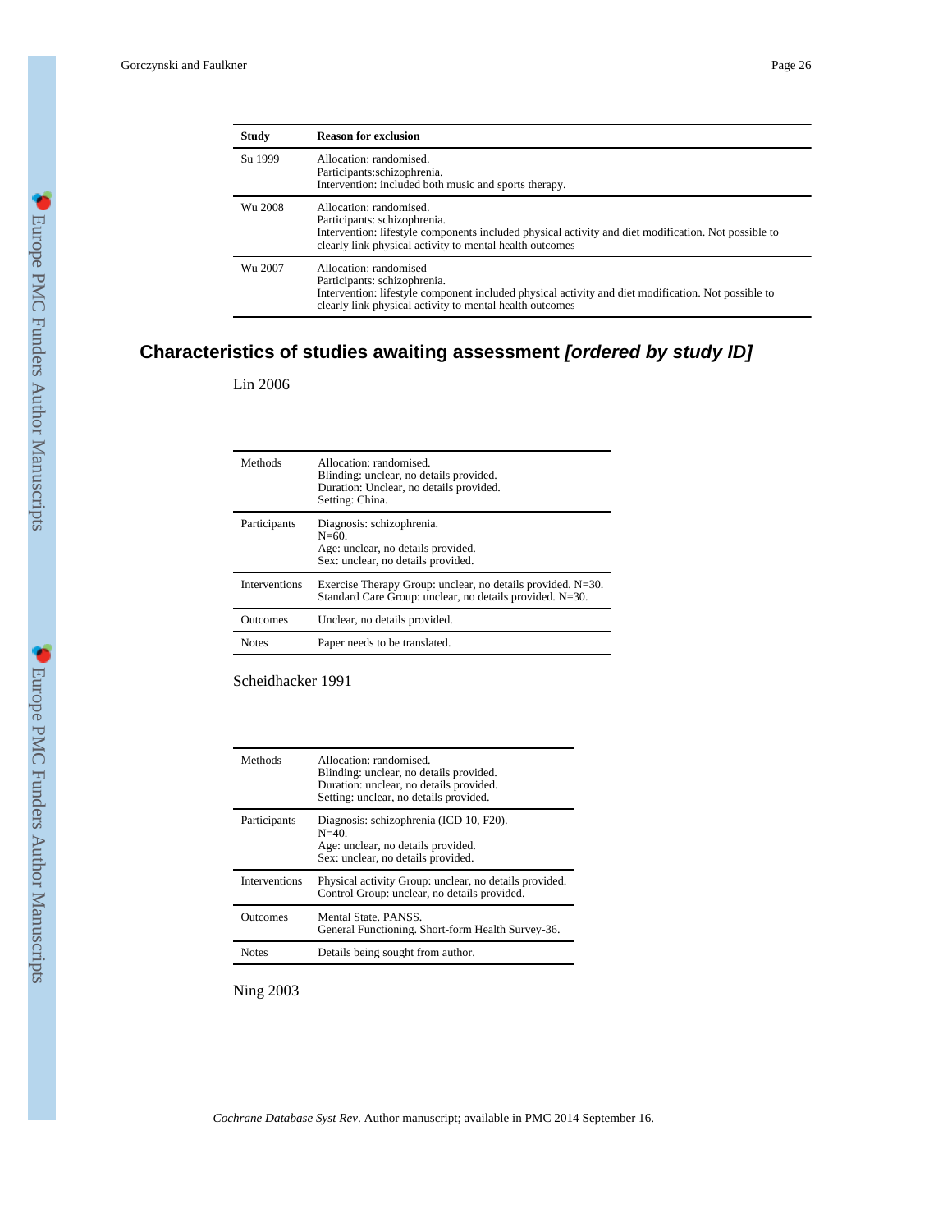| Study | Reason for exclusion |
|---|---|
| Su 1999 | Allocation: randomised.<br>Participants:schizophrenia.<br>Intervention: included both music and sports therapy. |
| Wu 2008 | Allocation: randomised.<br>Participants: schizophrenia.<br>Intervention: lifestyle components included physical activity and diet modification. Not possible to clearly link physical activity to mental health outcomes |
| Wu 2007 | Allocation: randomised<br>Participants: schizophrenia.<br>Intervention: lifestyle component included physical activity and diet modification. Not possible to clearly link physical activity to mental health outcomes |

## Characteristics of studies awaiting assessment *[ordered by study ID]*

Lin 2006

| | |
|---|---|
| Methods | Allocation: randomised.<br>Blinding: unclear, no details provided.<br>Duration: Unclear, no details provided.<br>Setting: China. |
| Participants | Diagnosis: schizophrenia.<br>N=60.<br>Age: unclear, no details provided.<br>Sex: unclear, no details provided. |
| Interventions | Exercise Therapy Group: unclear, no details provided. N=30.<br>Standard Care Group: unclear, no details provided. N=30. |
| Outcomes | Unclear, no details provided. |
| Notes | Paper needs to be translated. |

Scheidhacker 1991

| | |
|---|---|
| Methods | Allocation: randomised.<br>Blinding: unclear, no details provided.<br>Duration: unclear, no details provided.<br>Setting: unclear, no details provided. |
| Participants | Diagnosis: schizophrenia (ICD 10, F20).<br>N=40.<br>Age: unclear, no details provided.<br>Sex: unclear, no details provided. |
| Interventions | Physical activity Group: unclear, no details provided.<br>Control Group: unclear, no details provided. |
| Outcomes | Mental State. PANSS.<br>General Functioning. Short-form Health Survey-36. |
| Notes | Details being sought from author. |

Ning 2003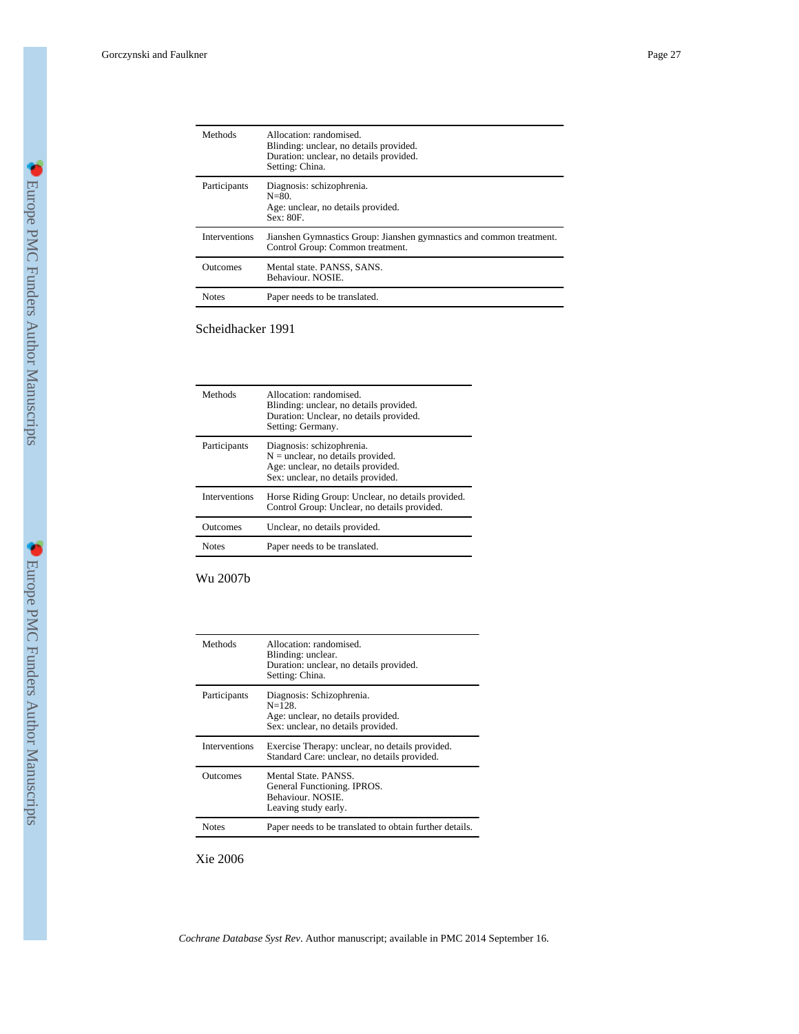| | |
|---|---|
| Methods | Allocation: randomised.<br>Blinding: unclear, no details provided.<br>Duration: unclear, no details provided.<br>Setting: China. |
| Participants | Diagnosis: schizophrenia.<br>N=80.<br>Age: unclear, no details provided.<br>Sex: 80F. |
| Interventions | Jianshen Gymnastics Group: Jianshen gymnastics and common treatment.<br>Control Group: Common treatment. |
| Outcomes | Mental state. PANSS, SANS.<br>Behaviour. NOSIE. |
| Notes | Paper needs to be translated. |

Scheidhacker 1991

| | |
|---|---|
| Methods | Allocation: randomised.<br>Blinding: unclear, no details provided.<br>Duration: Unclear, no details provided.<br>Setting: Germany. |
| Participants | Diagnosis: schizophrenia.<br>N = unclear, no details provided.<br>Age: unclear, no details provided.<br>Sex: unclear, no details provided. |
| Interventions | Horse Riding Group: Unclear, no details provided.<br>Control Group: Unclear, no details provided. |
| Outcomes | Unclear, no details provided. |
| Notes | Paper needs to be translated. |

Wu 2007b

| | |
|---|---|
| Methods | Allocation: randomised.<br>Blinding: unclear.<br>Duration: unclear, no details provided.<br>Setting: China. |
| Participants | Diagnosis: Schizophrenia.<br>N=128.<br>Age: unclear, no details provided.<br>Sex: unclear, no details provided. |
| Interventions | Exercise Therapy: unclear, no details provided.<br>Standard Care: unclear, no details provided. |
| Outcomes | Mental State. PANSS.<br>General Functioning. IPROS.<br>Behaviour. NOSIE.<br>Leaving study early. |
| Notes | Paper needs to be translated to obtain further details. |

Xie 2006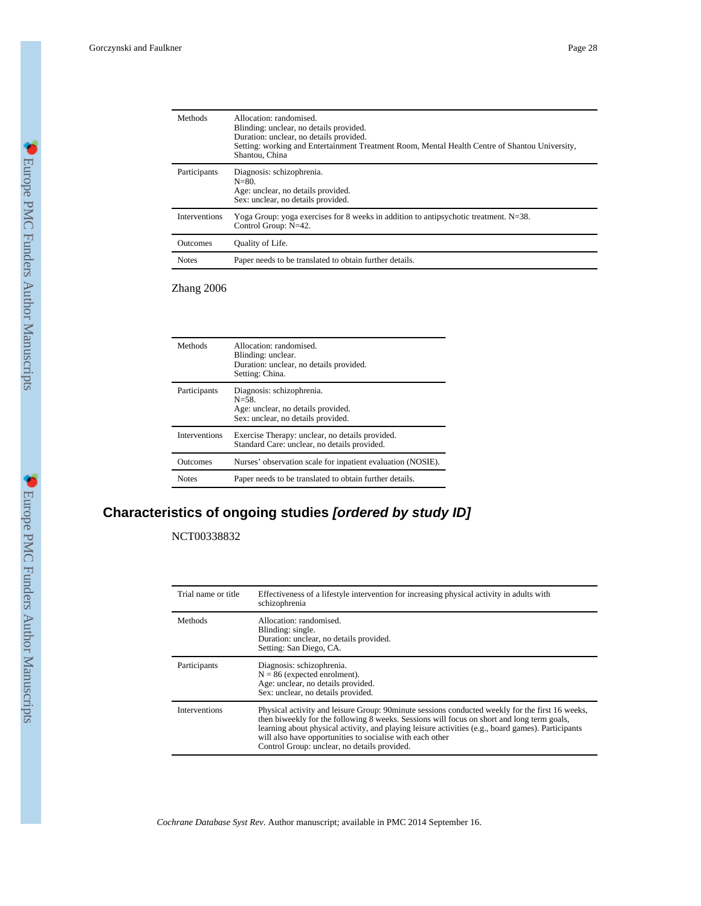| | |
|---|---|
| Methods | Allocation: randomised.<br>Blinding: unclear, no details provided.<br>Duration: unclear, no details provided.<br>Setting: working and Entertainment Treatment Room, Mental Health Centre of Shantou University, Shantou, China |
| Participants | Diagnosis: schizophrenia.<br>N=80.<br>Age: unclear, no details provided.<br>Sex: unclear, no details provided. |
| Interventions | Yoga Group: yoga exercises for 8 weeks in addition to antipsychotic treatment. N=38.<br>Control Group: N=42. |
| Outcomes | Quality of Life. |
| Notes | Paper needs to be translated to obtain further details. |

Zhang 2006

| | |
|---|---|
| Methods | Allocation: randomised.<br>Blinding: unclear.<br>Duration: unclear, no details provided.<br>Setting: China. |
| Participants | Diagnosis: schizophrenia.<br>N=58.<br>Age: unclear, no details provided.<br>Sex: unclear, no details provided. |
| Interventions | Exercise Therapy: unclear, no details provided.<br>Standard Care: unclear, no details provided. |
| Outcomes | Nurses' observation scale for inpatient evaluation (NOSIE). |
| Notes | Paper needs to be translated to obtain further details. |

## Characteristics of ongoing studies *[ordered by study ID]*

NCT00338832

| | |
|---|---|
| Trial name or title | Effectiveness of a lifestyle intervention for increasing physical activity in adults with schizophrenia |
| Methods | Allocation: randomised.<br>Blinding: single.<br>Duration: unclear, no details provided.<br>Setting: San Diego, CA. |
| Participants | Diagnosis: schizophrenia.<br>N = 86 (expected enrolment).<br>Age: unclear, no details provided.<br>Sex: unclear, no details provided. |
| Interventions | Physical activity and leisure Group: 90minute sessions conducted weekly for the first 16 weeks, then biweekly for the following 8 weeks. Sessions will focus on short and long term goals, learning about physical activity, and playing leisure activities (e.g., board games). Participants will also have opportunities to socialise with each other<br>Control Group: unclear, no details provided. |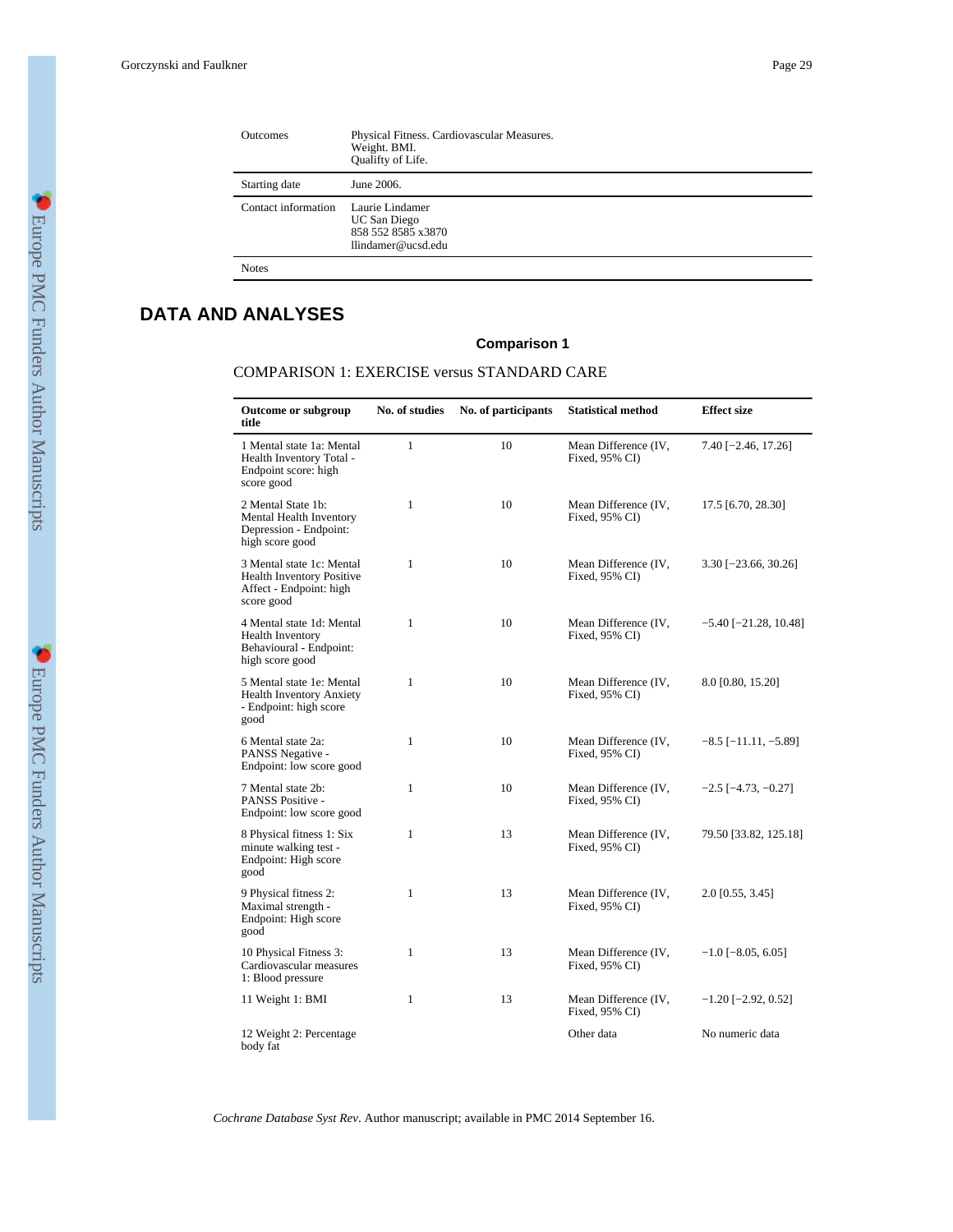| Outcomes | Physical Fitness. Cardiovascular Measures. Weight. BMI. Qualifty of Life. |
|---|---|
| Starting date | June 2006. |
| Contact information | Laurie Lindamer UC San Diego 858 552 8585 x3870 llindamer@ucsd.edu |
| Notes | |

# DATA AND ANALYSES

### Comparison 1

COMPARISON 1: EXERCISE versus STANDARD CARE

| Outcome or subgroup title | No. of studies | No. of participants | Statistical method | Effect size |
|---|---|---|---|---|
| 1 Mental state 1a: Mental Health Inventory Total - Endpoint score: high score good | 1 | 10 | Mean Difference (IV, Fixed, 95% CI) | 7.40 [−2.46, 17.26] |
| 2 Mental State 1b: Mental Health Inventory Depression - Endpoint: high score good | 1 | 10 | Mean Difference (IV, Fixed, 95% CI) | 17.5 [6.70, 28.30] |
| 3 Mental state 1c: Mental Health Inventory Positive Affect - Endpoint: high score good | 1 | 10 | Mean Difference (IV, Fixed, 95% CI) | 3.30 [−23.66, 30.26] |
| 4 Mental state 1d: Mental Health Inventory Behavioural - Endpoint: high score good | 1 | 10 | Mean Difference (IV, Fixed, 95% CI) | −5.40 [−21.28, 10.48] |
| 5 Mental state 1e: Mental Health Inventory Anxiety - Endpoint: high score good | 1 | 10 | Mean Difference (IV, Fixed, 95% CI) | 8.0 [0.80, 15.20] |
| 6 Mental state 2a: PANSS Negative - Endpoint: low score good | 1 | 10 | Mean Difference (IV, Fixed, 95% CI) | −8.5 [−11.11, −5.89] |
| 7 Mental state 2b: PANSS Positive - Endpoint: low score good | 1 | 10 | Mean Difference (IV, Fixed, 95% CI) | −2.5 [−4.73, −0.27] |
| 8 Physical fitness 1: Six minute walking test - Endpoint: High score good | 1 | 13 | Mean Difference (IV, Fixed, 95% CI) | 79.50 [33.82, 125.18] |
| 9 Physical fitness 2: Maximal strength - Endpoint: High score good | 1 | 13 | Mean Difference (IV, Fixed, 95% CI) | 2.0 [0.55, 3.45] |
| 10 Physical Fitness 3: Cardiovascular measures 1: Blood pressure | 1 | 13 | Mean Difference (IV, Fixed, 95% CI) | −1.0 [−8.05, 6.05] |
| 11 Weight 1: BMI | 1 | 13 | Mean Difference (IV, Fixed, 95% CI) | −1.20 [−2.92, 0.52] |
| 12 Weight 2: Percentage body fat | | | Other data | No numeric data |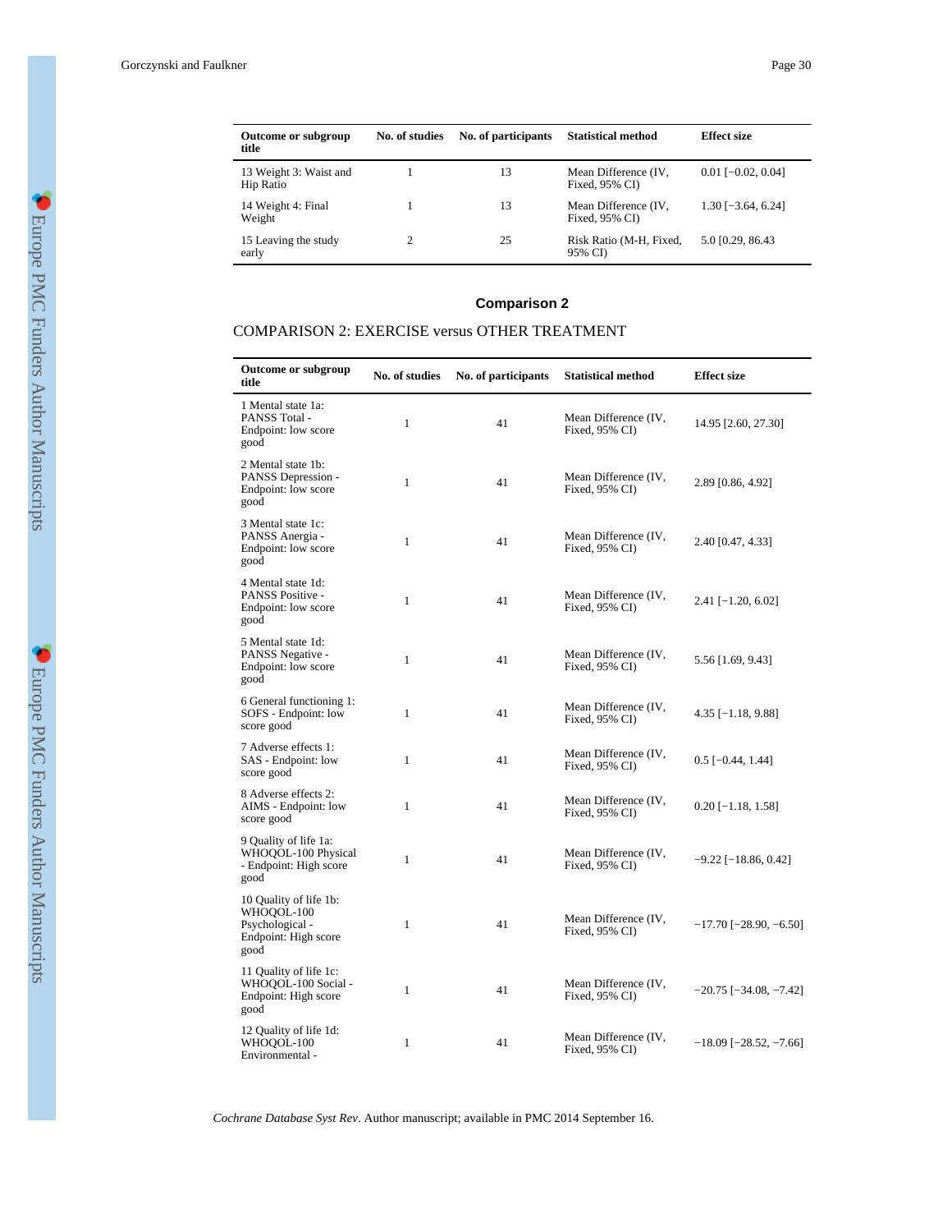| Outcome or subgroup title | No. of studies | No. of participants | Statistical method | Effect size |
|---|---|---|---|---|
| 13 Weight 3: Waist and Hip Ratio | 1 | 13 | Mean Difference (IV, Fixed, 95% CI) | 0.01 [−0.02, 0.04] |
| 14 Weight 4: Final Weight | 1 | 13 | Mean Difference (IV, Fixed, 95% CI) | 1.30 [−3.64, 6.24] |
| 15 Leaving the study early | 2 | 25 | Risk Ratio (M-H, Fixed, 95% CI) | 5.0 [0.29, 86.43 |

## Comparison 2

COMPARISON 2: EXERCISE versus OTHER TREATMENT

| Outcome or subgroup title | No. of studies | No. of participants | Statistical method | Effect size |
|---|---|---|---|---|
| 1 Mental state 1a: PANSS Total - Endpoint: low score good | 1 | 41 | Mean Difference (IV, Fixed, 95% CI) | 14.95 [2.60, 27.30] |
| 2 Mental state 1b: PANSS Depression - Endpoint: low score good | 1 | 41 | Mean Difference (IV, Fixed, 95% CI) | 2.89 [0.86, 4.92] |
| 3 Mental state 1c: PANSS Anergia - Endpoint: low score good | 1 | 41 | Mean Difference (IV, Fixed, 95% CI) | 2.40 [0.47, 4.33] |
| 4 Mental state 1d: PANSS Positive - Endpoint: low score good | 1 | 41 | Mean Difference (IV, Fixed, 95% CI) | 2.41 [−1.20, 6.02] |
| 5 Mental state 1d: PANSS Negative - Endpoint: low score good | 1 | 41 | Mean Difference (IV, Fixed, 95% CI) | 5.56 [1.69, 9.43] |
| 6 General functioning 1: SOFS - Endpoint: low score good | 1 | 41 | Mean Difference (IV, Fixed, 95% CI) | 4.35 [−1.18, 9.88] |
| 7 Adverse effects 1: SAS - Endpoint: low score good | 1 | 41 | Mean Difference (IV, Fixed, 95% CI) | 0.5 [−0.44, 1.44] |
| 8 Adverse effects 2: AIMS - Endpoint: low score good | 1 | 41 | Mean Difference (IV, Fixed, 95% CI) | 0.20 [−1.18, 1.58] |
| 9 Quality of life 1a: WHOQOL-100 Physical - Endpoint: High score good | 1 | 41 | Mean Difference (IV, Fixed, 95% CI) | −9.22 [−18.86, 0.42] |
| 10 Quality of life 1b: WHOQOL-100 Psychological - Endpoint: High score good | 1 | 41 | Mean Difference (IV, Fixed, 95% CI) | −17.70 [−28.90, −6.50] |
| 11 Quality of life 1c: WHOQOL-100 Social - Endpoint: High score good | 1 | 41 | Mean Difference (IV, Fixed, 95% CI) | −20.75 [−34.08, −7.42] |
| 12 Quality of life 1d: WHOQOL-100 Environmental - | 1 | 41 | Mean Difference (IV, Fixed, 95% CI) | −18.09 [−28.52, −7.66] |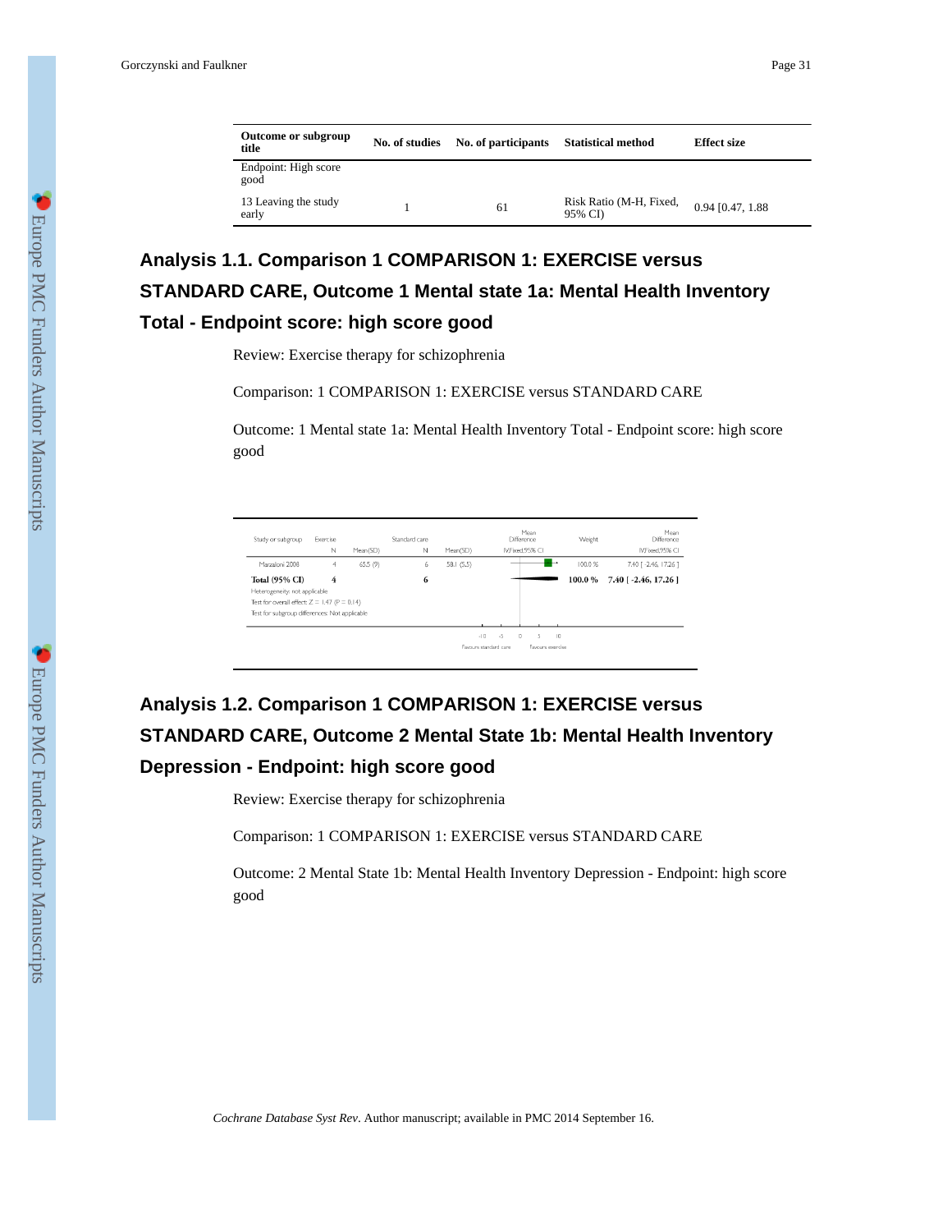| Outcome or subgroup title | No. of studies | No. of participants | Statistical method | Effect size |
|---|---|---|---|---|
| Endpoint: High score good | | | | |
| 13 Leaving the study early | 1 | 61 | Risk Ratio (M-H, Fixed, 95% CI) | 0.94 [0.47, 1.88 |

## Analysis 1.1. Comparison 1 COMPARISON 1: EXERCISE versus STANDARD CARE, Outcome 1 Mental state 1a: Mental Health Inventory Total - Endpoint score: high score good

Review: Exercise therapy for schizophrenia

Comparison: 1 COMPARISON 1: EXERCISE versus STANDARD CARE

Outcome: 1 Mental state 1a: Mental Health Inventory Total - Endpoint score: high score good

| Study or subgroup | Exercise N | Mean(SD) | Standard care N | Mean(SD) | Mean Difference IV,Fixed,95% CI | Weight | Mean Difference IV,Fixed,95% CI |
|---|---|---|---|---|---|---|---|
| Marzaloni 2008 | 4 | 65.5 (9) | 6 | 58.1 (5.5) | | 100.0 % | 7.40 [ -2.46, 17.26 ] |
| **Total (95% CI)** | **4** | | **6** | | | **100.0 %** | **7.40 [ -2.46, 17.26 ]** |

Heterogeneity: not applicable

Test for overall effect: Z = 1.47 (P = 0.14)

Test for subgroup differences: Not applicable

-10 -5 0 5 10

Favours standard care | Favours exercise

## Analysis 1.2. Comparison 1 COMPARISON 1: EXERCISE versus STANDARD CARE, Outcome 2 Mental State 1b: Mental Health Inventory Depression - Endpoint: high score good

Review: Exercise therapy for schizophrenia

Comparison: 1 COMPARISON 1: EXERCISE versus STANDARD CARE

Outcome: 2 Mental State 1b: Mental Health Inventory Depression - Endpoint: high score good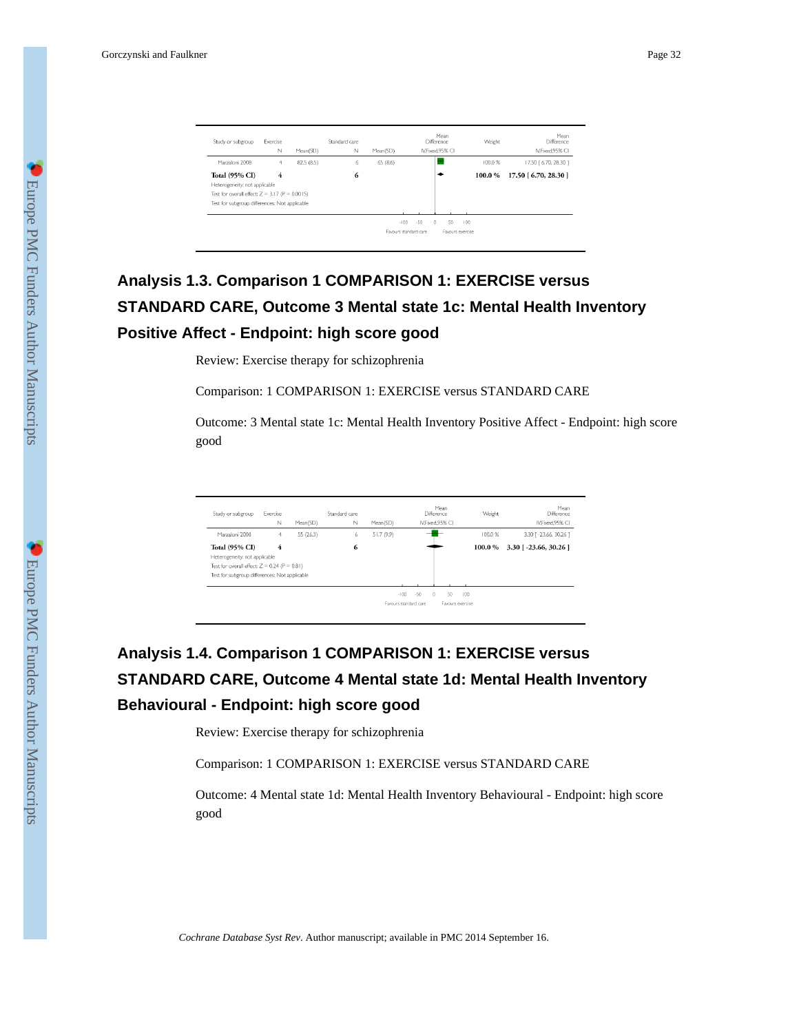| Study or subgroup | Exercise |  | Standard care |  | Mean Difference | Weight | Mean Difference |
|---|---|---|---|---|---|---|---|
|  | N | Mean(SD) | N | Mean(SD) | IV,Fixed,95% CI |  | IV,Fixed,95% CI |
| Marzaloni 2008 | 4 | 82.5 (8.5) | 6 | 65 (8.6) |  | 100.0 % | 17.50 [ 6.70, 28.30 ] |
| **Total (95% CI)** | **4** |  | **6** |  |  | **100.0 %** | **17.50 [ 6.70, 28.30 ]** |

Heterogeneity: not applicable

Test for overall effect: Z = 3.17 (P = 0.0015)

Test for subgroup differences: Not applicable

-100 -50 0 50 100

Favours standard care    Favours exercise

## Analysis 1.3. Comparison 1 COMPARISON 1: EXERCISE versus STANDARD CARE, Outcome 3 Mental state 1c: Mental Health Inventory Positive Affect - Endpoint: high score good

Review: Exercise therapy for schizophrenia

Comparison: 1 COMPARISON 1: EXERCISE versus STANDARD CARE

Outcome: 3 Mental state 1c: Mental Health Inventory Positive Affect - Endpoint: high score good

| Study or subgroup | Exercise |  | Standard care |  | Mean Difference | Weight | Mean Difference |
|---|---|---|---|---|---|---|---|
|  | N | Mean(SD) | N | Mean(SD) | IV,Fixed,95% CI |  | IV,Fixed,95% CI |
| Marzaloni 2008 | 4 | 55 (26.3) | 6 | 51.7 (9.9) |  | 100.0 % | 3.30 [ -23.66, 30.26 ] |
| **Total (95% CI)** | **4** |  | **6** |  |  | **100.0 %** | **3.30 [ -23.66, 30.26 ]** |

Heterogeneity: not applicable

Test for overall effect: Z = 0.24 (P = 0.81)

Test for subgroup differences: Not applicable

-100 -50 0 50 100

Favours standard care    Favours exercise

## Analysis 1.4. Comparison 1 COMPARISON 1: EXERCISE versus STANDARD CARE, Outcome 4 Mental state 1d: Mental Health Inventory Behavioural - Endpoint: high score good

Review: Exercise therapy for schizophrenia

Comparison: 1 COMPARISON 1: EXERCISE versus STANDARD CARE

Outcome: 4 Mental state 1d: Mental Health Inventory Behavioural - Endpoint: high score good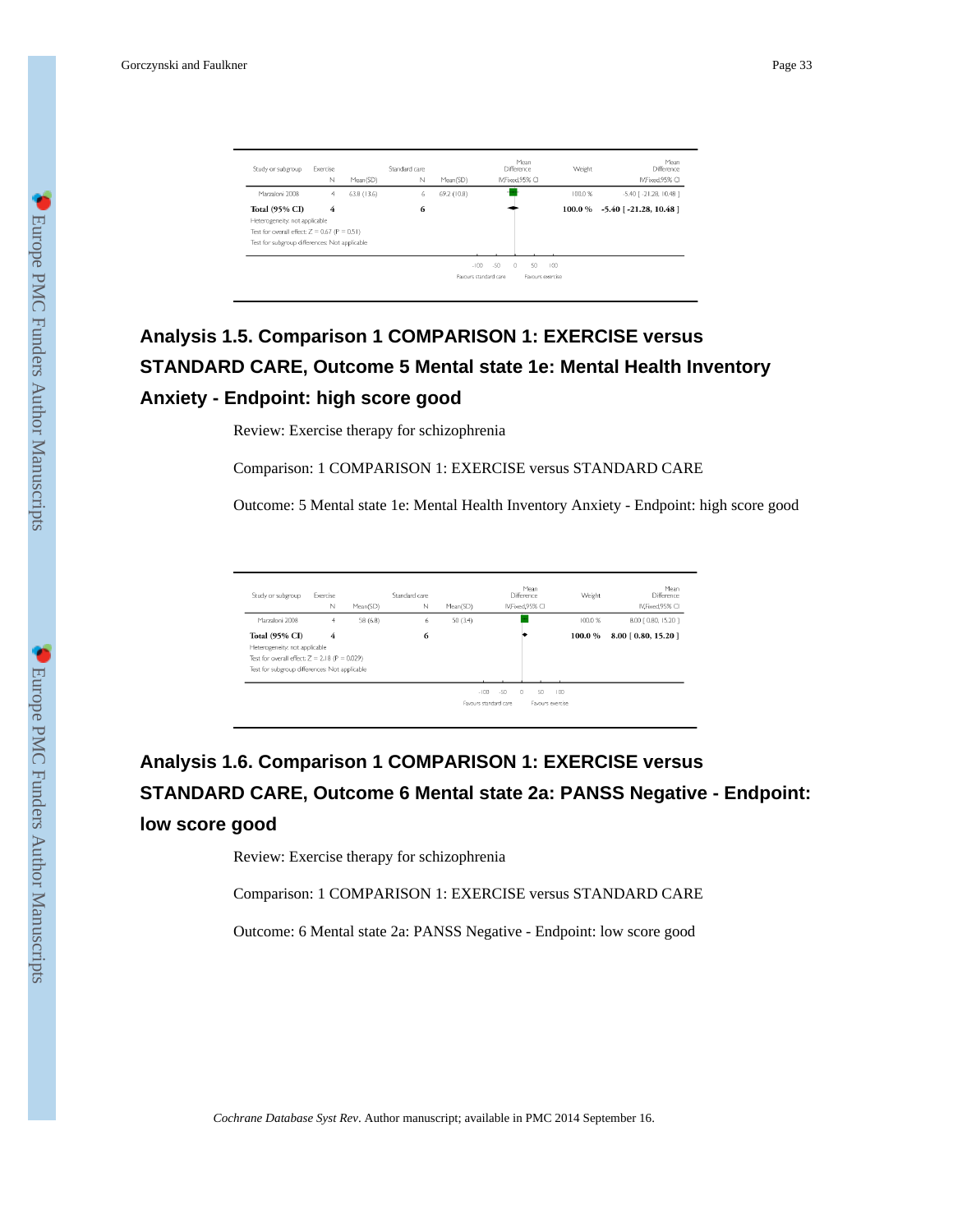| Study or subgroup | Exercise N | Mean(SD) | Standard care N | Mean(SD) | Mean Difference IV,Fixed,95% CI | Weight | Mean Difference IV,Fixed,95% CI |
|---|---|---|---|---|---|---|---|
| Marzaloni 2008 | 4 | 63.8 (13.6) | 6 | 69.2 (10.8) | | 100.0 % | -5.40 [ -21.28, 10.48 ] |
| **Total (95% CI)** | **4** | | **6** | | | **100.0 %** | **-5.40 [ -21.28, 10.48 ]** |

Heterogeneity: not applicable

Test for overall effect: Z = 0.67 (P = 0.51)

Test for subgroup differences: Not applicable

-100 -50 0 50 100

Favours standard care | Favours exercise

## Analysis 1.5. Comparison 1 COMPARISON 1: EXERCISE versus STANDARD CARE, Outcome 5 Mental state 1e: Mental Health Inventory Anxiety - Endpoint: high score good

Review: Exercise therapy for schizophrenia

Comparison: 1 COMPARISON 1: EXERCISE versus STANDARD CARE

Outcome: 5 Mental state 1e: Mental Health Inventory Anxiety - Endpoint: high score good

| Study or subgroup | Exercise N | Mean(SD) | Standard care N | Mean(SD) | Mean Difference IV,Fixed,95% CI | Weight | Mean Difference IV,Fixed,95% CI |
|---|---|---|---|---|---|---|---|
| Marzaloni 2008 | 4 | 58 (6.8) | 6 | 50 (3.4) | | 100.0 % | 8.00 [ 0.80, 15.20 ] |
| **Total (95% CI)** | **4** | | **6** | | | **100.0 %** | **8.00 [ 0.80, 15.20 ]** |

Heterogeneity: not applicable

Test for overall effect: Z = 2.18 (P = 0.029)

Test for subgroup differences: Not applicable

-100 -50 0 50 100

Favours standard care | Favours exercise

## Analysis 1.6. Comparison 1 COMPARISON 1: EXERCISE versus STANDARD CARE, Outcome 6 Mental state 2a: PANSS Negative - Endpoint: low score good

Review: Exercise therapy for schizophrenia

Comparison: 1 COMPARISON 1: EXERCISE versus STANDARD CARE

Outcome: 6 Mental state 2a: PANSS Negative - Endpoint: low score good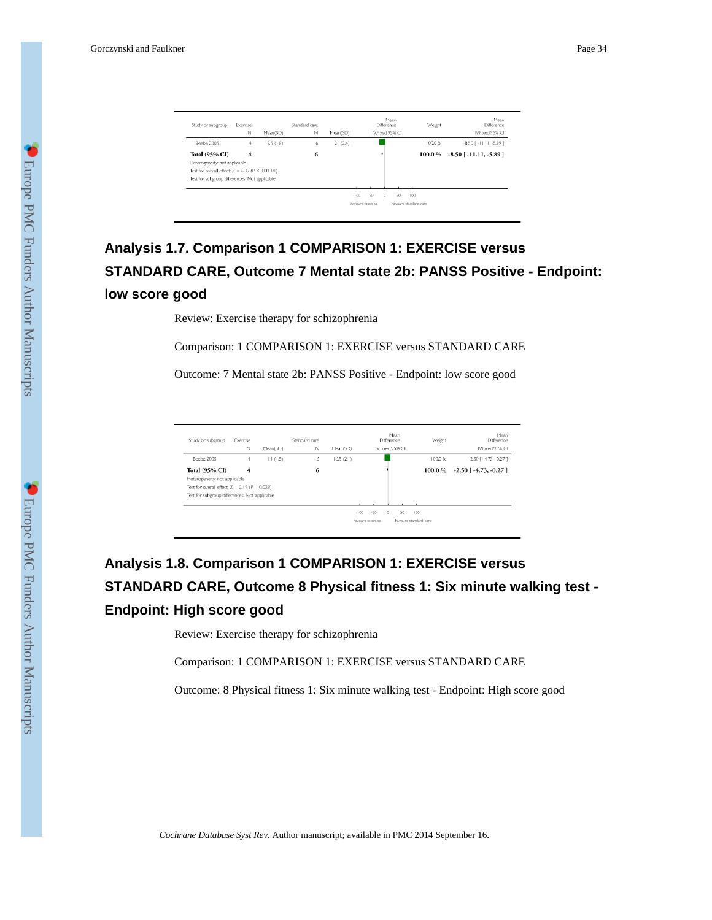| Study or subgroup | Exercise | | Standard care | | Mean Difference | Weight | Mean Difference |
|---|---|---|---|---|---|---|---|
| | N | Mean(SD) | N | Mean(SD) | IV,Fixed,95% CI | | IV,Fixed,95% CI |
| Beebe 2005 | 4 | 12.5 (1.8) | 6 | 21 (2.4) | | 100.0 % | -8.50 [ -11.11, -5.89 ] |
| **Total (95% CI)** | **4** | | **6** | | | **100.0 %** | **-8.50 [ -11.11, -5.89 ]** |

Heterogeneity: not applicable

Test for overall effect: Z = 6.39 (P < 0.00001)

Test for subgroup differences: Not applicable

-100 -50 0 50 100

Favours exercise Favours standard care

## Analysis 1.7. Comparison 1 COMPARISON 1: EXERCISE versus STANDARD CARE, Outcome 7 Mental state 2b: PANSS Positive - Endpoint: low score good

Review: Exercise therapy for schizophrenia

Comparison: 1 COMPARISON 1: EXERCISE versus STANDARD CARE

Outcome: 7 Mental state 2b: PANSS Positive - Endpoint: low score good

| Study or subgroup | Exercise | | Standard care | | Mean Difference | Weight | Mean Difference |
|---|---|---|---|---|---|---|---|
| | N | Mean(SD) | N | Mean(SD) | IV,Fixed,95% CI | | IV,Fixed,95% CI |
| Beebe 2005 | 4 | 14 (1.5) | 6 | 16.5 (2.1) | | 100.0 % | -2.50 [ -4.73, -0.27 ] |
| **Total (95% CI)** | **4** | | **6** | | | **100.0 %** | **-2.50 [ -4.73, -0.27 ]** |

Heterogeneity: not applicable

Test for overall effect: Z = 2.19 (P = 0.028)

Test for subgroup differences: Not applicable

-100 -50 0 50 100

Favours exercise Favours standard care

## Analysis 1.8. Comparison 1 COMPARISON 1: EXERCISE versus STANDARD CARE, Outcome 8 Physical fitness 1: Six minute walking test - Endpoint: High score good

Review: Exercise therapy for schizophrenia

Comparison: 1 COMPARISON 1: EXERCISE versus STANDARD CARE

Outcome: 8 Physical fitness 1: Six minute walking test - Endpoint: High score good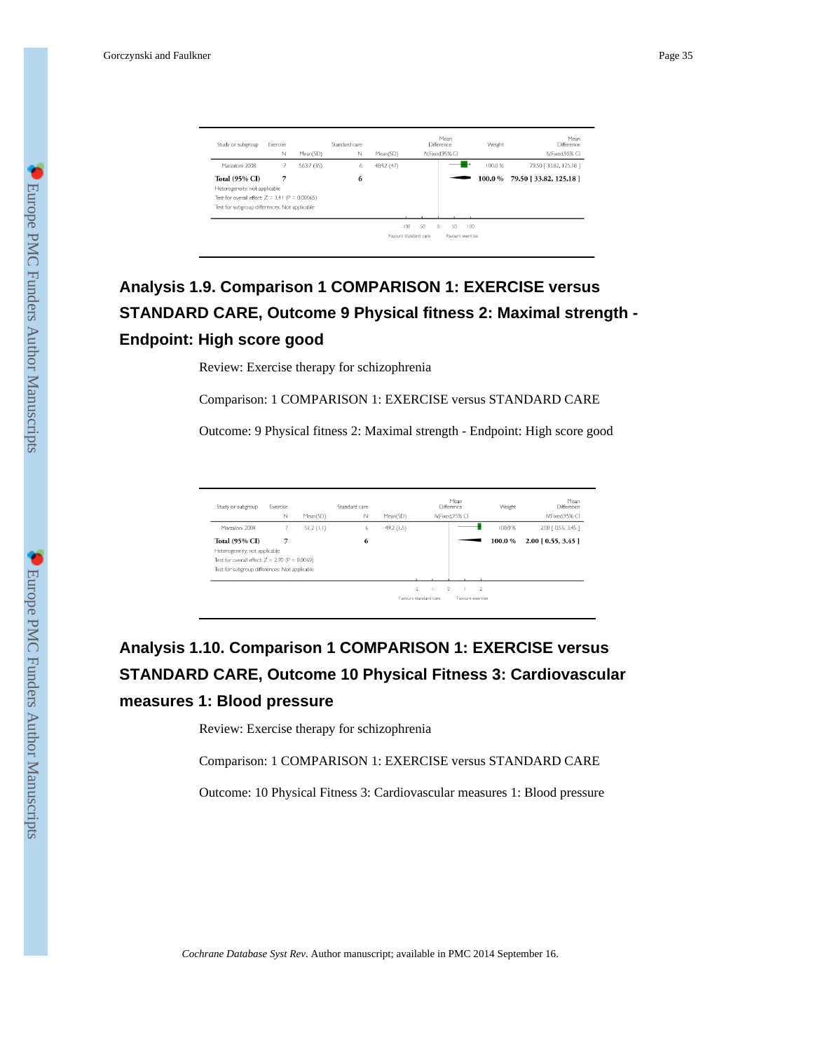| Study or subgroup | Exercise | | Standard care | | Mean Difference | Weight | Mean Difference |
|---|---|---|---|---|---|---|---|
| | N | Mean(SD) | N | Mean(SD) | IV,Fixed,95% CI | | IV,Fixed,95% CI |
| Marzaloni 2008 | 7 | 563.7 (35) | 6 | 484.2 (47) | | 100.0 % | 79.50 [ 33.82, 125.18 ] |
| **Total (95% CI)** | **7** | | **6** | | | **100.0 %** | **79.50 [ 33.82, 125.18 ]** |
| Heterogeneity: not applicable | | | | | | | |
| Test for overall effect: Z = 3.41 (P = 0.00065) | | | | | | | |
| Test for subgroup differences: Not applicable | | | | | | | |

-100 -50 0 50 100

Favours standard care Favours exercise

## Analysis 1.9. Comparison 1 COMPARISON 1: EXERCISE versus STANDARD CARE, Outcome 9 Physical fitness 2: Maximal strength - Endpoint: High score good

Review: Exercise therapy for schizophrenia

Comparison: 1 COMPARISON 1: EXERCISE versus STANDARD CARE

Outcome: 9 Physical fitness 2: Maximal strength - Endpoint: High score good

| Study or subgroup | Exercise | | Standard care | | Mean Difference | Weight | Mean Difference |
|---|---|---|---|---|---|---|---|
| | N | Mean(SD) | N | Mean(SD) | IV,Fixed,95% CI | | IV,Fixed,95% CI |
| Marzaloni 2008 | 7 | 51.2 (1.1) | 6 | 49.2 (1.5) | | 100.0 % | 2.00 [ 0.55, 3.45 ] |
| **Total (95% CI)** | **7** | | **6** | | | **100.0 %** | **2.00 [ 0.55, 3.45 ]** |
| Heterogeneity: not applicable | | | | | | | |
| Test for overall effect: Z = 2.70 (P = 0.0069) | | | | | | | |
| Test for subgroup differences: Not applicable | | | | | | | |

-2 -1 0 1 2

Favours standard care Favours exercise

## Analysis 1.10. Comparison 1 COMPARISON 1: EXERCISE versus STANDARD CARE, Outcome 10 Physical Fitness 3: Cardiovascular measures 1: Blood pressure

Review: Exercise therapy for schizophrenia

Comparison: 1 COMPARISON 1: EXERCISE versus STANDARD CARE

Outcome: 10 Physical Fitness 3: Cardiovascular measures 1: Blood pressure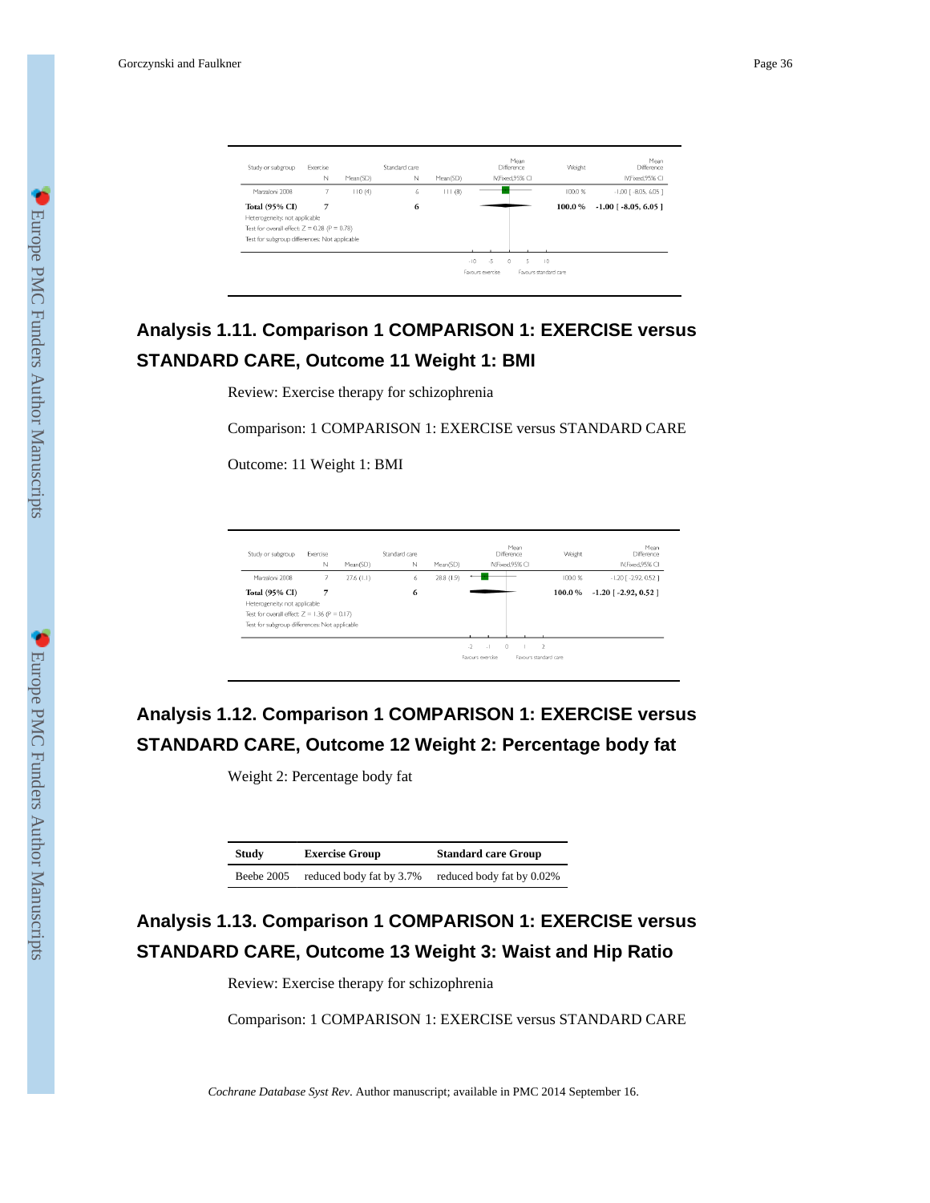| Study or subgroup | Exercise |  | Standard care |  | Mean Difference | Weight | Mean Difference |
|---|---|---|---|---|---|---|---|
|  | N | Mean(SD) | N | Mean(SD) | IV,Fixed,95% CI |  | IV,Fixed,95% CI |
| Marzaloni 2008 | 7 | 110 (4) | 6 | 111 (8) |  | 100.0 % | -1.00 [ -8.05, 6.05 ] |
| **Total (95% CI)** | **7** |  | **6** |  |  | **100.0 %** | **-1.00 [ -8.05, 6.05 ]** |

Heterogeneity: not applicable

Test for overall effect: Z = 0.28 (P = 0.78)

Test for subgroup differences: Not applicable

-10 -5 0 5 10

Favours exercise Favours standard care

## Analysis 1.11. Comparison 1 COMPARISON 1: EXERCISE versus STANDARD CARE, Outcome 11 Weight 1: BMI

Review: Exercise therapy for schizophrenia

Comparison: 1 COMPARISON 1: EXERCISE versus STANDARD CARE

Outcome: 11 Weight 1: BMI

| Study or subgroup | Exercise |  | Standard care |  | Mean Difference | Weight | Mean Difference |
|---|---|---|---|---|---|---|---|
|  | N | Mean(SD) | N | Mean(SD) | IV,Fixed,95% CI |  | IV,Fixed,95% CI |
| Marzaloni 2008 | 7 | 27.6 (1.1) | 6 | 28.8 (1.9) |  | 100.0 % | -1.20 [ -2.92, 0.52 ] |
| **Total (95% CI)** | **7** |  | **6** |  |  | **100.0 %** | **-1.20 [ -2.92, 0.52 ]** |

Heterogeneity: not applicable

Test for overall effect: Z = 1.36 (P = 0.17)

Test for subgroup differences: Not applicable

-2 -1 0 1 2

Favours exercise Favours standard care

## Analysis 1.12. Comparison 1 COMPARISON 1: EXERCISE versus STANDARD CARE, Outcome 12 Weight 2: Percentage body fat

Weight 2: Percentage body fat

| Study | Exercise Group | Standard care Group |
|---|---|---|
| Beebe 2005 | reduced body fat by 3.7% | reduced body fat by 0.02% |

## Analysis 1.13. Comparison 1 COMPARISON 1: EXERCISE versus STANDARD CARE, Outcome 13 Weight 3: Waist and Hip Ratio

Review: Exercise therapy for schizophrenia

Comparison: 1 COMPARISON 1: EXERCISE versus STANDARD CARE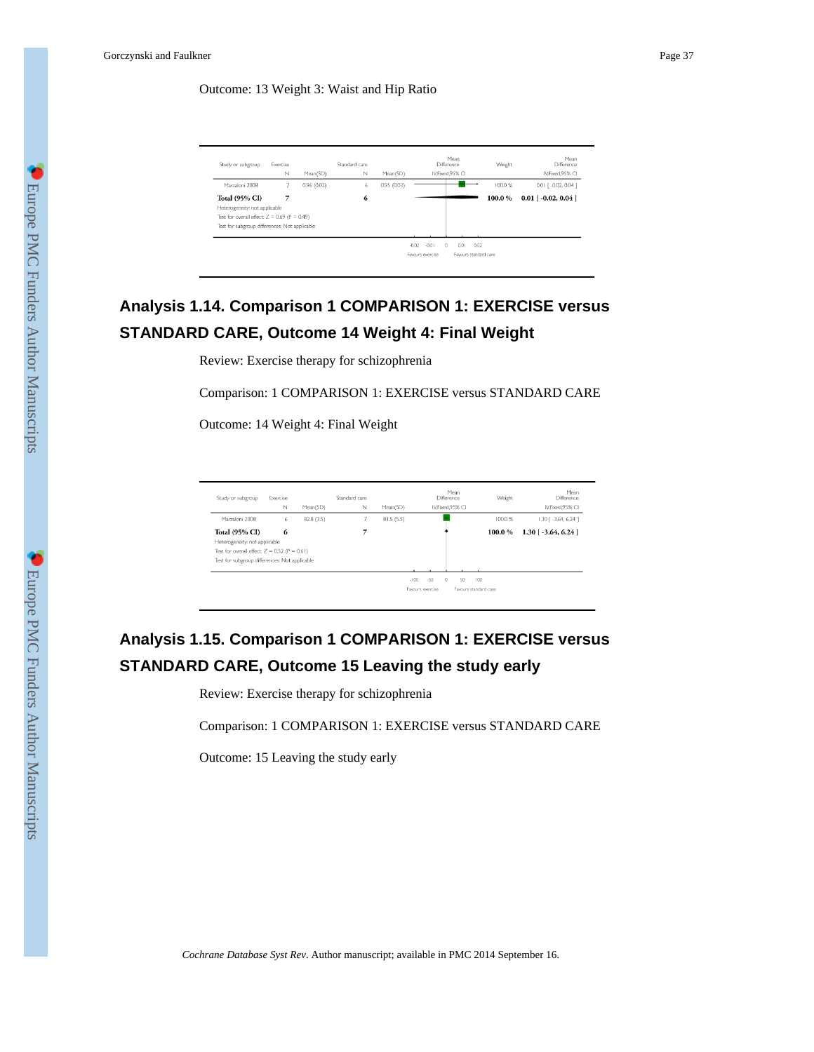Outcome: 13 Weight 3: Waist and Hip Ratio

| Study or subgroup | Exercise N | Mean(SD) | Standard care N | Mean(SD) | Mean Difference IV,Fixed,95% CI | Weight | Mean Difference IV,Fixed,95% CI |
|---|---|---|---|---|---|---|---|
| Marzaloni 2008 | 7 | 0.96 (0.02) | 6 | 0.95 (0.03) | | 100.0 % | 0.01 [ -0.02, 0.04 ] |
| **Total (95% CI)** | **7** | | **6** | | | **100.0 %** | **0.01 [ -0.02, 0.04 ]** |

Heterogeneity: not applicable
Test for overall effect: Z = 0.69 (P = 0.49)
Test for subgroup differences: Not applicable

-0.02 -0.01 0 0.01 0.02
Favours exercise Favours standard care

## Analysis 1.14. Comparison 1 COMPARISON 1: EXERCISE versus STANDARD CARE, Outcome 14 Weight 4: Final Weight

Review: Exercise therapy for schizophrenia

Comparison: 1 COMPARISON 1: EXERCISE versus STANDARD CARE

Outcome: 14 Weight 4: Final Weight

| Study or subgroup | Exercise N | Mean(SD) | Standard care N | Mean(SD) | Mean Difference IV,Fixed,95% CI | Weight | Mean Difference IV,Fixed,95% CI |
|---|---|---|---|---|---|---|---|
| Marzaloni 2008 | 6 | 82.8 (3.5) | 7 | 81.5 (5.5) | | 100.0 % | 1.30 [ -3.64, 6.24 ] |
| **Total (95% CI)** | **6** | | **7** | | | **100.0 %** | **1.30 [ -3.64, 6.24 ]** |

Heterogeneity: not applicable
Test for overall effect: Z = 0.52 (P = 0.61)
Test for subgroup differences: Not applicable

-100 -50 0 50 100
Favours exercise Favours standard care

## Analysis 1.15. Comparison 1 COMPARISON 1: EXERCISE versus STANDARD CARE, Outcome 15 Leaving the study early

Review: Exercise therapy for schizophrenia

Comparison: 1 COMPARISON 1: EXERCISE versus STANDARD CARE

Outcome: 15 Leaving the study early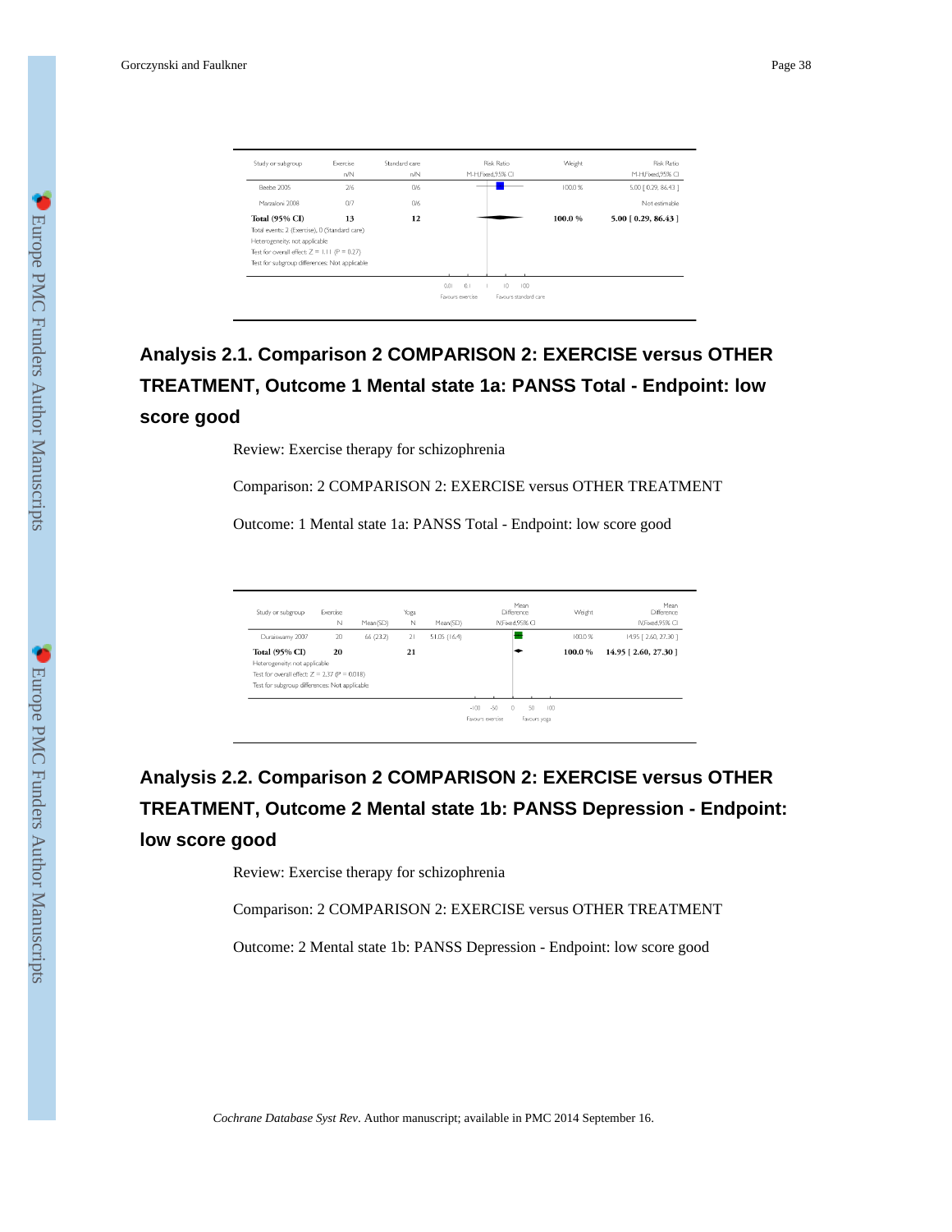| Study or subgroup | Exercise n/N | Standard care n/N | Risk Ratio M-H,Fixed,95% CI | Weight | Risk Ratio M-H,Fixed,95% CI |
|---|---|---|---|---|---|
| Beebe 2005 | 2/6 | 0/6 | | 100.0 % | 5.00 [ 0.29, 86.43 ] |
| Marzaloni 2008 | 0/7 | 0/6 | | | Not estimable |
| **Total (95% CI)** | **13** | **12** | | **100.0 %** | **5.00 [ 0.29, 86.43 ]** |

Total events: 2 (Exercise), 0 (Standard care)
Heterogeneity: not applicable
Test for overall effect: Z = 1.11 (P = 0.27)
Test for subgroup differences: Not applicable

0.01 0.1 1 10 100
Favours exercise Favours standard care

## Analysis 2.1. Comparison 2 COMPARISON 2: EXERCISE versus OTHER TREATMENT, Outcome 1 Mental state 1a: PANSS Total - Endpoint: low score good

Review: Exercise therapy for schizophrenia

Comparison: 2 COMPARISON 2: EXERCISE versus OTHER TREATMENT

Outcome: 1 Mental state 1a: PANSS Total - Endpoint: low score good

| Study or subgroup | Exercise N | Mean(SD) | Yoga N | Mean(SD) | Mean Difference IV,Fixed,95% CI | Weight | Mean Difference IV,Fixed,95% CI |
|---|---|---|---|---|---|---|---|
| Duraiswamy 2007 | 20 | 66 (23.2) | 21 | 51.05 (16.4) | | 100.0 % | 14.95 [ 2.60, 27.30 ] |
| **Total (95% CI)** | **20** | | **21** | | | **100.0 %** | **14.95 [ 2.60, 27.30 ]** |

Heterogeneity: not applicable
Test for overall effect: Z = 2.37 (P = 0.018)
Test for subgroup differences: Not applicable

-100 -50 0 50 100
Favours exercise Favours yoga

## Analysis 2.2. Comparison 2 COMPARISON 2: EXERCISE versus OTHER TREATMENT, Outcome 2 Mental state 1b: PANSS Depression - Endpoint: low score good

Review: Exercise therapy for schizophrenia

Comparison: 2 COMPARISON 2: EXERCISE versus OTHER TREATMENT

Outcome: 2 Mental state 1b: PANSS Depression - Endpoint: low score good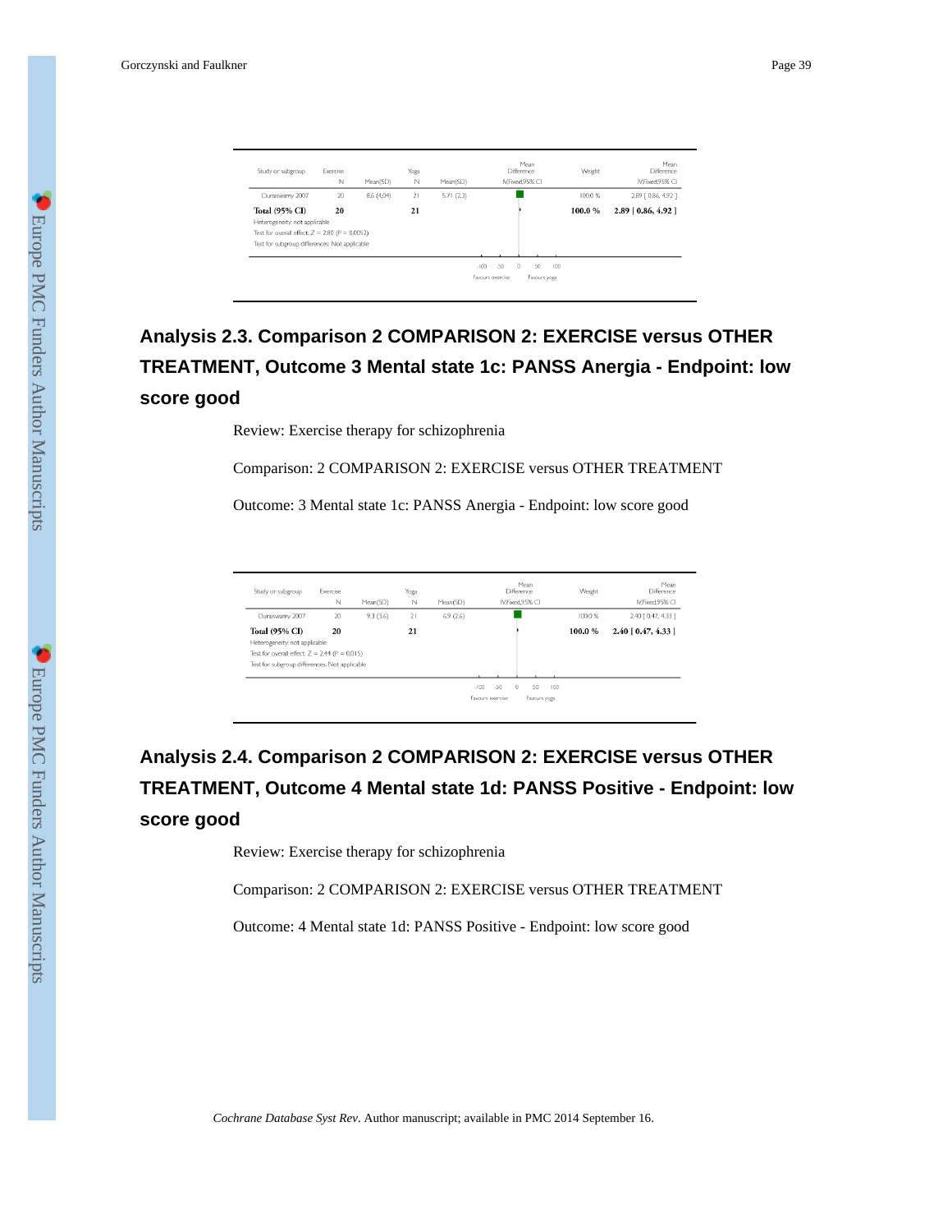| Study or subgroup | Exercise N | Mean(SD) | Yoga N | Mean(SD) | Mean Difference IV,Fixed,95% CI | Weight | Mean Difference IV,Fixed,95% CI |
|---|---|---|---|---|---|---|---|
| Duraiswamy 2007 | 20 | 8.6 (4.04) | 21 | 5.71 (2.3) | | 100.0 % | 2.89 [ 0.86, 4.92 ] |
| **Total (95% CI)** | **20** | | **21** | | | **100.0 %** | **2.89 [ 0.86, 4.92 ]** |

Heterogeneity: not applicable

Test for overall effect: Z = 2.80 (P = 0.0052)

Test for subgroup differences: Not applicable

-100 -50 0 50 100

Favours exercise Favours yoga

## Analysis 2.3. Comparison 2 COMPARISON 2: EXERCISE versus OTHER TREATMENT, Outcome 3 Mental state 1c: PANSS Anergia - Endpoint: low score good

Review: Exercise therapy for schizophrenia

Comparison: 2 COMPARISON 2: EXERCISE versus OTHER TREATMENT

Outcome: 3 Mental state 1c: PANSS Anergia - Endpoint: low score good

| Study or subgroup | Exercise N | Mean(SD) | Yoga N | Mean(SD) | Mean Difference IV,Fixed,95% CI | Weight | Mean Difference IV,Fixed,95% CI |
|---|---|---|---|---|---|---|---|
| Duraiswamy 2007 | 20 | 9.3 (3.6) | 21 | 6.9 (2.6) | | 100.0 % | 2.40 [ 0.47, 4.33 ] |
| **Total (95% CI)** | **20** | | **21** | | | **100.0 %** | **2.40 [ 0.47, 4.33 ]** |

Heterogeneity: not applicable

Test for overall effect: Z = 2.44 (P = 0.015)

Test for subgroup differences: Not applicable

-100 -50 0 50 100

Favours exercise Favours yoga

## Analysis 2.4. Comparison 2 COMPARISON 2: EXERCISE versus OTHER TREATMENT, Outcome 4 Mental state 1d: PANSS Positive - Endpoint: low score good

Review: Exercise therapy for schizophrenia

Comparison: 2 COMPARISON 2: EXERCISE versus OTHER TREATMENT

Outcome: 4 Mental state 1d: PANSS Positive - Endpoint: low score good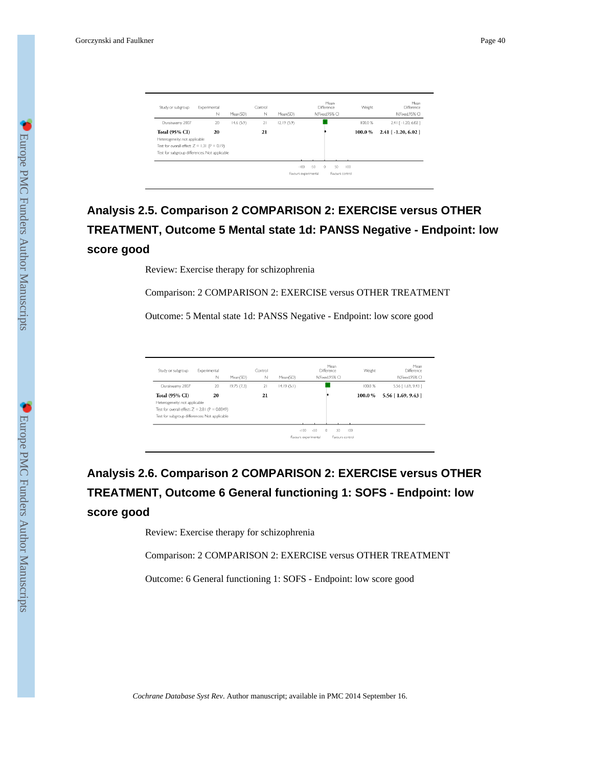| Study or subgroup | Experimental N | Mean(SD) | Control N | Mean(SD) | Mean Difference IV,Fixed,95% CI | Weight | Mean Difference IV,Fixed,95% CI |
|---|---|---|---|---|---|---|---|
| Duraiswamy 2007 | 20 | 14.6 (5.9) | 21 | 12.19 (5.9) | | 100.0 % | 2.41 [ -1.20, 6.02 ] |
| **Total (95% CI)** | **20** | | **21** | | | **100.0 %** | **2.41 [ -1.20, 6.02 ]** |

Heterogeneity: not applicable

Test for overall effect: Z = 1.31 (P = 0.19)

Test for subgroup differences: Not applicable

-100 -50 0 50 100

Favours experimental    Favours control

## Analysis 2.5. Comparison 2 COMPARISON 2: EXERCISE versus OTHER TREATMENT, Outcome 5 Mental state 1d: PANSS Negative - Endpoint: low score good

Review: Exercise therapy for schizophrenia

Comparison: 2 COMPARISON 2: EXERCISE versus OTHER TREATMENT

Outcome: 5 Mental state 1d: PANSS Negative - Endpoint: low score good

| Study or subgroup | Experimental N | Mean(SD) | Control N | Mean(SD) | Mean Difference IV,Fixed,95% CI | Weight | Mean Difference IV,Fixed,95% CI |
|---|---|---|---|---|---|---|---|
| Duraiswamy 2007 | 20 | 19.75 (7.3) | 21 | 14.19 (5.1) | | 100.0 % | 5.56 [ 1.69, 9.43 ] |
| **Total (95% CI)** | **20** | | **21** | | | **100.0 %** | **5.56 [ 1.69, 9.43 ]** |

Heterogeneity: not applicable

Test for overall effect: Z = 2.81 (P = 0.0049)

Test for subgroup differences: Not applicable

-100 -50 0 50 100

Favours experimental    Favours control

## Analysis 2.6. Comparison 2 COMPARISON 2: EXERCISE versus OTHER TREATMENT, Outcome 6 General functioning 1: SOFS - Endpoint: low score good

Review: Exercise therapy for schizophrenia

Comparison: 2 COMPARISON 2: EXERCISE versus OTHER TREATMENT

Outcome: 6 General functioning 1: SOFS - Endpoint: low score good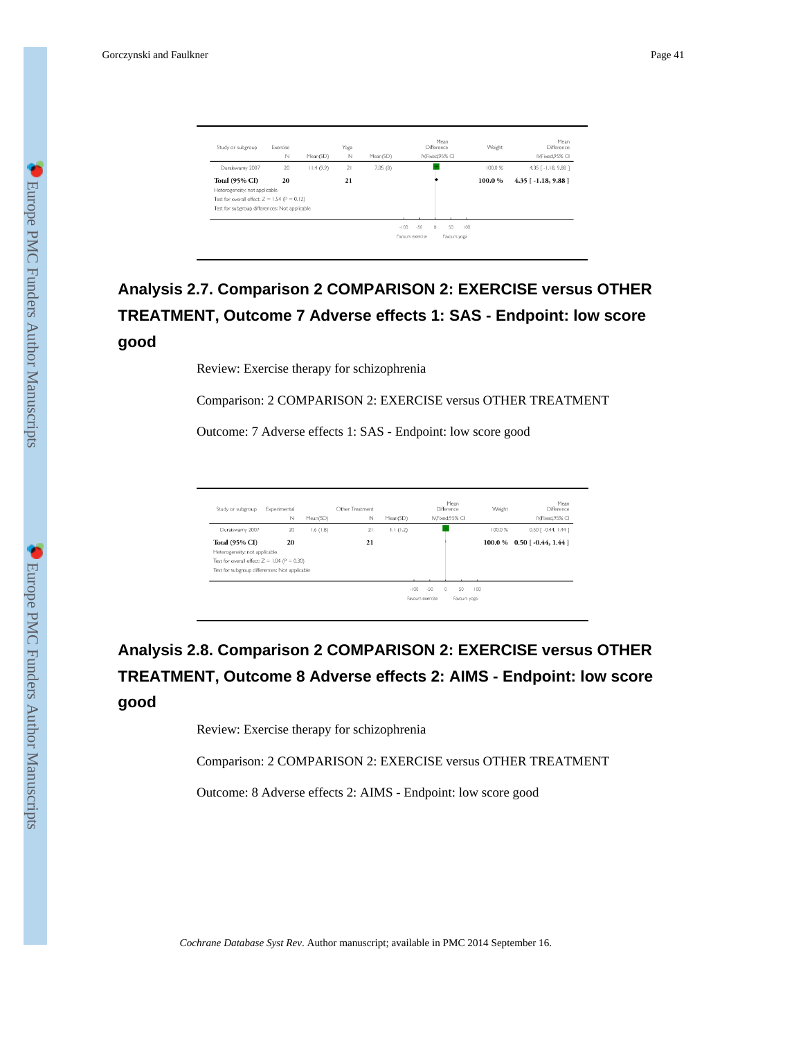| Study or subgroup | Exercise |  | Yoga |  | Mean Difference | Weight | Mean Difference |
|---|---|---|---|---|---|---|---|
|  | N | Mean(SD) | N | Mean(SD) | IV,Fixed,95% CI |  | IV,Fixed,95% CI |
| Duraiswamy 2007 | 20 | 11.4 (9.9) | 21 | 7.05 (8) |  | 100.0 % | 4.35 [ -1.18, 9.88 ] |
| **Total (95% CI)** | **20** |  | **21** |  |  | **100.0 %** | **4.35 [ -1.18, 9.88 ]** |

Heterogeneity: not applicable

Test for overall effect: Z = 1.54 (P = 0.12)

Test for subgroup differences: Not applicable

-100 -50 0 50 100

Favours exercise Favours yoga

## Analysis 2.7. Comparison 2 COMPARISON 2: EXERCISE versus OTHER TREATMENT, Outcome 7 Adverse effects 1: SAS - Endpoint: low score good

Review: Exercise therapy for schizophrenia

Comparison: 2 COMPARISON 2: EXERCISE versus OTHER TREATMENT

Outcome: 7 Adverse effects 1: SAS - Endpoint: low score good

| Study or subgroup | Experimental |  | Other Treatment |  | Mean Difference | Weight | Mean Difference |
|---|---|---|---|---|---|---|---|
|  | N | Mean(SD) | N | Mean(SD) | IV,Fixed,95% CI |  | IV,Fixed,95% CI |
| Duraiswamy 2007 | 20 | 1.6 (1.8) | 21 | 1.1 (1.2) |  | 100.0 % | 0.50 [ -0.44, 1.44 ] |
| **Total (95% CI)** | **20** |  | **21** |  |  | **100.0 %** | **0.50 [ -0.44, 1.44 ]** |

Heterogeneity: not applicable

Test for overall effect: Z = 1.04 (P = 0.30)

Test for subgroup differences: Not applicable

-100 -50 0 50 100

Favours exercise Favours yoga

## Analysis 2.8. Comparison 2 COMPARISON 2: EXERCISE versus OTHER TREATMENT, Outcome 8 Adverse effects 2: AIMS - Endpoint: low score good

Review: Exercise therapy for schizophrenia

Comparison: 2 COMPARISON 2: EXERCISE versus OTHER TREATMENT

Outcome: 8 Adverse effects 2: AIMS - Endpoint: low score good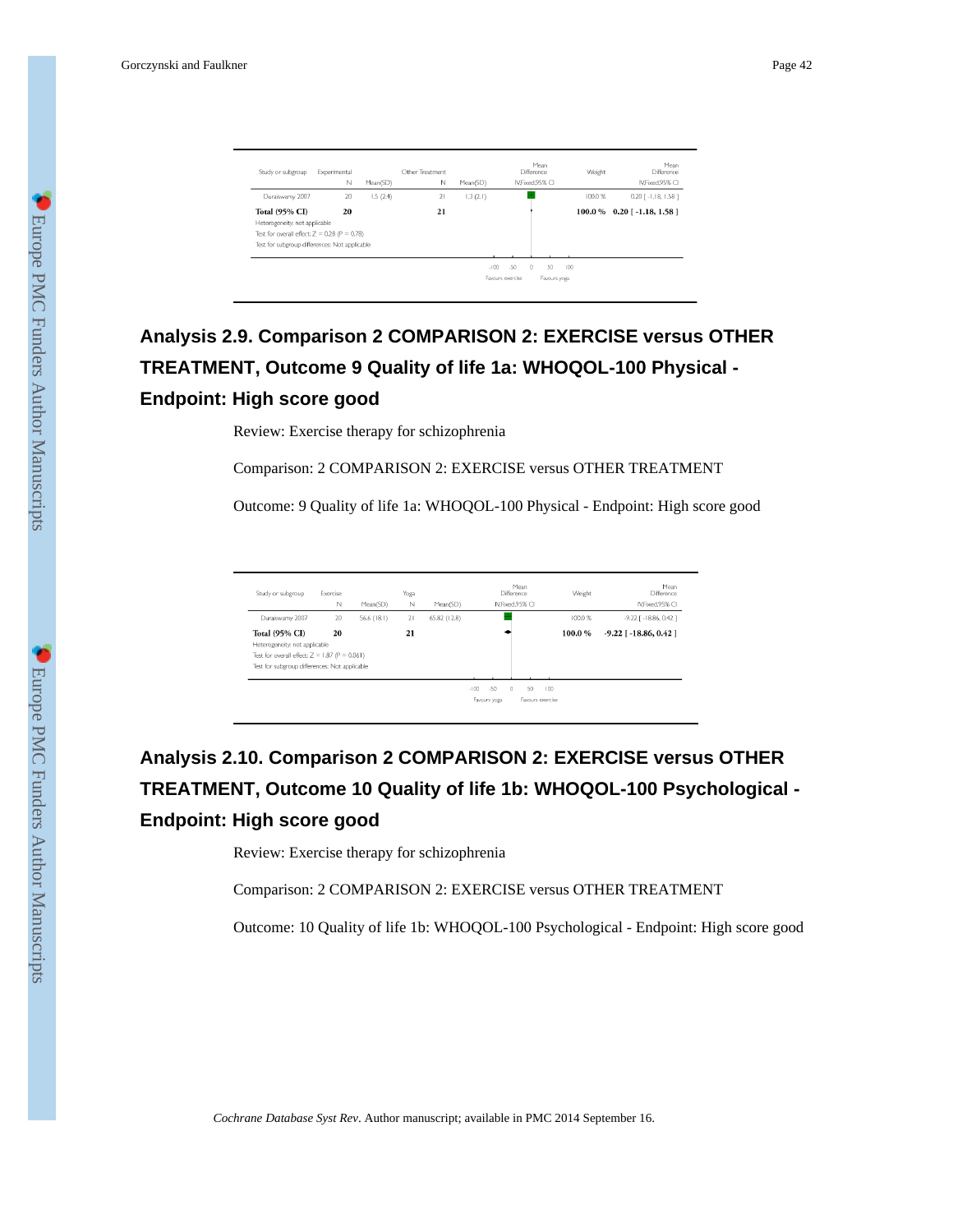| Study or subgroup | Experimental | | Other Treatment | | Mean Difference | Weight | Mean Difference |
|---|---|---|---|---|---|---|---|
| | N | Mean(SD) | N | Mean(SD) | IV,Fixed,95% CI | | IV,Fixed,95% CI |
| Duraiswamy 2007 | 20 | 1.5 (2.4) | 21 | 1.3 (2.1) | | 100.0 % | 0.20 [ -1.18, 1.58 ] |
| **Total (95% CI)** | **20** | | **21** | | | **100.0 %** | **0.20 [ -1.18, 1.58 ]** |

Heterogeneity: not applicable

Test for overall effect: Z = 0.28 (P = 0.78)

Test for subgroup differences: Not applicable

-100 -50 0 50 100

Favours exercise Favours yoga

## Analysis 2.9. Comparison 2 COMPARISON 2: EXERCISE versus OTHER TREATMENT, Outcome 9 Quality of life 1a: WHOQOL-100 Physical - Endpoint: High score good

Review: Exercise therapy for schizophrenia

Comparison: 2 COMPARISON 2: EXERCISE versus OTHER TREATMENT

Outcome: 9 Quality of life 1a: WHOQOL-100 Physical - Endpoint: High score good

| Study or subgroup | Exercise | | Yoga | | Mean Difference | Weight | Mean Difference |
|---|---|---|---|---|---|---|---|
| | N | Mean(SD) | N | Mean(SD) | IV,Fixed,95% CI | | IV,Fixed,95% CI |
| Duraiswamy 2007 | 20 | 56.6 (18.1) | 21 | 65.82 (12.8) | | 100.0 % | -9.22 [ -18.86, 0.42 ] |
| **Total (95% CI)** | **20** | | **21** | | | **100.0 %** | **-9.22 [ -18.86, 0.42 ]** |

Heterogeneity: not applicable

Test for overall effect: Z = 1.87 (P = 0.061)

Test for subgroup differences: Not applicable

-100 -50 0 50 100

Favours yoga Favours exercise

## Analysis 2.10. Comparison 2 COMPARISON 2: EXERCISE versus OTHER TREATMENT, Outcome 10 Quality of life 1b: WHOQOL-100 Psychological - Endpoint: High score good

Review: Exercise therapy for schizophrenia

Comparison: 2 COMPARISON 2: EXERCISE versus OTHER TREATMENT

Outcome: 10 Quality of life 1b: WHOQOL-100 Psychological - Endpoint: High score good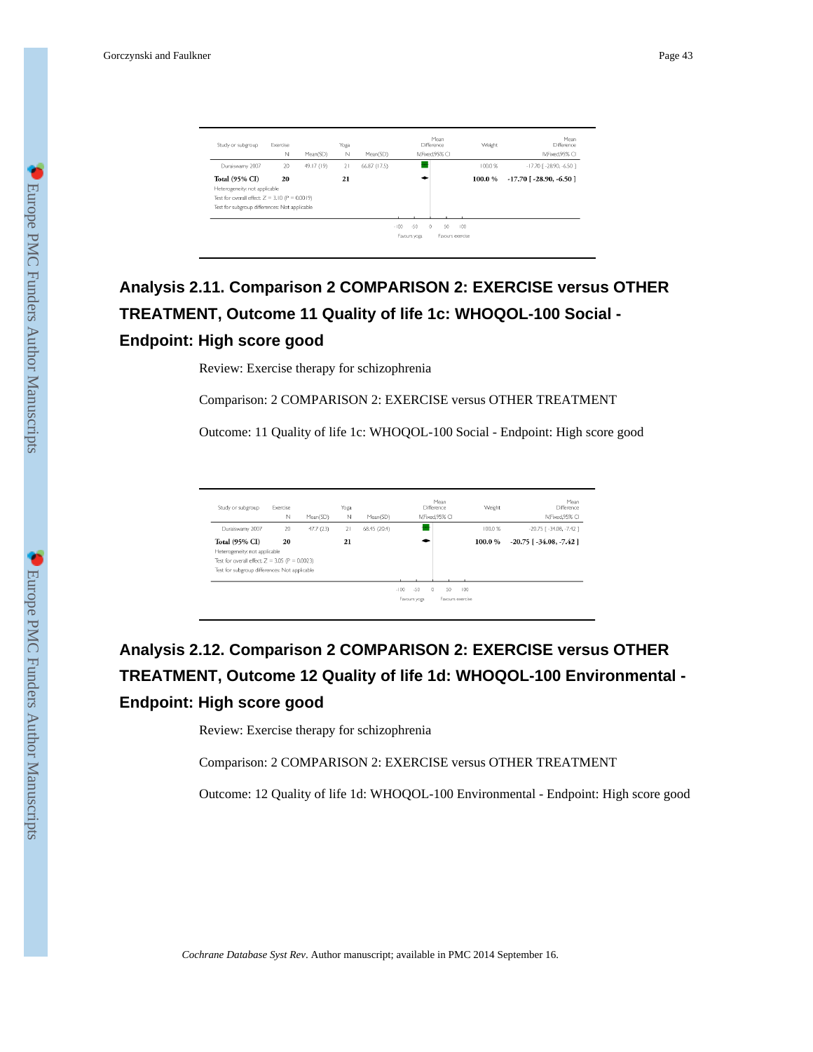| Study or subgroup | Exercise N | Mean(SD) | Yoga N | Mean(SD) | Mean Difference IV,Fixed,95% CI | Weight | Mean Difference IV,Fixed,95% CI |
|---|---|---|---|---|---|---|---|
| Duraiswamy 2007 | 20 | 49.17 (19) | 21 | 66.87 (17.5) | | 100.0 % | -17.70 [ -28.90, -6.50 ] |
| **Total (95% CI)** | **20** | | **21** | | | **100.0 %** | **-17.70 [ -28.90, -6.50 ]** |
| Heterogeneity: not applicable | | | | | | | |
| Test for overall effect: Z = 3.10 (P = 0.0019) | | | | | | | |
| Test for subgroup differences: Not applicable | | | | | | | |

-100 -50 0 50 100

Favours yoga    Favours exercise

## Analysis 2.11. Comparison 2 COMPARISON 2: EXERCISE versus OTHER TREATMENT, Outcome 11 Quality of life 1c: WHOQOL-100 Social - Endpoint: High score good

Review: Exercise therapy for schizophrenia

Comparison: 2 COMPARISON 2: EXERCISE versus OTHER TREATMENT

Outcome: 11 Quality of life 1c: WHOQOL-100 Social - Endpoint: High score good

| Study or subgroup | Exercise N | Mean(SD) | Yoga N | Mean(SD) | Mean Difference IV,Fixed,95% CI | Weight | Mean Difference IV,Fixed,95% CI |
|---|---|---|---|---|---|---|---|
| Duraiswamy 2007 | 20 | 47.7 (23) | 21 | 68.45 (20.4) | | 100.0 % | -20.75 [ -34.08, -7.42 ] |
| **Total (95% CI)** | **20** | | **21** | | | **100.0 %** | **-20.75 [ -34.08, -7.42 ]** |
| Heterogeneity: not applicable | | | | | | | |
| Test for overall effect: Z = 3.05 (P = 0.0023) | | | | | | | |
| Test for subgroup differences: Not applicable | | | | | | | |

-100 -50 0 50 100

Favours yoga    Favours exercise

## Analysis 2.12. Comparison 2 COMPARISON 2: EXERCISE versus OTHER TREATMENT, Outcome 12 Quality of life 1d: WHOQOL-100 Environmental - Endpoint: High score good

Review: Exercise therapy for schizophrenia

Comparison: 2 COMPARISON 2: EXERCISE versus OTHER TREATMENT

Outcome: 12 Quality of life 1d: WHOQOL-100 Environmental - Endpoint: High score good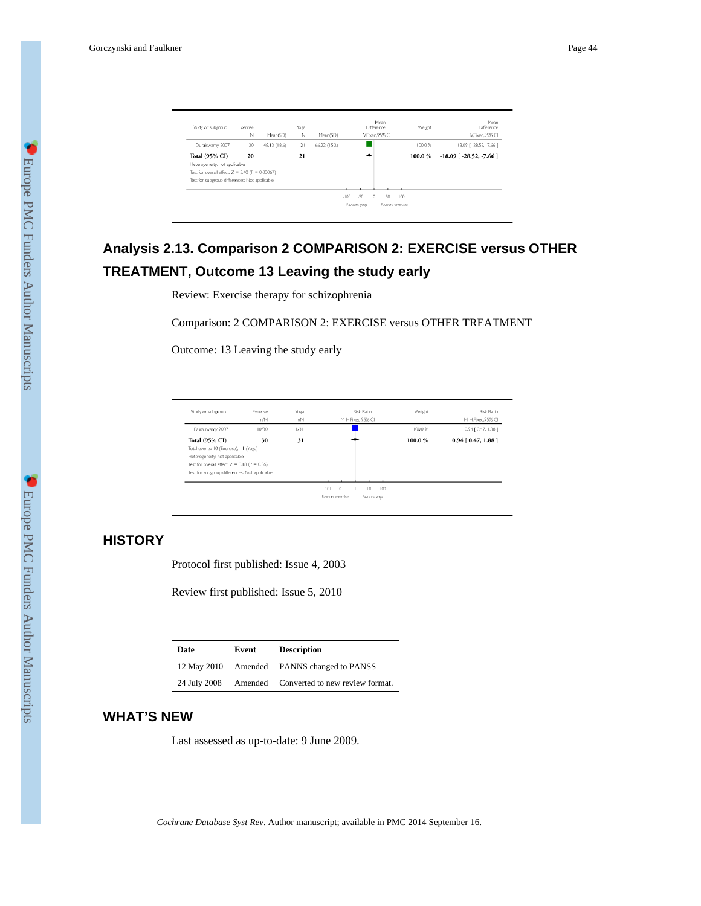| Study or subgroup | Exercise N | Mean(SD) | Yoga N | Mean(SD) | Mean Difference IV,Fixed,95% CI | Weight | Mean Difference IV,Fixed,95% CI |
|---|---|---|---|---|---|---|---|
| Duraiswamy 2007 | 20 | 48.13 (18.6) | 21 | 66.22 (15.2) | | 100.0 % | -18.09 [ -28.52, -7.66 ] |
| **Total (95% CI)** | **20** | | **21** | | | **100.0 %** | **-18.09 [ -28.52, -7.66 ]** |

Heterogeneity: not applicable

Test for overall effect: Z = 3.40 (P = 0.00067)

Test for subgroup differences: Not applicable

-100 -50 0 50 100

Favours yoga Favours exercise

## Analysis 2.13. Comparison 2 COMPARISON 2: EXERCISE versus OTHER TREATMENT, Outcome 13 Leaving the study early

Review: Exercise therapy for schizophrenia

Comparison: 2 COMPARISON 2: EXERCISE versus OTHER TREATMENT

Outcome: 13 Leaving the study early

| Study or subgroup | Exercise n/N | Yoga n/N | Risk Ratio M-H,Fixed,95% CI | Weight | Risk Ratio M-H,Fixed,95% CI |
|---|---|---|---|---|---|
| Duraiswamy 2007 | 10/30 | 11/31 | | 100.0 % | 0.94 [ 0.47, 1.88 ] |
| **Total (95% CI)** | **30** | **31** | | **100.0 %** | **0.94 [ 0.47, 1.88 ]** |

Total events: 10 (Exercise), 11 (Yoga)

Heterogeneity: not applicable

Test for overall effect: Z = 0.18 (P = 0.86)

Test for subgroup differences: Not applicable

0.01 0.1 1 10 100

Favours exercise Favours yoga

## HISTORY

Protocol first published: Issue 4, 2003

Review first published: Issue 5, 2010

| Date | Event | Description |
|---|---|---|
| 12 May 2010 | Amended | PANNS changed to PANSS |
| 24 July 2008 | Amended | Converted to new review format. |

## WHAT'S NEW

Last assessed as up-to-date: 9 June 2009.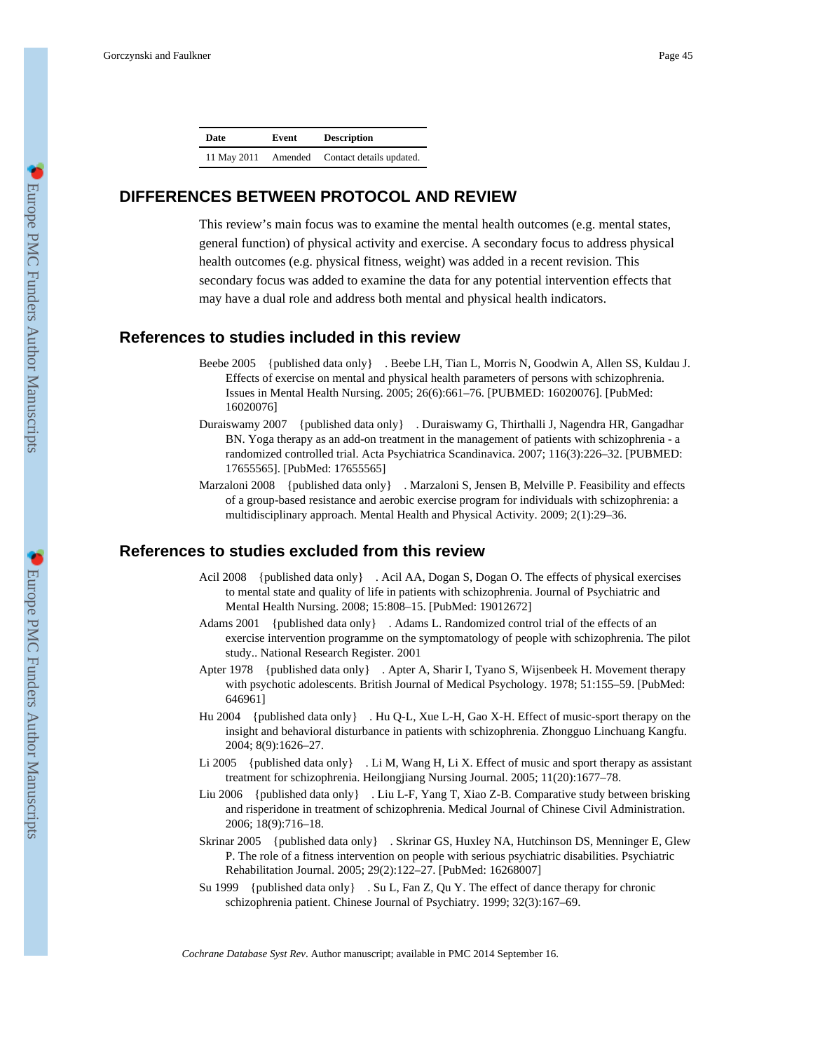| Date | Event | Description |
| --- | --- | --- |
| 11 May 2011 | Amended | Contact details updated. |

## DIFFERENCES BETWEEN PROTOCOL AND REVIEW

This review's main focus was to examine the mental health outcomes (e.g. mental states, general function) of physical activity and exercise. A secondary focus to address physical health outcomes (e.g. physical fitness, weight) was added in a recent revision. This secondary focus was added to examine the data for any potential intervention effects that may have a dual role and address both mental and physical health indicators.

## References to studies included in this review

Beebe 2005 {published data only} . Beebe LH, Tian L, Morris N, Goodwin A, Allen SS, Kuldau J. Effects of exercise on mental and physical health parameters of persons with schizophrenia. Issues in Mental Health Nursing. 2005; 26(6):661–76. [PUBMED: 16020076]. [PubMed: 16020076]

Duraiswamy 2007 {published data only} . Duraiswamy G, Thirthalli J, Nagendra HR, Gangadhar BN. Yoga therapy as an add-on treatment in the management of patients with schizophrenia - a randomized controlled trial. Acta Psychiatrica Scandinavica. 2007; 116(3):226–32. [PUBMED: 17655565]. [PubMed: 17655565]

Marzaloni 2008 {published data only} . Marzaloni S, Jensen B, Melville P. Feasibility and effects of a group-based resistance and aerobic exercise program for individuals with schizophrenia: a multidisciplinary approach. Mental Health and Physical Activity. 2009; 2(1):29–36.

## References to studies excluded from this review

Acil 2008 {published data only} . Acil AA, Dogan S, Dogan O. The effects of physical exercises to mental state and quality of life in patients with schizophrenia. Journal of Psychiatric and Mental Health Nursing. 2008; 15:808–15. [PubMed: 19012672]

Adams 2001 {published data only} . Adams L. Randomized control trial of the effects of an exercise intervention programme on the symptomatology of people with schizophrenia. The pilot study.. National Research Register. 2001

Apter 1978 {published data only} . Apter A, Sharir I, Tyano S, Wijsenbeek H. Movement therapy with psychotic adolescents. British Journal of Medical Psychology. 1978; 51:155–59. [PubMed: 646961]

Hu 2004 {published data only} . Hu Q-L, Xue L-H, Gao X-H. Effect of music-sport therapy on the insight and behavioral disturbance in patients with schizophrenia. Zhongguo Linchuang Kangfu. 2004; 8(9):1626–27.

Li 2005 {published data only} . Li M, Wang H, Li X. Effect of music and sport therapy as assistant treatment for schizophrenia. Heilongjiang Nursing Journal. 2005; 11(20):1677–78.

Liu 2006 {published data only} . Liu L-F, Yang T, Xiao Z-B. Comparative study between brisking and risperidone in treatment of schizophrenia. Medical Journal of Chinese Civil Administration. 2006; 18(9):716–18.

Skrinar 2005 {published data only} . Skrinar GS, Huxley NA, Hutchinson DS, Menninger E, Glew P. The role of a fitness intervention on people with serious psychiatric disabilities. Psychiatric Rehabilitation Journal. 2005; 29(2):122–27. [PubMed: 16268007]

Su 1999 {published data only} . Su L, Fan Z, Qu Y. The effect of dance therapy for chronic schizophrenia patient. Chinese Journal of Psychiatry. 1999; 32(3):167–69.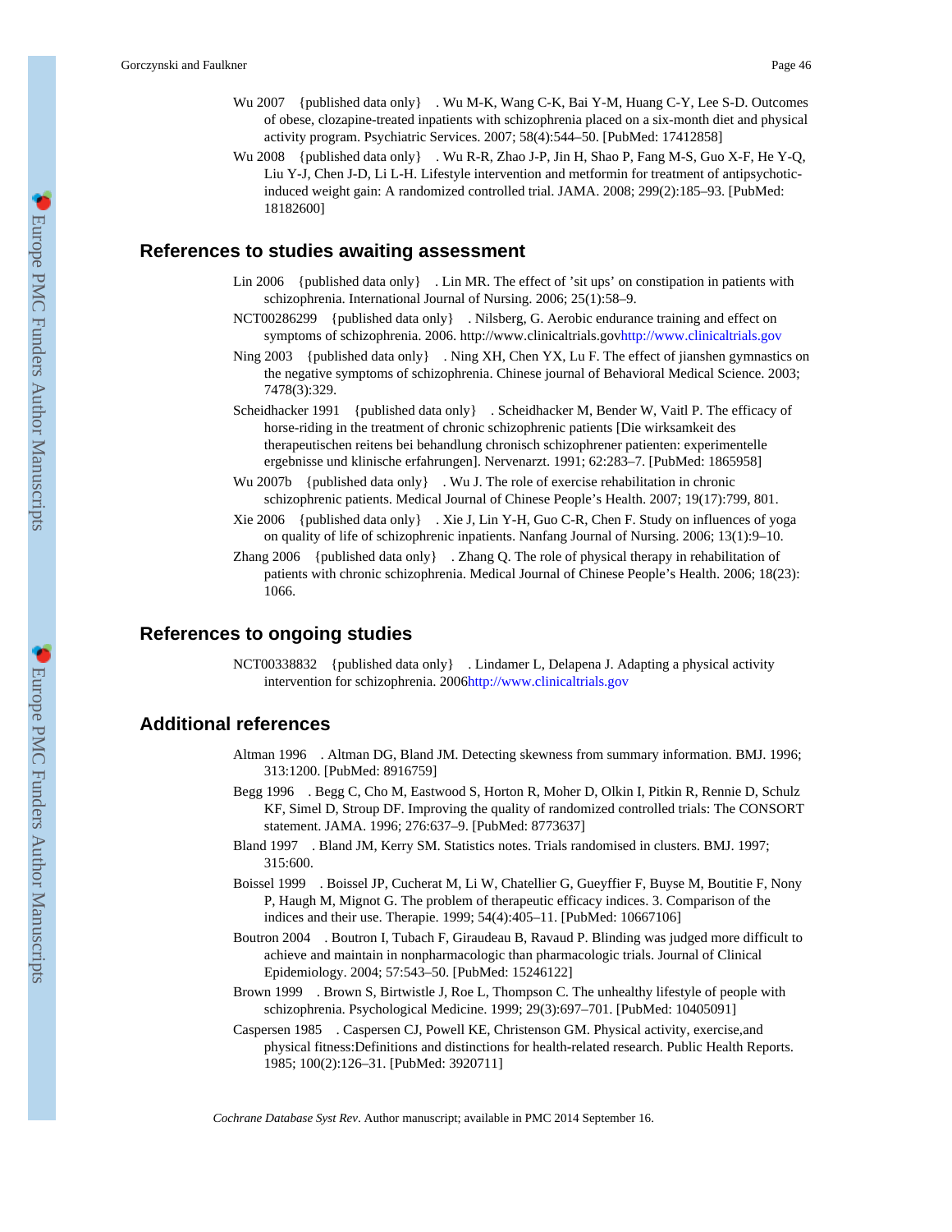Wu 2007 {published data only} . Wu M-K, Wang C-K, Bai Y-M, Huang C-Y, Lee S-D. Outcomes of obese, clozapine-treated inpatients with schizophrenia placed on a six-month diet and physical activity program. Psychiatric Services. 2007; 58(4):544–50. [PubMed: 17412858]

Wu 2008 {published data only} . Wu R-R, Zhao J-P, Jin H, Shao P, Fang M-S, Guo X-F, He Y-Q, Liu Y-J, Chen J-D, Li L-H. Lifestyle intervention and metformin for treatment of antipsychotic-induced weight gain: A randomized controlled trial. JAMA. 2008; 299(2):185–93. [PubMed: 18182600]

## References to studies awaiting assessment

Lin 2006 {published data only} . Lin MR. The effect of 'sit ups' on constipation in patients with schizophrenia. International Journal of Nursing. 2006; 25(1):58–9.

NCT00286299 {published data only} . Nilsberg, G. Aerobic endurance training and effect on symptoms of schizophrenia. 2006. http://www.clinicaltrials.govhttp://www.clinicaltrials.gov

Ning 2003 {published data only} . Ning XH, Chen YX, Lu F. The effect of jianshen gymnastics on the negative symptoms of schizophrenia. Chinese journal of Behavioral Medical Science. 2003; 7478(3):329.

Scheidhacker 1991 {published data only} . Scheidhacker M, Bender W, Vaitl P. The efficacy of horse-riding in the treatment of chronic schizophrenic patients [Die wirksamkeit des therapeutischen reitens bei behandlung chronisch schizophrener patienten: experimentelle ergebnisse und klinische erfahrungen]. Nervenarzt. 1991; 62:283–7. [PubMed: 1865958]

Wu 2007b {published data only} . Wu J. The role of exercise rehabilitation in chronic schizophrenic patients. Medical Journal of Chinese People's Health. 2007; 19(17):799, 801.

Xie 2006 {published data only} . Xie J, Lin Y-H, Guo C-R, Chen F. Study on influences of yoga on quality of life of schizophrenic inpatients. Nanfang Journal of Nursing. 2006; 13(1):9–10.

Zhang 2006 {published data only} . Zhang Q. The role of physical therapy in rehabilitation of patients with chronic schizophrenia. Medical Journal of Chinese People's Health. 2006; 18(23): 1066.

## References to ongoing studies

NCT00338832 {published data only} . Lindamer L, Delapena J. Adapting a physical activity intervention for schizophrenia. 2006http://www.clinicaltrials.gov

## Additional references

Altman 1996 . Altman DG, Bland JM. Detecting skewness from summary information. BMJ. 1996; 313:1200. [PubMed: 8916759]

Begg 1996 . Begg C, Cho M, Eastwood S, Horton R, Moher D, Olkin I, Pitkin R, Rennie D, Schulz KF, Simel D, Stroup DF. Improving the quality of randomized controlled trials: The CONSORT statement. JAMA. 1996; 276:637–9. [PubMed: 8773637]

Bland 1997 . Bland JM, Kerry SM. Statistics notes. Trials randomised in clusters. BMJ. 1997; 315:600.

Boissel 1999 . Boissel JP, Cucherat M, Li W, Chatellier G, Gueyffier F, Buyse M, Boutitie F, Nony P, Haugh M, Mignot G. The problem of therapeutic efficacy indices. 3. Comparison of the indices and their use. Therapie. 1999; 54(4):405–11. [PubMed: 10667106]

Boutron 2004 . Boutron I, Tubach F, Giraudeau B, Ravaud P. Blinding was judged more difficult to achieve and maintain in nonpharmacologic than pharmacologic trials. Journal of Clinical Epidemiology. 2004; 57:543–50. [PubMed: 15246122]

Brown 1999 . Brown S, Birtwistle J, Roe L, Thompson C. The unhealthy lifestyle of people with schizophrenia. Psychological Medicine. 1999; 29(3):697–701. [PubMed: 10405091]

Caspersen 1985 . Caspersen CJ, Powell KE, Christenson GM. Physical activity, exercise,and physical fitness:Definitions and distinctions for health-related research. Public Health Reports. 1985; 100(2):126–31. [PubMed: 3920711]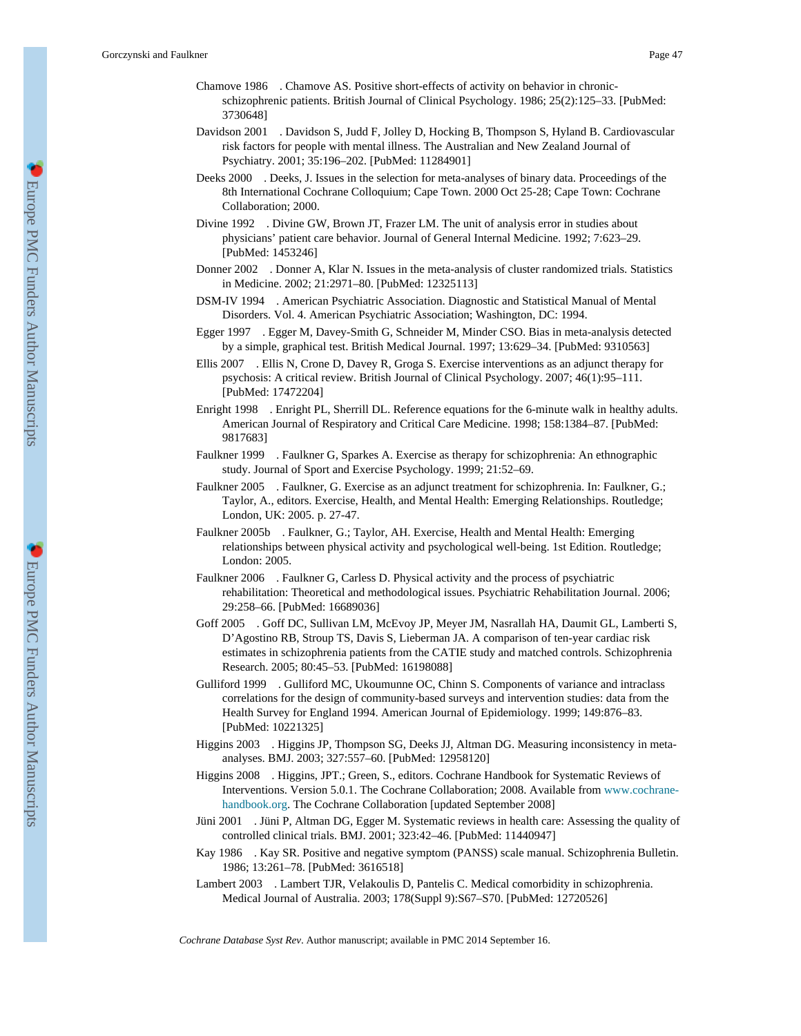Chamove 1986 . Chamove AS. Positive short-effects of activity on behavior in chronic-schizophrenic patients. British Journal of Clinical Psychology. 1986; 25(2):125–33. [PubMed: 3730648]

Davidson 2001 . Davidson S, Judd F, Jolley D, Hocking B, Thompson S, Hyland B. Cardiovascular risk factors for people with mental illness. The Australian and New Zealand Journal of Psychiatry. 2001; 35:196–202. [PubMed: 11284901]

Deeks 2000 . Deeks, J. Issues in the selection for meta-analyses of binary data. Proceedings of the 8th International Cochrane Colloquium; Cape Town. 2000 Oct 25-28; Cape Town: Cochrane Collaboration; 2000.

Divine 1992 . Divine GW, Brown JT, Frazer LM. The unit of analysis error in studies about physicians' patient care behavior. Journal of General Internal Medicine. 1992; 7:623–29. [PubMed: 1453246]

Donner 2002 . Donner A, Klar N. Issues in the meta-analysis of cluster randomized trials. Statistics in Medicine. 2002; 21:2971–80. [PubMed: 12325113]

DSM-IV 1994 . American Psychiatric Association. Diagnostic and Statistical Manual of Mental Disorders. Vol. 4. American Psychiatric Association; Washington, DC: 1994.

Egger 1997 . Egger M, Davey-Smith G, Schneider M, Minder CSO. Bias in meta-analysis detected by a simple, graphical test. British Medical Journal. 1997; 13:629–34. [PubMed: 9310563]

Ellis 2007 . Ellis N, Crone D, Davey R, Groga S. Exercise interventions as an adjunct therapy for psychosis: A critical review. British Journal of Clinical Psychology. 2007; 46(1):95–111. [PubMed: 17472204]

Enright 1998 . Enright PL, Sherrill DL. Reference equations for the 6-minute walk in healthy adults. American Journal of Respiratory and Critical Care Medicine. 1998; 158:1384–87. [PubMed: 9817683]

Faulkner 1999 . Faulkner G, Sparkes A. Exercise as therapy for schizophrenia: An ethnographic study. Journal of Sport and Exercise Psychology. 1999; 21:52–69.

Faulkner 2005 . Faulkner, G. Exercise as an adjunct treatment for schizophrenia. In: Faulkner, G.; Taylor, A., editors. Exercise, Health, and Mental Health: Emerging Relationships. Routledge; London, UK: 2005. p. 27-47.

Faulkner 2005b . Faulkner, G.; Taylor, AH. Exercise, Health and Mental Health: Emerging relationships between physical activity and psychological well-being. 1st Edition. Routledge; London: 2005.

Faulkner 2006 . Faulkner G, Carless D. Physical activity and the process of psychiatric rehabilitation: Theoretical and methodological issues. Psychiatric Rehabilitation Journal. 2006; 29:258–66. [PubMed: 16689036]

Goff 2005 . Goff DC, Sullivan LM, McEvoy JP, Meyer JM, Nasrallah HA, Daumit GL, Lamberti S, D'Agostino RB, Stroup TS, Davis S, Lieberman JA. A comparison of ten-year cardiac risk estimates in schizophrenia patients from the CATIE study and matched controls. Schizophrenia Research. 2005; 80:45–53. [PubMed: 16198088]

Gulliford 1999 . Gulliford MC, Ukoumunne OC, Chinn S. Components of variance and intraclass correlations for the design of community-based surveys and intervention studies: data from the Health Survey for England 1994. American Journal of Epidemiology. 1999; 149:876–83. [PubMed: 10221325]

Higgins 2003 . Higgins JP, Thompson SG, Deeks JJ, Altman DG. Measuring inconsistency in meta-analyses. BMJ. 2003; 327:557–60. [PubMed: 12958120]

Higgins 2008 . Higgins, JPT.; Green, S., editors. Cochrane Handbook for Systematic Reviews of Interventions. Version 5.0.1. The Cochrane Collaboration; 2008. Available from www.cochrane-handbook.org. The Cochrane Collaboration [updated September 2008]

Jüni 2001 . Jüni P, Altman DG, Egger M. Systematic reviews in health care: Assessing the quality of controlled clinical trials. BMJ. 2001; 323:42–46. [PubMed: 11440947]

Kay 1986 . Kay SR. Positive and negative symptom (PANSS) scale manual. Schizophrenia Bulletin. 1986; 13:261–78. [PubMed: 3616518]

Lambert 2003 . Lambert TJR, Velakoulis D, Pantelis C. Medical comorbidity in schizophrenia. Medical Journal of Australia. 2003; 178(Suppl 9):S67–S70. [PubMed: 12720526]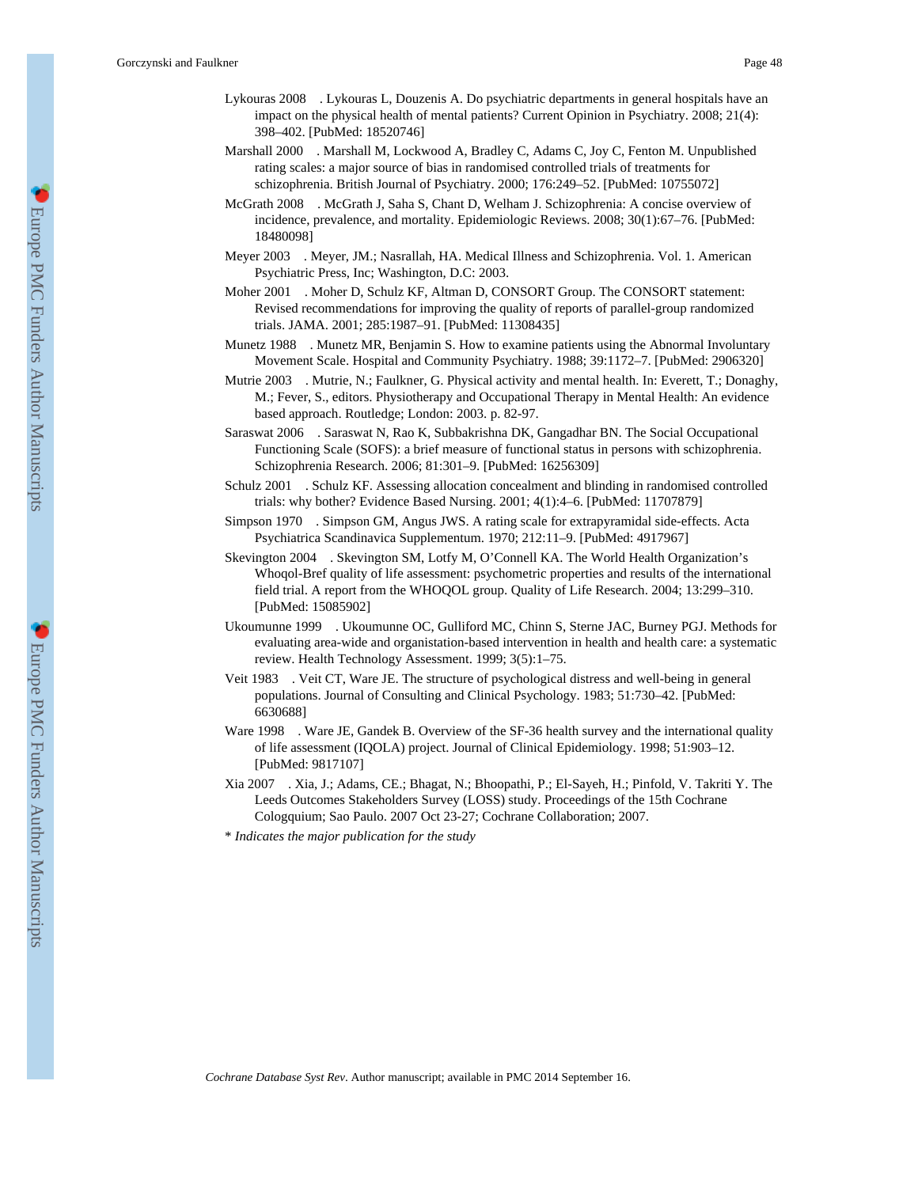Lykouras 2008 . Lykouras L, Douzenis A. Do psychiatric departments in general hospitals have an impact on the physical health of mental patients? Current Opinion in Psychiatry. 2008; 21(4): 398–402. [PubMed: 18520746]

Marshall 2000 . Marshall M, Lockwood A, Bradley C, Adams C, Joy C, Fenton M. Unpublished rating scales: a major source of bias in randomised controlled trials of treatments for schizophrenia. British Journal of Psychiatry. 2000; 176:249–52. [PubMed: 10755072]

McGrath 2008 . McGrath J, Saha S, Chant D, Welham J. Schizophrenia: A concise overview of incidence, prevalence, and mortality. Epidemiologic Reviews. 2008; 30(1):67–76. [PubMed: 18480098]

Meyer 2003 . Meyer, JM.; Nasrallah, HA. Medical Illness and Schizophrenia. Vol. 1. American Psychiatric Press, Inc; Washington, D.C: 2003.

Moher 2001 . Moher D, Schulz KF, Altman D, CONSORT Group. The CONSORT statement: Revised recommendations for improving the quality of reports of parallel-group randomized trials. JAMA. 2001; 285:1987–91. [PubMed: 11308435]

Munetz 1988 . Munetz MR, Benjamin S. How to examine patients using the Abnormal Involuntary Movement Scale. Hospital and Community Psychiatry. 1988; 39:1172–7. [PubMed: 2906320]

Mutrie 2003 . Mutrie, N.; Faulkner, G. Physical activity and mental health. In: Everett, T.; Donaghy, M.; Fever, S., editors. Physiotherapy and Occupational Therapy in Mental Health: An evidence based approach. Routledge; London: 2003. p. 82-97.

Saraswat 2006 . Saraswat N, Rao K, Subbakrishna DK, Gangadhar BN. The Social Occupational Functioning Scale (SOFS): a brief measure of functional status in persons with schizophrenia. Schizophrenia Research. 2006; 81:301–9. [PubMed: 16256309]

Schulz 2001 . Schulz KF. Assessing allocation concealment and blinding in randomised controlled trials: why bother? Evidence Based Nursing. 2001; 4(1):4–6. [PubMed: 11707879]

Simpson 1970 . Simpson GM, Angus JWS. A rating scale for extrapyramidal side-effects. Acta Psychiatrica Scandinavica Supplementum. 1970; 212:11–9. [PubMed: 4917967]

Skevington 2004 . Skevington SM, Lotfy M, O'Connell KA. The World Health Organization's Whoqol-Bref quality of life assessment: psychometric properties and results of the international field trial. A report from the WHOQOL group. Quality of Life Research. 2004; 13:299–310. [PubMed: 15085902]

Ukoumunne 1999 . Ukoumunne OC, Gulliford MC, Chinn S, Sterne JAC, Burney PGJ. Methods for evaluating area-wide and organisation-based intervention in health and health care: a systematic review. Health Technology Assessment. 1999; 3(5):1–75.

Veit 1983 . Veit CT, Ware JE. The structure of psychological distress and well-being in general populations. Journal of Consulting and Clinical Psychology. 1983; 51:730–42. [PubMed: 6630688]

Ware 1998 . Ware JE, Gandek B. Overview of the SF-36 health survey and the international quality of life assessment (IQOLA) project. Journal of Clinical Epidemiology. 1998; 51:903–12. [PubMed: 9817107]

Xia 2007 . Xia, J.; Adams, CE.; Bhagat, N.; Bhoopathi, P.; El-Sayeh, H.; Pinfold, V. Takriti Y. The Leeds Outcomes Stakeholders Survey (LOSS) study. Proceedings of the 15th Cochrane Cologquium; Sao Paulo. 2007 Oct 23-27; Cochrane Collaboration; 2007.

\* *Indicates the major publication for the study*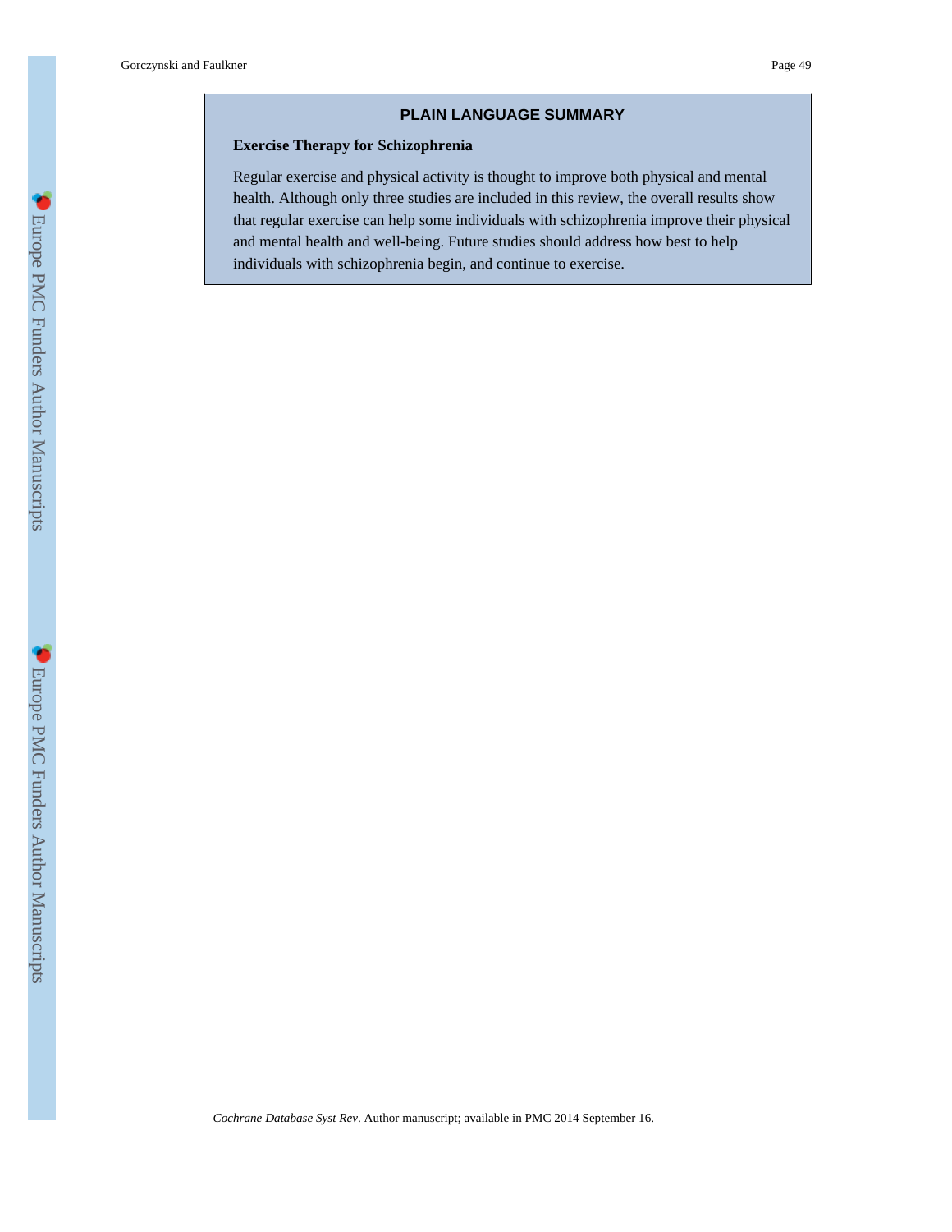## PLAIN LANGUAGE SUMMARY

### Exercise Therapy for Schizophrenia

Regular exercise and physical activity is thought to improve both physical and mental health. Although only three studies are included in this review, the overall results show that regular exercise can help some individuals with schizophrenia improve their physical and mental health and well-being. Future studies should address how best to help individuals with schizophrenia begin, and continue to exercise.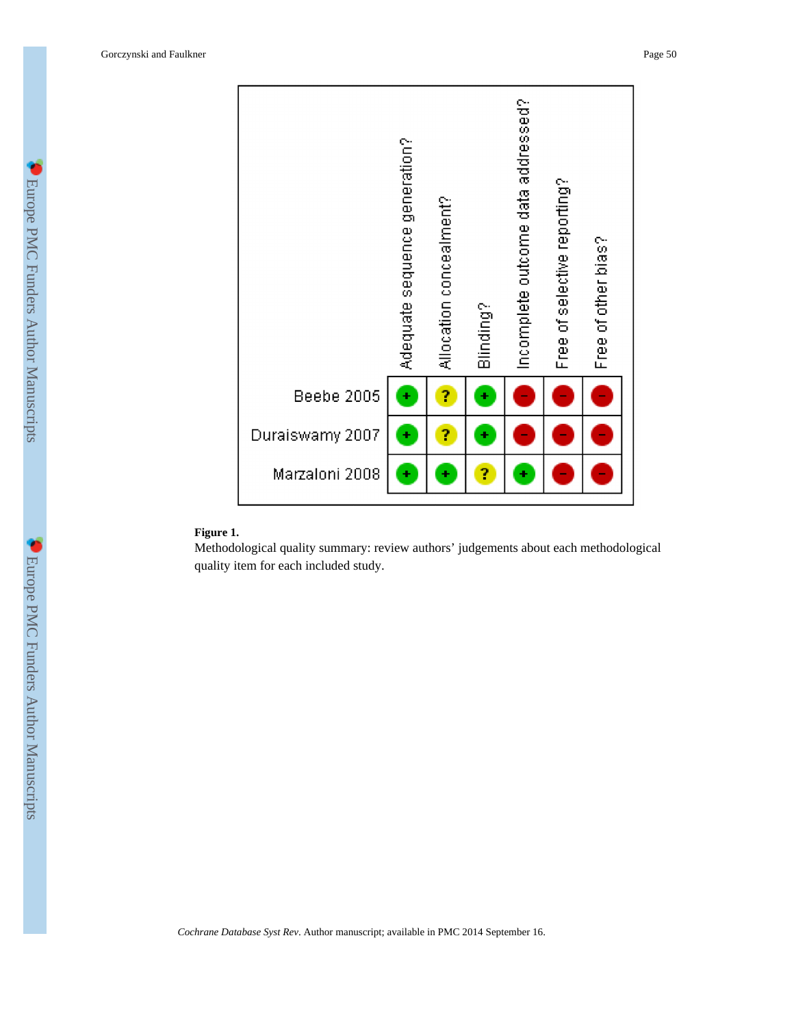| | Adequate sequence generation? | Allocation concealment? | Blinding? | Incomplete outcome data addressed? | Free of selective reporting? | Free of other bias? |
|---|---|---|---|---|---|---|
| Beebe 2005 | + | ? | + | − | − | − |
| Duraiswamy 2007 | + | ? | + | − | − | − |
| Marzaloni 2008 | + | + | ? | + | − | − |

**Figure 1.**

Methodological quality summary: review authors' judgements about each methodological quality item for each included study.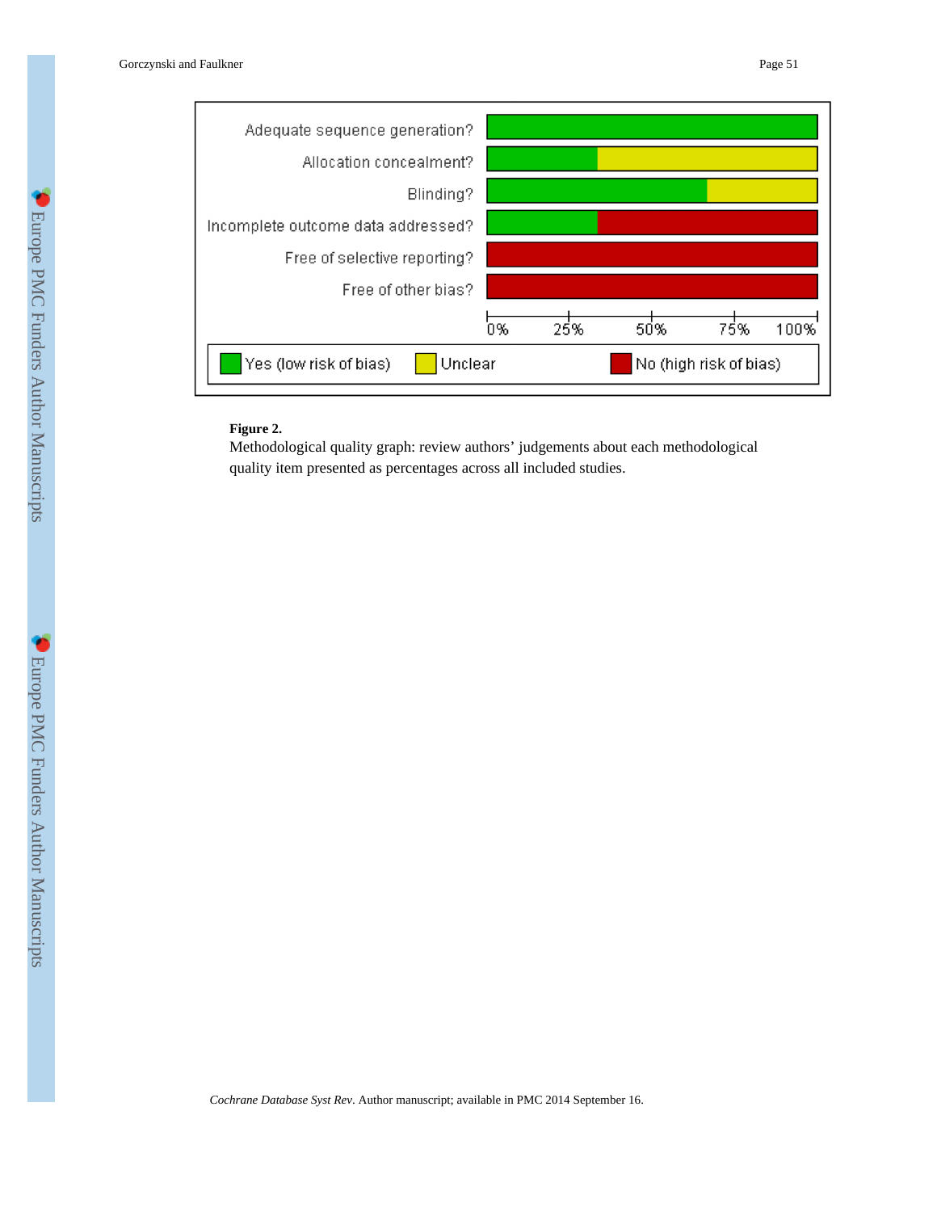Adequate sequence generation?

Allocation concealment?

Blinding?

Incomplete outcome data addressed?

Free of selective reporting?

Free of other bias?

0% 25% 50% 75% 100%

Yes (low risk of bias) Unclear No (high risk of bias)

**Figure 2.**

Methodological quality graph: review authors' judgements about each methodological quality item presented as percentages across all included studies.